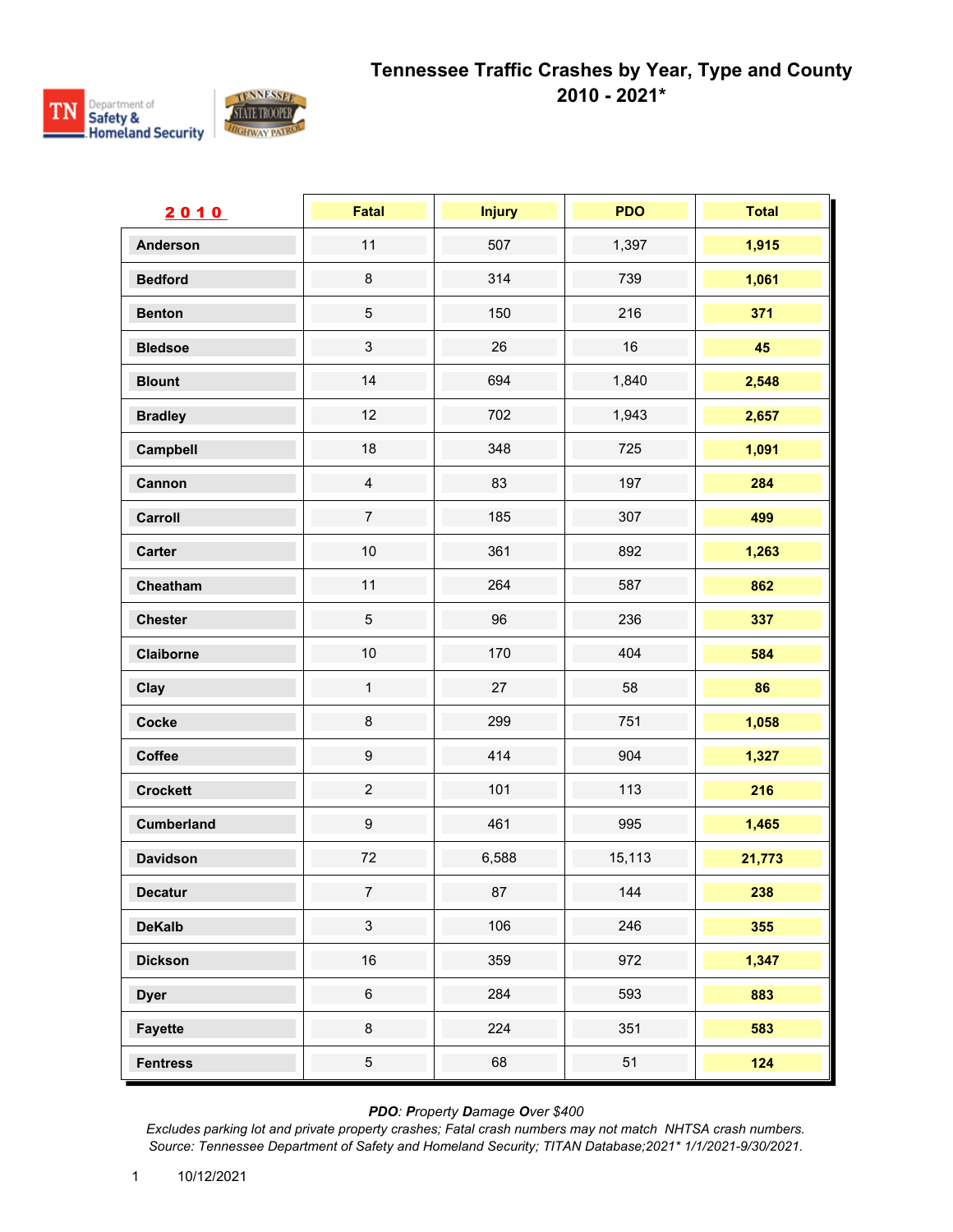# Tennessee Traffic Crashes by Year, Type and County 2010 - 2021*

| 2010 | Fatal | Injury | PDO | Total |
|---|---|---|---|---|
| Anderson | 11 | 507 | 1,397 | **1,915** |
| Bedford | 8 | 314 | 739 | **1,061** |
| Benton | 5 | 150 | 216 | **371** |
| Bledsoe | 3 | 26 | 16 | **45** |
| Blount | 14 | 694 | 1,840 | **2,548** |
| Bradley | 12 | 702 | 1,943 | **2,657** |
| Campbell | 18 | 348 | 725 | **1,091** |
| Cannon | 4 | 83 | 197 | **284** |
| Carroll | 7 | 185 | 307 | **499** |
| Carter | 10 | 361 | 892 | **1,263** |
| Cheatham | 11 | 264 | 587 | **862** |
| Chester | 5 | 96 | 236 | **337** |
| Claiborne | 10 | 170 | 404 | **584** |
| Clay | 1 | 27 | 58 | **86** |
| Cocke | 8 | 299 | 751 | **1,058** |
| Coffee | 9 | 414 | 904 | **1,327** |
| Crockett | 2 | 101 | 113 | **216** |
| Cumberland | 9 | 461 | 995 | **1,465** |
| Davidson | 72 | 6,588 | 15,113 | **21,773** |
| Decatur | 7 | 87 | 144 | **238** |
| DeKalb | 3 | 106 | 246 | **355** |
| Dickson | 16 | 359 | 972 | **1,347** |
| Dyer | 6 | 284 | 593 | **883** |
| Fayette | 8 | 224 | 351 | **583** |
| Fentress | 5 | 68 | 51 | **124** |

*PDO: Property Damage Over $400*
*Excludes parking lot and private property crashes; Fatal crash numbers may not match NHTSA crash numbers.*
*Source: Tennessee Department of Safety and Homeland Security; TITAN Database;2021* 1/1/2021-9/30/2021.*

10/12/2021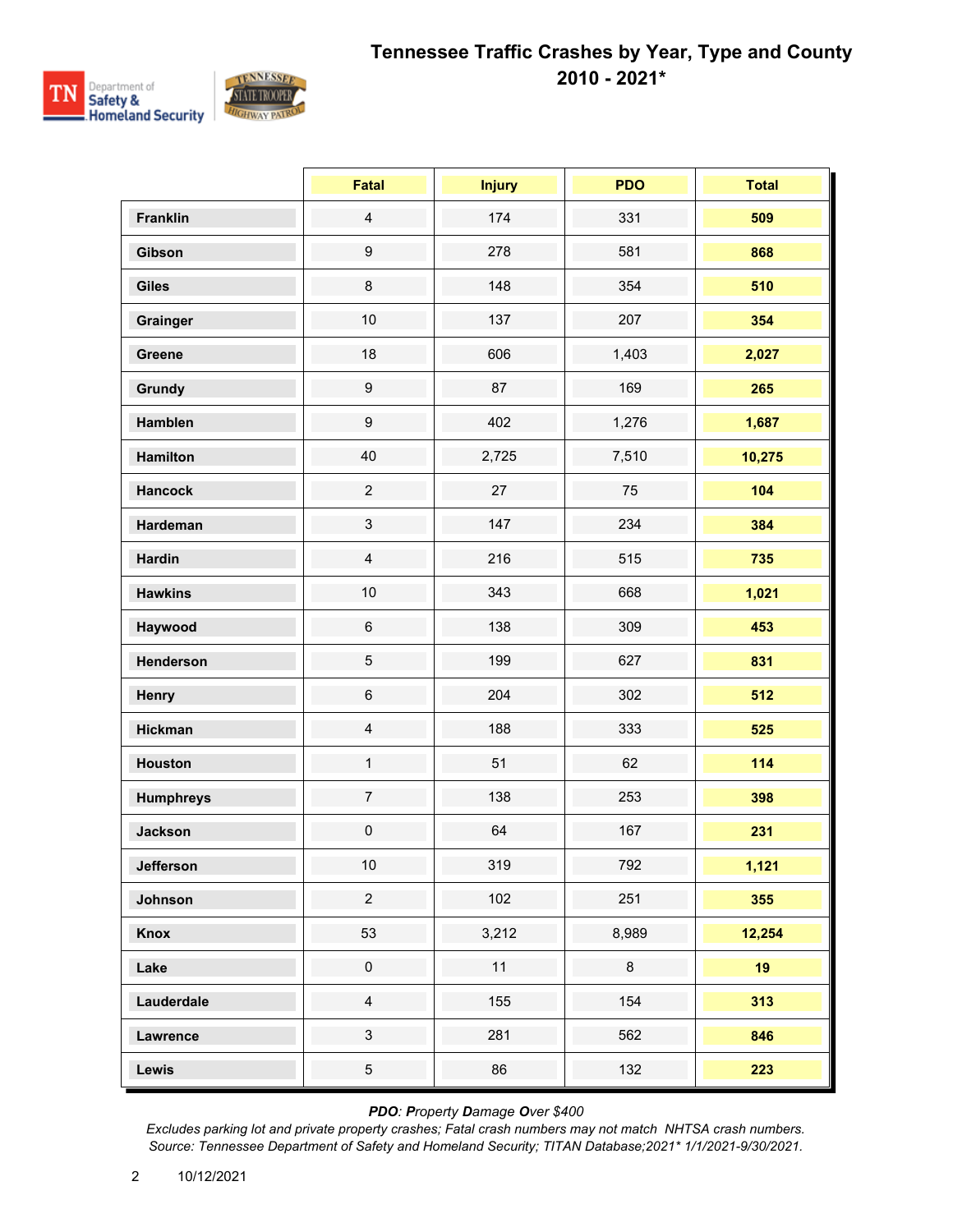# Tennessee Traffic Crashes by Year, Type and County 2010 - 2021*

| | Fatal | Injury | PDO | Total |
|---|---|---|---|---|
| **Franklin** | 4 | 174 | 331 | **509** |
| **Gibson** | 9 | 278 | 581 | **868** |
| **Giles** | 8 | 148 | 354 | **510** |
| **Grainger** | 10 | 137 | 207 | **354** |
| **Greene** | 18 | 606 | 1,403 | **2,027** |
| **Grundy** | 9 | 87 | 169 | **265** |
| **Hamblen** | 9 | 402 | 1,276 | **1,687** |
| **Hamilton** | 40 | 2,725 | 7,510 | **10,275** |
| **Hancock** | 2 | 27 | 75 | **104** |
| **Hardeman** | 3 | 147 | 234 | **384** |
| **Hardin** | 4 | 216 | 515 | **735** |
| **Hawkins** | 10 | 343 | 668 | **1,021** |
| **Haywood** | 6 | 138 | 309 | **453** |
| **Henderson** | 5 | 199 | 627 | **831** |
| **Henry** | 6 | 204 | 302 | **512** |
| **Hickman** | 4 | 188 | 333 | **525** |
| **Houston** | 1 | 51 | 62 | **114** |
| **Humphreys** | 7 | 138 | 253 | **398** |
| **Jackson** | 0 | 64 | 167 | **231** |
| **Jefferson** | 10 | 319 | 792 | **1,121** |
| **Johnson** | 2 | 102 | 251 | **355** |
| **Knox** | 53 | 3,212 | 8,989 | **12,254** |
| **Lake** | 0 | 11 | 8 | **19** |
| **Lauderdale** | 4 | 155 | 154 | **313** |
| **Lawrence** | 3 | 281 | 562 | **846** |
| **Lewis** | 5 | 86 | 132 | **223** |

***PDO**: **P**roperty **D**amage **O**ver $400*

*Excludes parking lot and private property crashes; Fatal crash numbers may not match NHTSA crash numbers.*

*Source: Tennessee Department of Safety and Homeland Security; TITAN Database;2021* 1/1/2021-9/30/2021.*

10/12/2021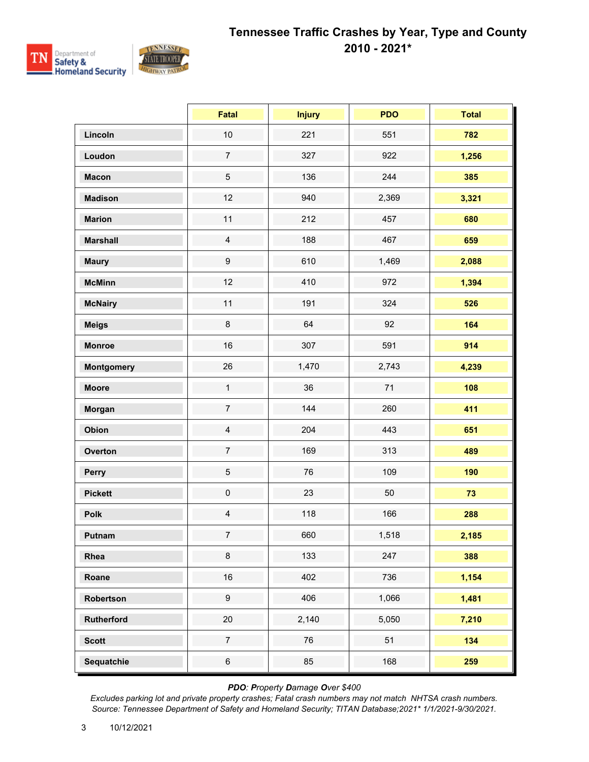# Tennessee Traffic Crashes by Year, Type and County

## 2010 - 2021*

| | Fatal | Injury | PDO | Total |
|---|---|---|---|---|
| **Lincoln** | 10 | 221 | 551 | **782** |
| **Loudon** | 7 | 327 | 922 | **1,256** |
| **Macon** | 5 | 136 | 244 | **385** |
| **Madison** | 12 | 940 | 2,369 | **3,321** |
| **Marion** | 11 | 212 | 457 | **680** |
| **Marshall** | 4 | 188 | 467 | **659** |
| **Maury** | 9 | 610 | 1,469 | **2,088** |
| **McMinn** | 12 | 410 | 972 | **1,394** |
| **McNairy** | 11 | 191 | 324 | **526** |
| **Meigs** | 8 | 64 | 92 | **164** |
| **Monroe** | 16 | 307 | 591 | **914** |
| **Montgomery** | 26 | 1,470 | 2,743 | **4,239** |
| **Moore** | 1 | 36 | 71 | **108** |
| **Morgan** | 7 | 144 | 260 | **411** |
| **Obion** | 4 | 204 | 443 | **651** |
| **Overton** | 7 | 169 | 313 | **489** |
| **Perry** | 5 | 76 | 109 | **190** |
| **Pickett** | 0 | 23 | 50 | **73** |
| **Polk** | 4 | 118 | 166 | **288** |
| **Putnam** | 7 | 660 | 1,518 | **2,185** |
| **Rhea** | 8 | 133 | 247 | **388** |
| **Roane** | 16 | 402 | 736 | **1,154** |
| **Robertson** | 9 | 406 | 1,066 | **1,481** |
| **Rutherford** | 20 | 2,140 | 5,050 | **7,210** |
| **Scott** | 7 | 76 | 51 | **134** |
| **Sequatchie** | 6 | 85 | 168 | **259** |

***PDO**: **P**roperty **D**amage **O**ver $400*

*Excludes parking lot and private property crashes; Fatal crash numbers may not match NHTSA crash numbers.*
*Source: Tennessee Department of Safety and Homeland Security; TITAN Database;2021* 1/1/2021-9/30/2021.*

10/12/2021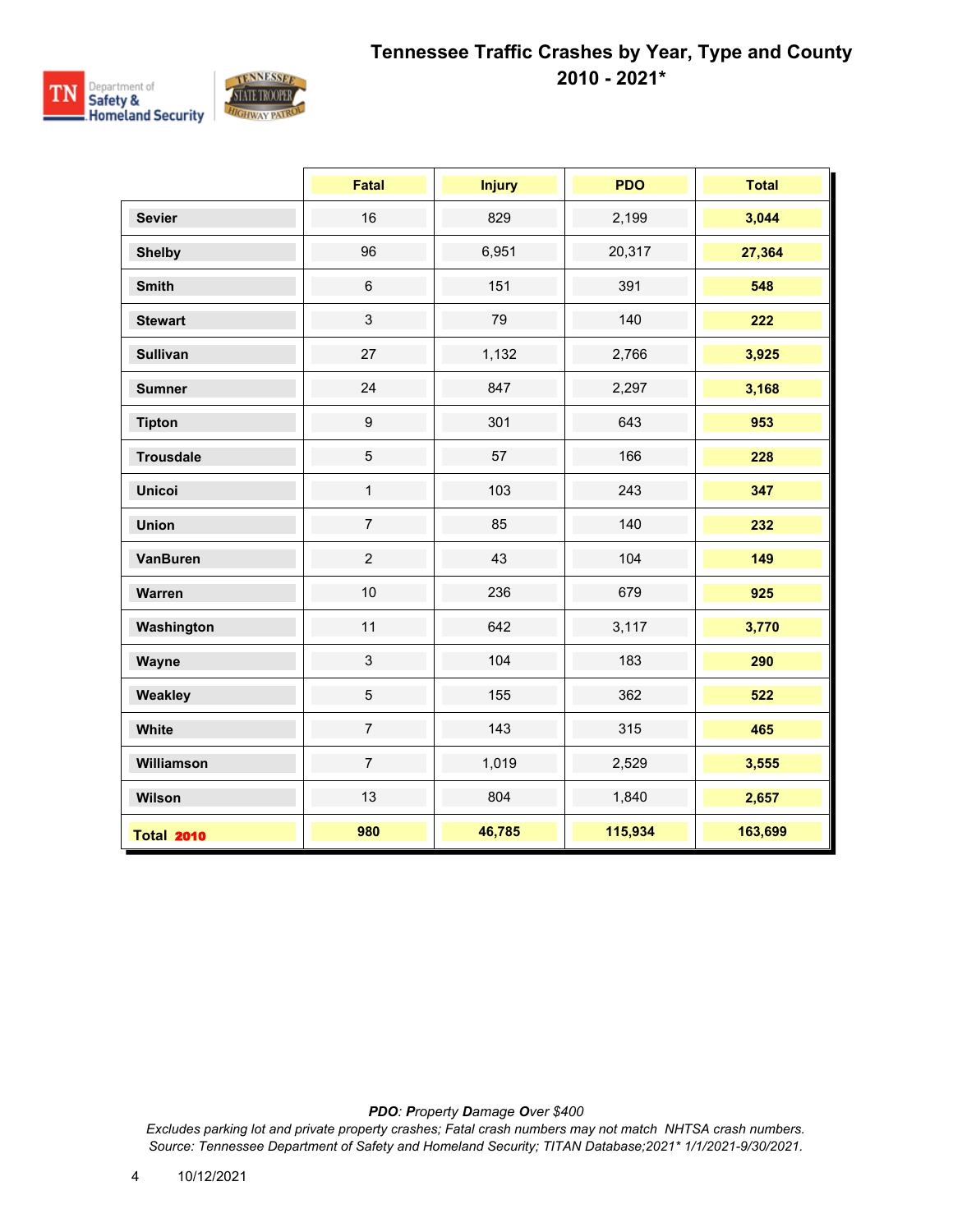# Tennessee Traffic Crashes by Year, Type and County
## 2010 - 2021*

| | Fatal | Injury | PDO | Total |
|---|---|---|---|---|
| **Sevier** | 16 | 829 | 2,199 | **3,044** |
| **Shelby** | 96 | 6,951 | 20,317 | **27,364** |
| **Smith** | 6 | 151 | 391 | **548** |
| **Stewart** | 3 | 79 | 140 | **222** |
| **Sullivan** | 27 | 1,132 | 2,766 | **3,925** |
| **Sumner** | 24 | 847 | 2,297 | **3,168** |
| **Tipton** | 9 | 301 | 643 | **953** |
| **Trousdale** | 5 | 57 | 166 | **228** |
| **Unicoi** | 1 | 103 | 243 | **347** |
| **Union** | 7 | 85 | 140 | **232** |
| **VanBuren** | 2 | 43 | 104 | **149** |
| **Warren** | 10 | 236 | 679 | **925** |
| **Washington** | 11 | 642 | 3,117 | **3,770** |
| **Wayne** | 3 | 104 | 183 | **290** |
| **Weakley** | 5 | 155 | 362 | **522** |
| **White** | 7 | 143 | 315 | **465** |
| **Williamson** | 7 | 1,019 | 2,529 | **3,555** |
| **Wilson** | 13 | 804 | 1,840 | **2,657** |
| **Total 2010** | **980** | **46,785** | **115,934** | **163,699** |

***PDO**: **P**roperty **D**amage **O**ver $400*

*Excludes parking lot and private property crashes; Fatal crash numbers may not match NHTSA crash numbers.*

*Source: Tennessee Department of Safety and Homeland Security; TITAN Database;2021* 1/1/2021-9/30/2021.*

10/12/2021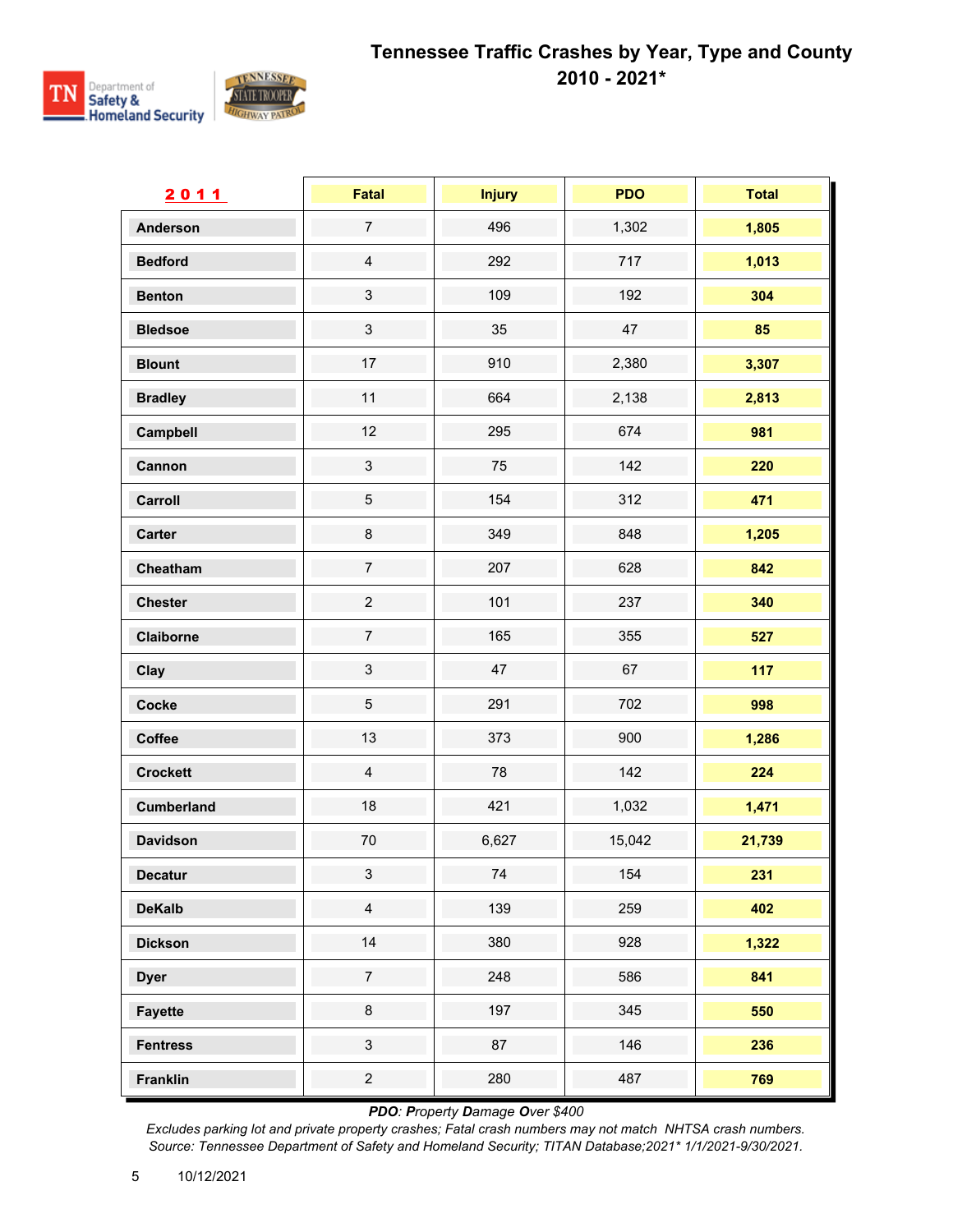# Tennessee Traffic Crashes by Year, Type and County

## 2010 - 2021*

| 2011 | Fatal | Injury | PDO | Total |
|---|---|---|---|---|
| Anderson | 7 | 496 | 1,302 | **1,805** |
| Bedford | 4 | 292 | 717 | **1,013** |
| Benton | 3 | 109 | 192 | **304** |
| Bledsoe | 3 | 35 | 47 | **85** |
| Blount | 17 | 910 | 2,380 | **3,307** |
| Bradley | 11 | 664 | 2,138 | **2,813** |
| Campbell | 12 | 295 | 674 | **981** |
| Cannon | 3 | 75 | 142 | **220** |
| Carroll | 5 | 154 | 312 | **471** |
| Carter | 8 | 349 | 848 | **1,205** |
| Cheatham | 7 | 207 | 628 | **842** |
| Chester | 2 | 101 | 237 | **340** |
| Claiborne | 7 | 165 | 355 | **527** |
| Clay | 3 | 47 | 67 | **117** |
| Cocke | 5 | 291 | 702 | **998** |
| Coffee | 13 | 373 | 900 | **1,286** |
| Crockett | 4 | 78 | 142 | **224** |
| Cumberland | 18 | 421 | 1,032 | **1,471** |
| Davidson | 70 | 6,627 | 15,042 | **21,739** |
| Decatur | 3 | 74 | 154 | **231** |
| DeKalb | 4 | 139 | 259 | **402** |
| Dickson | 14 | 380 | 928 | **1,322** |
| Dyer | 7 | 248 | 586 | **841** |
| Fayette | 8 | 197 | 345 | **550** |
| Fentress | 3 | 87 | 146 | **236** |
| Franklin | 2 | 280 | 487 | **769** |

*PDO: **P**roperty **D**amage **O**ver $400*

*Excludes parking lot and private property crashes; Fatal crash numbers may not match NHTSA crash numbers.*
*Source: Tennessee Department of Safety and Homeland Security; TITAN Database;2021* 1/1/2021-9/30/2021.*

10/12/2021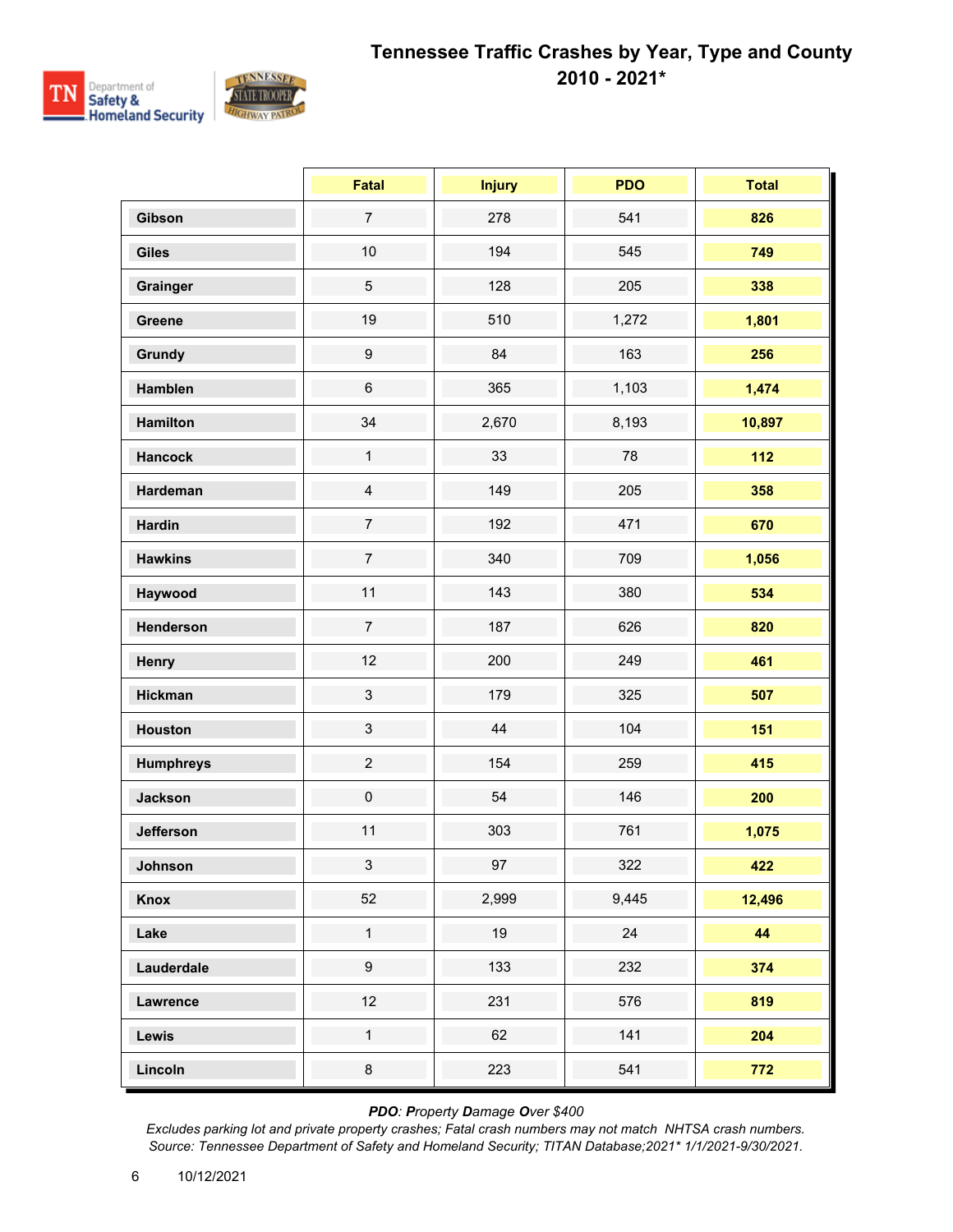# Tennessee Traffic Crashes by Year, Type and County 2010 - 2021*

| | Fatal | Injury | PDO | Total |
|---|---|---|---|---|
| **Gibson** | 7 | 278 | 541 | **826** |
| **Giles** | 10 | 194 | 545 | **749** |
| **Grainger** | 5 | 128 | 205 | **338** |
| **Greene** | 19 | 510 | 1,272 | **1,801** |
| **Grundy** | 9 | 84 | 163 | **256** |
| **Hamblen** | 6 | 365 | 1,103 | **1,474** |
| **Hamilton** | 34 | 2,670 | 8,193 | **10,897** |
| **Hancock** | 1 | 33 | 78 | **112** |
| **Hardeman** | 4 | 149 | 205 | **358** |
| **Hardin** | 7 | 192 | 471 | **670** |
| **Hawkins** | 7 | 340 | 709 | **1,056** |
| **Haywood** | 11 | 143 | 380 | **534** |
| **Henderson** | 7 | 187 | 626 | **820** |
| **Henry** | 12 | 200 | 249 | **461** |
| **Hickman** | 3 | 179 | 325 | **507** |
| **Houston** | 3 | 44 | 104 | **151** |
| **Humphreys** | 2 | 154 | 259 | **415** |
| **Jackson** | 0 | 54 | 146 | **200** |
| **Jefferson** | 11 | 303 | 761 | **1,075** |
| **Johnson** | 3 | 97 | 322 | **422** |
| **Knox** | 52 | 2,999 | 9,445 | **12,496** |
| **Lake** | 1 | 19 | 24 | **44** |
| **Lauderdale** | 9 | 133 | 232 | **374** |
| **Lawrence** | 12 | 231 | 576 | **819** |
| **Lewis** | 1 | 62 | 141 | **204** |
| **Lincoln** | 8 | 223 | 541 | **772** |

***PDO**: **P**roperty **D**amage **O**ver $400*

*Excludes parking lot and private property crashes; Fatal crash numbers may not match NHTSA crash numbers.*
*Source: Tennessee Department of Safety and Homeland Security; TITAN Database;2021* 1/1/2021-9/30/2021.*

10/12/2021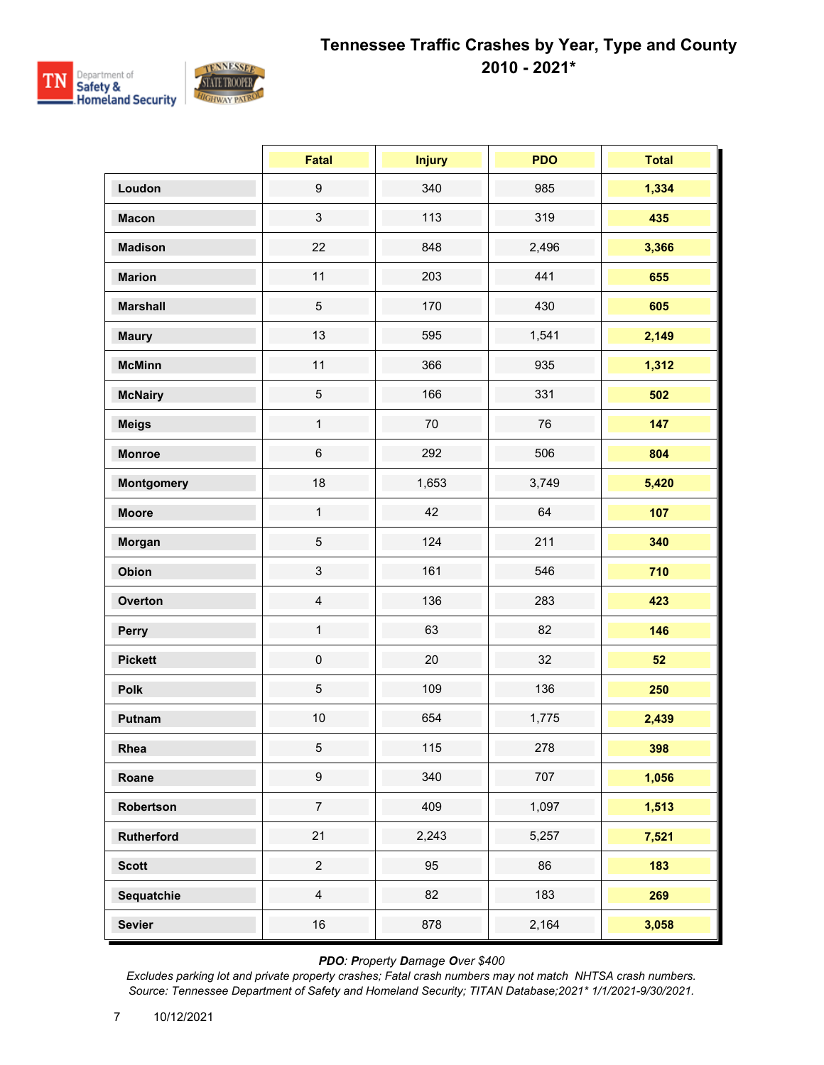# Tennessee Traffic Crashes by Year, Type and County

## 2010 - 2021*

| | Fatal | Injury | PDO | Total |
|---|---|---|---|---|
| **Loudon** | 9 | 340 | 985 | **1,334** |
| **Macon** | 3 | 113 | 319 | **435** |
| **Madison** | 22 | 848 | 2,496 | **3,366** |
| **Marion** | 11 | 203 | 441 | **655** |
| **Marshall** | 5 | 170 | 430 | **605** |
| **Maury** | 13 | 595 | 1,541 | **2,149** |
| **McMinn** | 11 | 366 | 935 | **1,312** |
| **McNairy** | 5 | 166 | 331 | **502** |
| **Meigs** | 1 | 70 | 76 | **147** |
| **Monroe** | 6 | 292 | 506 | **804** |
| **Montgomery** | 18 | 1,653 | 3,749 | **5,420** |
| **Moore** | 1 | 42 | 64 | **107** |
| **Morgan** | 5 | 124 | 211 | **340** |
| **Obion** | 3 | 161 | 546 | **710** |
| **Overton** | 4 | 136 | 283 | **423** |
| **Perry** | 1 | 63 | 82 | **146** |
| **Pickett** | 0 | 20 | 32 | **52** |
| **Polk** | 5 | 109 | 136 | **250** |
| **Putnam** | 10 | 654 | 1,775 | **2,439** |
| **Rhea** | 5 | 115 | 278 | **398** |
| **Roane** | 9 | 340 | 707 | **1,056** |
| **Robertson** | 7 | 409 | 1,097 | **1,513** |
| **Rutherford** | 21 | 2,243 | 5,257 | **7,521** |
| **Scott** | 2 | 95 | 86 | **183** |
| **Sequatchie** | 4 | 82 | 183 | **269** |
| **Sevier** | 16 | 878 | 2,164 | **3,058** |

***PDO**: **P**roperty **D**amage **O**ver $400*

*Excludes parking lot and private property crashes; Fatal crash numbers may not match NHTSA crash numbers.*
*Source: Tennessee Department of Safety and Homeland Security; TITAN Database;2021* 1/1/2021-9/30/2021.*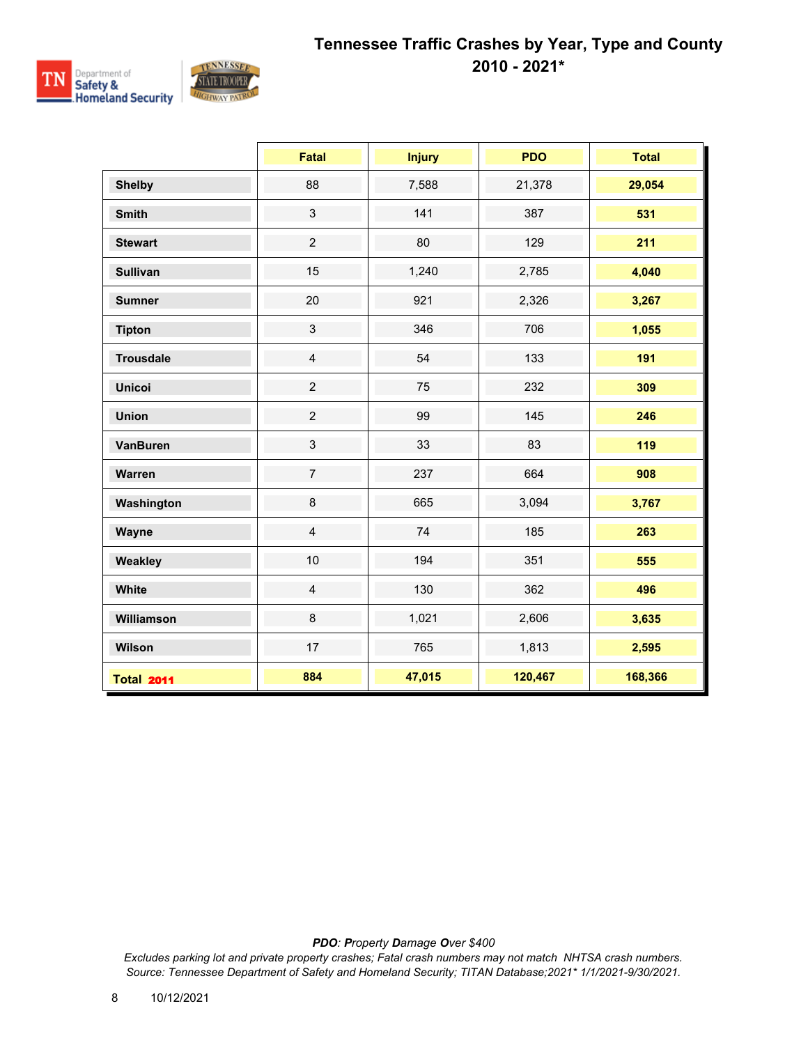# Tennessee Traffic Crashes by Year, Type and County
## 2010 - 2021*

| | Fatal | Injury | PDO | Total |
|---|---|---|---|---|
| **Shelby** | 88 | 7,588 | 21,378 | **29,054** |
| **Smith** | 3 | 141 | 387 | **531** |
| **Stewart** | 2 | 80 | 129 | **211** |
| **Sullivan** | 15 | 1,240 | 2,785 | **4,040** |
| **Sumner** | 20 | 921 | 2,326 | **3,267** |
| **Tipton** | 3 | 346 | 706 | **1,055** |
| **Trousdale** | 4 | 54 | 133 | **191** |
| **Unicoi** | 2 | 75 | 232 | **309** |
| **Union** | 2 | 99 | 145 | **246** |
| **VanBuren** | 3 | 33 | 83 | **119** |
| **Warren** | 7 | 237 | 664 | **908** |
| **Washington** | 8 | 665 | 3,094 | **3,767** |
| **Wayne** | 4 | 74 | 185 | **263** |
| **Weakley** | 10 | 194 | 351 | **555** |
| **White** | 4 | 130 | 362 | **496** |
| **Williamson** | 8 | 1,021 | 2,606 | **3,635** |
| **Wilson** | 17 | 765 | 1,813 | **2,595** |
| **Total 2011** | **884** | **47,015** | **120,467** | **168,366** |

*__PDO__: __P__roperty __D__amage __O__ver $400*

*Excludes parking lot and private property crashes; Fatal crash numbers may not match NHTSA crash numbers.*

*Source: Tennessee Department of Safety and Homeland Security; TITAN Database;2021* 1/1/2021-9/30/2021.*

10/12/2021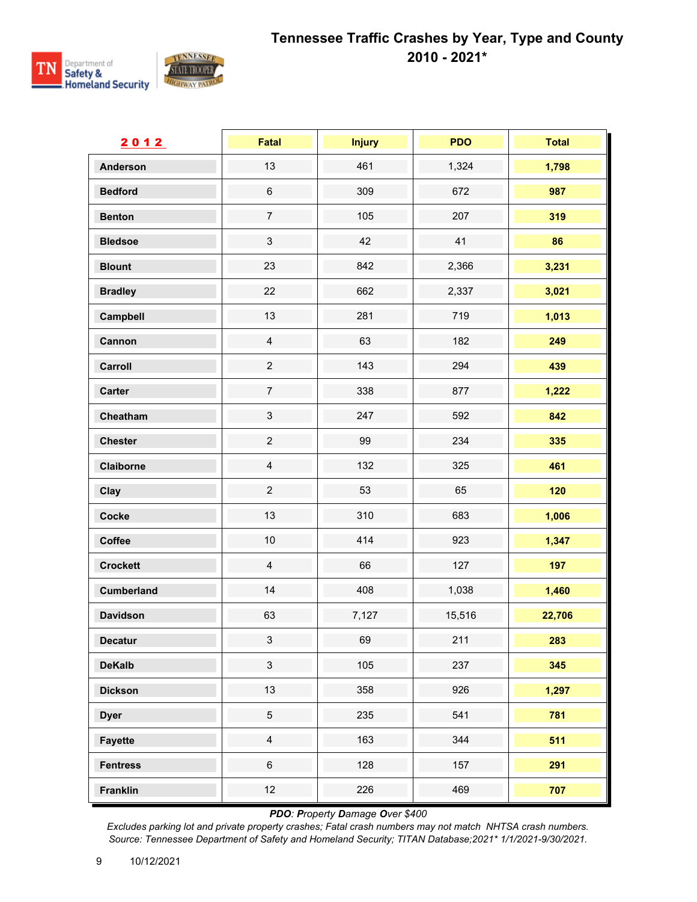# Tennessee Traffic Crashes by Year, Type and County 2010 - 2021*

| 2012 | Fatal | Injury | PDO | Total |
|---|---|---|---|---|
| Anderson | 13 | 461 | 1,324 | **1,798** |
| Bedford | 6 | 309 | 672 | **987** |
| Benton | 7 | 105 | 207 | **319** |
| Bledsoe | 3 | 42 | 41 | **86** |
| Blount | 23 | 842 | 2,366 | **3,231** |
| Bradley | 22 | 662 | 2,337 | **3,021** |
| Campbell | 13 | 281 | 719 | **1,013** |
| Cannon | 4 | 63 | 182 | **249** |
| Carroll | 2 | 143 | 294 | **439** |
| Carter | 7 | 338 | 877 | **1,222** |
| Cheatham | 3 | 247 | 592 | **842** |
| Chester | 2 | 99 | 234 | **335** |
| Claiborne | 4 | 132 | 325 | **461** |
| Clay | 2 | 53 | 65 | **120** |
| Cocke | 13 | 310 | 683 | **1,006** |
| Coffee | 10 | 414 | 923 | **1,347** |
| Crockett | 4 | 66 | 127 | **197** |
| Cumberland | 14 | 408 | 1,038 | **1,460** |
| Davidson | 63 | 7,127 | 15,516 | **22,706** |
| Decatur | 3 | 69 | 211 | **283** |
| DeKalb | 3 | 105 | 237 | **345** |
| Dickson | 13 | 358 | 926 | **1,297** |
| Dyer | 5 | 235 | 541 | **781** |
| Fayette | 4 | 163 | 344 | **511** |
| Fentress | 6 | 128 | 157 | **291** |
| Franklin | 12 | 226 | 469 | **707** |

*PDO: **P**roperty **D**amage **O**ver $400*

*Excludes parking lot and private property crashes; Fatal crash numbers may not match NHTSA crash numbers.*
*Source: Tennessee Department of Safety and Homeland Security; TITAN Database;2021* 1/1/2021-9/30/2021.*

10/12/2021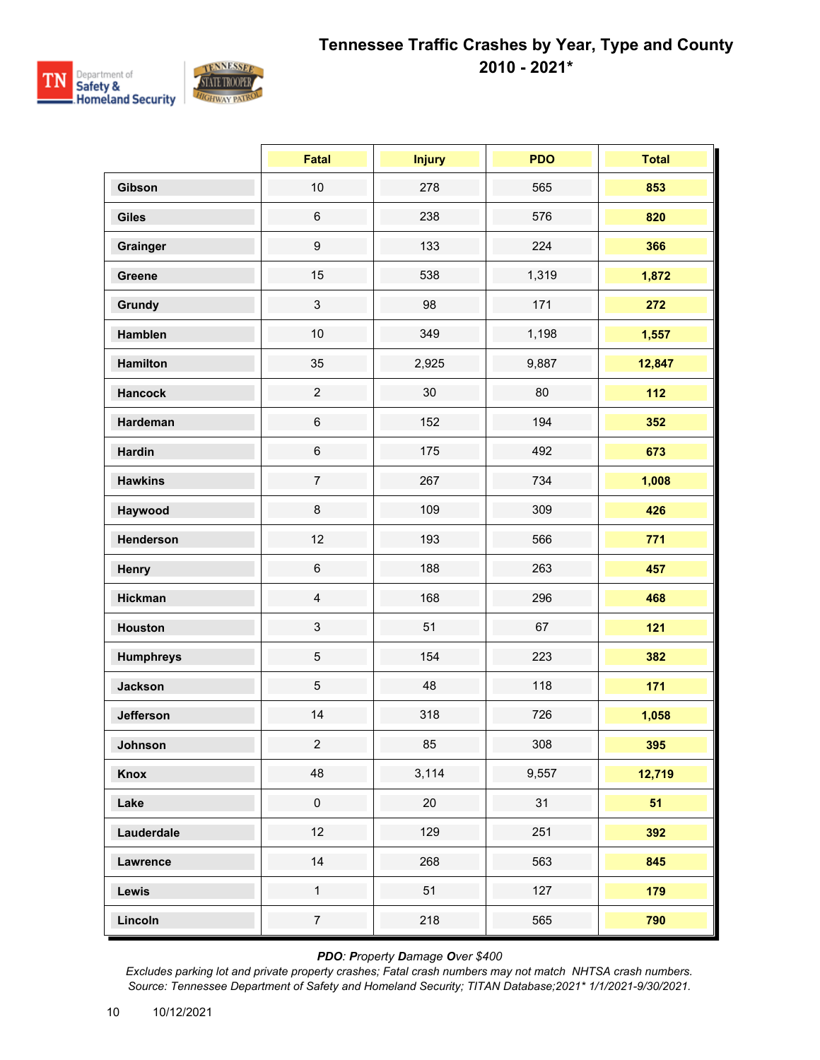# Tennessee Traffic Crashes by Year, Type and County

## 2010 - 2021*

| | Fatal | Injury | PDO | Total |
|---|---|---|---|---|
| **Gibson** | 10 | 278 | 565 | **853** |
| **Giles** | 6 | 238 | 576 | **820** |
| **Grainger** | 9 | 133 | 224 | **366** |
| **Greene** | 15 | 538 | 1,319 | **1,872** |
| **Grundy** | 3 | 98 | 171 | **272** |
| **Hamblen** | 10 | 349 | 1,198 | **1,557** |
| **Hamilton** | 35 | 2,925 | 9,887 | **12,847** |
| **Hancock** | 2 | 30 | 80 | **112** |
| **Hardeman** | 6 | 152 | 194 | **352** |
| **Hardin** | 6 | 175 | 492 | **673** |
| **Hawkins** | 7 | 267 | 734 | **1,008** |
| **Haywood** | 8 | 109 | 309 | **426** |
| **Henderson** | 12 | 193 | 566 | **771** |
| **Henry** | 6 | 188 | 263 | **457** |
| **Hickman** | 4 | 168 | 296 | **468** |
| **Houston** | 3 | 51 | 67 | **121** |
| **Humphreys** | 5 | 154 | 223 | **382** |
| **Jackson** | 5 | 48 | 118 | **171** |
| **Jefferson** | 14 | 318 | 726 | **1,058** |
| **Johnson** | 2 | 85 | 308 | **395** |
| **Knox** | 48 | 3,114 | 9,557 | **12,719** |
| **Lake** | 0 | 20 | 31 | **51** |
| **Lauderdale** | 12 | 129 | 251 | **392** |
| **Lawrence** | 14 | 268 | 563 | **845** |
| **Lewis** | 1 | 51 | 127 | **179** |
| **Lincoln** | 7 | 218 | 565 | **790** |

***PDO**: **P**roperty **D**amage **O**ver $400*

*Excludes parking lot and private property crashes; Fatal crash numbers may not match NHTSA crash numbers.*
*Source: Tennessee Department of Safety and Homeland Security; TITAN Database;2021* 1/1/2021-9/30/2021.*

10/12/2021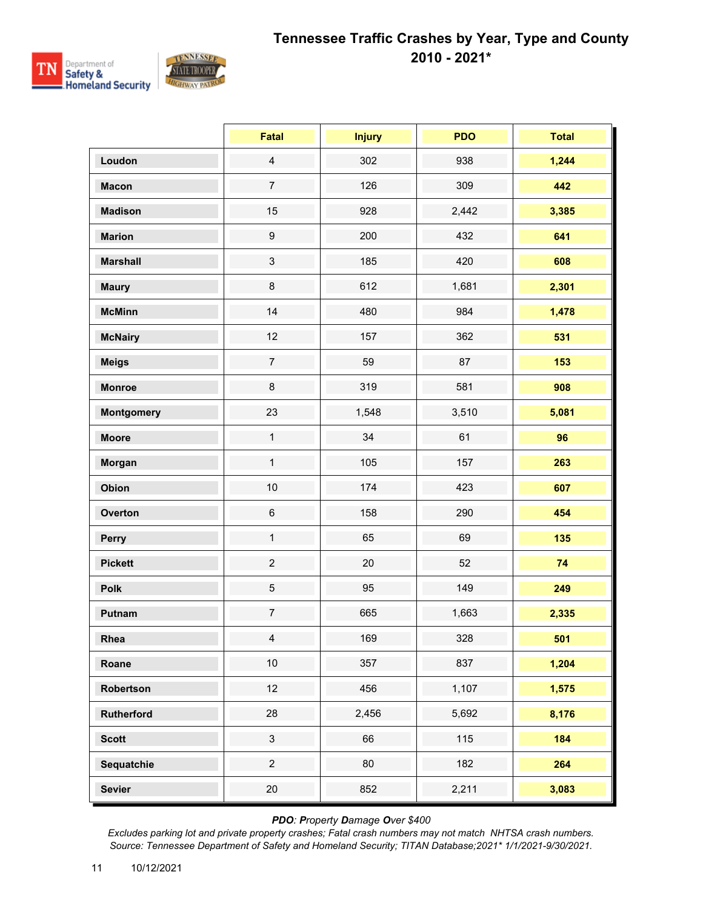# Tennessee Traffic Crashes by Year, Type and County
## 2010 - 2021*

| | Fatal | Injury | PDO | Total |
|---|---|---|---|---|
| **Loudon** | 4 | 302 | 938 | **1,244** |
| **Macon** | 7 | 126 | 309 | **442** |
| **Madison** | 15 | 928 | 2,442 | **3,385** |
| **Marion** | 9 | 200 | 432 | **641** |
| **Marshall** | 3 | 185 | 420 | **608** |
| **Maury** | 8 | 612 | 1,681 | **2,301** |
| **McMinn** | 14 | 480 | 984 | **1,478** |
| **McNairy** | 12 | 157 | 362 | **531** |
| **Meigs** | 7 | 59 | 87 | **153** |
| **Monroe** | 8 | 319 | 581 | **908** |
| **Montgomery** | 23 | 1,548 | 3,510 | **5,081** |
| **Moore** | 1 | 34 | 61 | **96** |
| **Morgan** | 1 | 105 | 157 | **263** |
| **Obion** | 10 | 174 | 423 | **607** |
| **Overton** | 6 | 158 | 290 | **454** |
| **Perry** | 1 | 65 | 69 | **135** |
| **Pickett** | 2 | 20 | 52 | **74** |
| **Polk** | 5 | 95 | 149 | **249** |
| **Putnam** | 7 | 665 | 1,663 | **2,335** |
| **Rhea** | 4 | 169 | 328 | **501** |
| **Roane** | 10 | 357 | 837 | **1,204** |
| **Robertson** | 12 | 456 | 1,107 | **1,575** |
| **Rutherford** | 28 | 2,456 | 5,692 | **8,176** |
| **Scott** | 3 | 66 | 115 | **184** |
| **Sequatchie** | 2 | 80 | 182 | **264** |
| **Sevier** | 20 | 852 | 2,211 | **3,083** |

***PDO**: **P**roperty **D**amage **O**ver $400*

*Excludes parking lot and private property crashes; Fatal crash numbers may not match NHTSA crash numbers.*

*Source: Tennessee Department of Safety and Homeland Security; TITAN Database;2021* 1/1/2021-9/30/2021.*

10/12/2021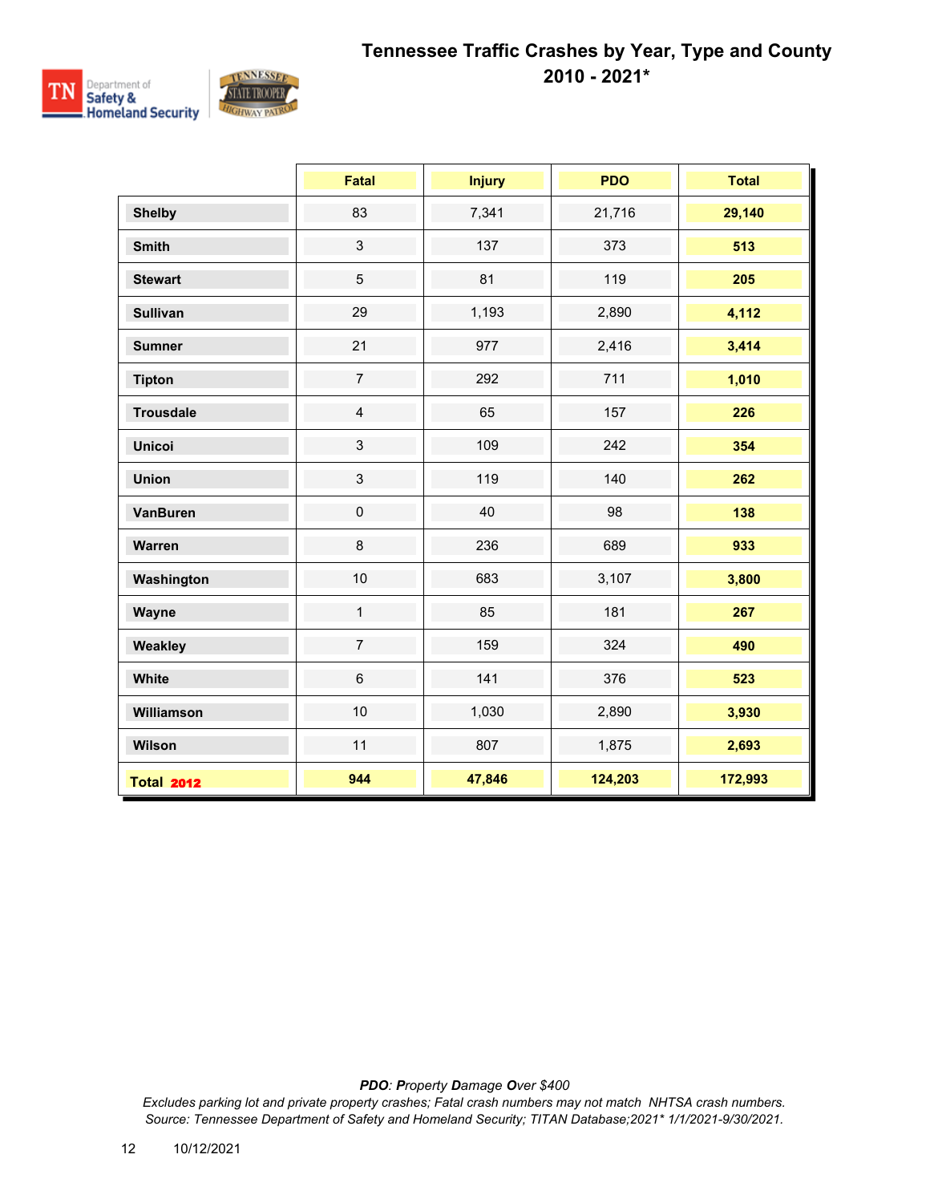# Tennessee Traffic Crashes by Year, Type and County

## 2010 - 2021*

| | Fatal | Injury | PDO | Total |
|---|---|---|---|---|
| **Shelby** | 83 | 7,341 | 21,716 | **29,140** |
| **Smith** | 3 | 137 | 373 | **513** |
| **Stewart** | 5 | 81 | 119 | **205** |
| **Sullivan** | 29 | 1,193 | 2,890 | **4,112** |
| **Sumner** | 21 | 977 | 2,416 | **3,414** |
| **Tipton** | 7 | 292 | 711 | **1,010** |
| **Trousdale** | 4 | 65 | 157 | **226** |
| **Unicoi** | 3 | 109 | 242 | **354** |
| **Union** | 3 | 119 | 140 | **262** |
| **VanBuren** | 0 | 40 | 98 | **138** |
| **Warren** | 8 | 236 | 689 | **933** |
| **Washington** | 10 | 683 | 3,107 | **3,800** |
| **Wayne** | 1 | 85 | 181 | **267** |
| **Weakley** | 7 | 159 | 324 | **490** |
| **White** | 6 | 141 | 376 | **523** |
| **Williamson** | 10 | 1,030 | 2,890 | **3,930** |
| **Wilson** | 11 | 807 | 1,875 | **2,693** |
| **Total 2012** | **944** | **47,846** | **124,203** | **172,993** |

***PDO**: **P**roperty **D**amage **O**ver $400*

*Excludes parking lot and private property crashes; Fatal crash numbers may not match NHTSA crash numbers.*
*Source: Tennessee Department of Safety and Homeland Security; TITAN Database;2021* 1/1/2021-9/30/2021.*

10/12/2021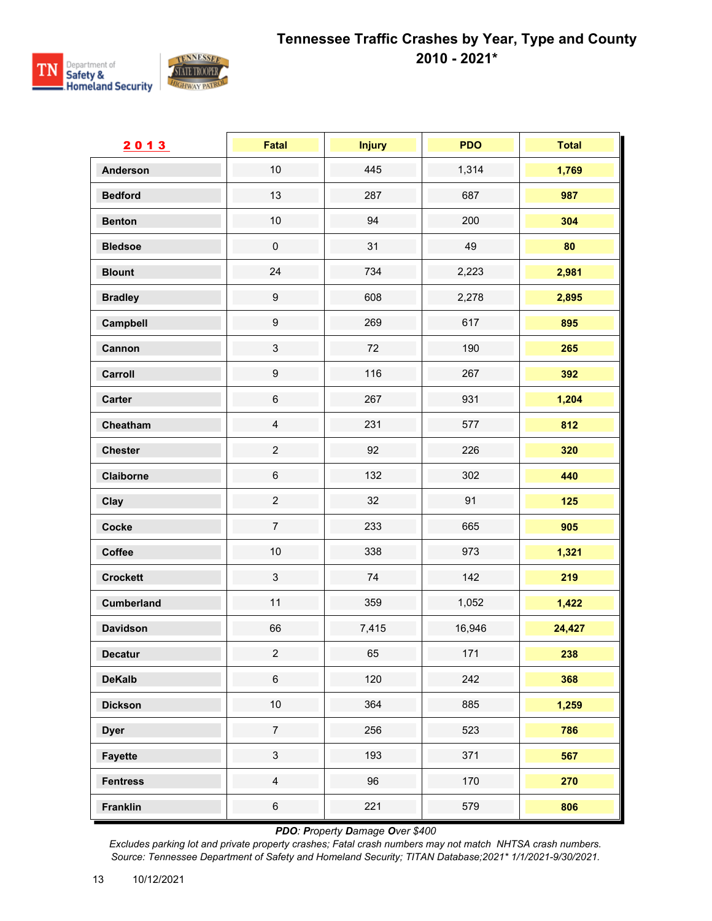# Tennessee Traffic Crashes by Year, Type and County
## 2010 - 2021*

| 2013 | Fatal | Injury | PDO | Total |
|---|---|---|---|---|
| Anderson | 10 | 445 | 1,314 | 1,769 |
| Bedford | 13 | 287 | 687 | 987 |
| Benton | 10 | 94 | 200 | 304 |
| Bledsoe | 0 | 31 | 49 | 80 |
| Blount | 24 | 734 | 2,223 | 2,981 |
| Bradley | 9 | 608 | 2,278 | 2,895 |
| Campbell | 9 | 269 | 617 | 895 |
| Cannon | 3 | 72 | 190 | 265 |
| Carroll | 9 | 116 | 267 | 392 |
| Carter | 6 | 267 | 931 | 1,204 |
| Cheatham | 4 | 231 | 577 | 812 |
| Chester | 2 | 92 | 226 | 320 |
| Claiborne | 6 | 132 | 302 | 440 |
| Clay | 2 | 32 | 91 | 125 |
| Cocke | 7 | 233 | 665 | 905 |
| Coffee | 10 | 338 | 973 | 1,321 |
| Crockett | 3 | 74 | 142 | 219 |
| Cumberland | 11 | 359 | 1,052 | 1,422 |
| Davidson | 66 | 7,415 | 16,946 | 24,427 |
| Decatur | 2 | 65 | 171 | 238 |
| DeKalb | 6 | 120 | 242 | 368 |
| Dickson | 10 | 364 | 885 | 1,259 |
| Dyer | 7 | 256 | 523 | 786 |
| Fayette | 3 | 193 | 371 | 567 |
| Fentress | 4 | 96 | 170 | 270 |
| Franklin | 6 | 221 | 579 | 806 |

***PDO**: **P**roperty **D**amage **O**ver $400*

*Excludes parking lot and private property crashes; Fatal crash numbers may not match NHTSA crash numbers.*
*Source: Tennessee Department of Safety and Homeland Security; TITAN Database;2021* 1/1/2021-9/30/2021.*

10/12/2021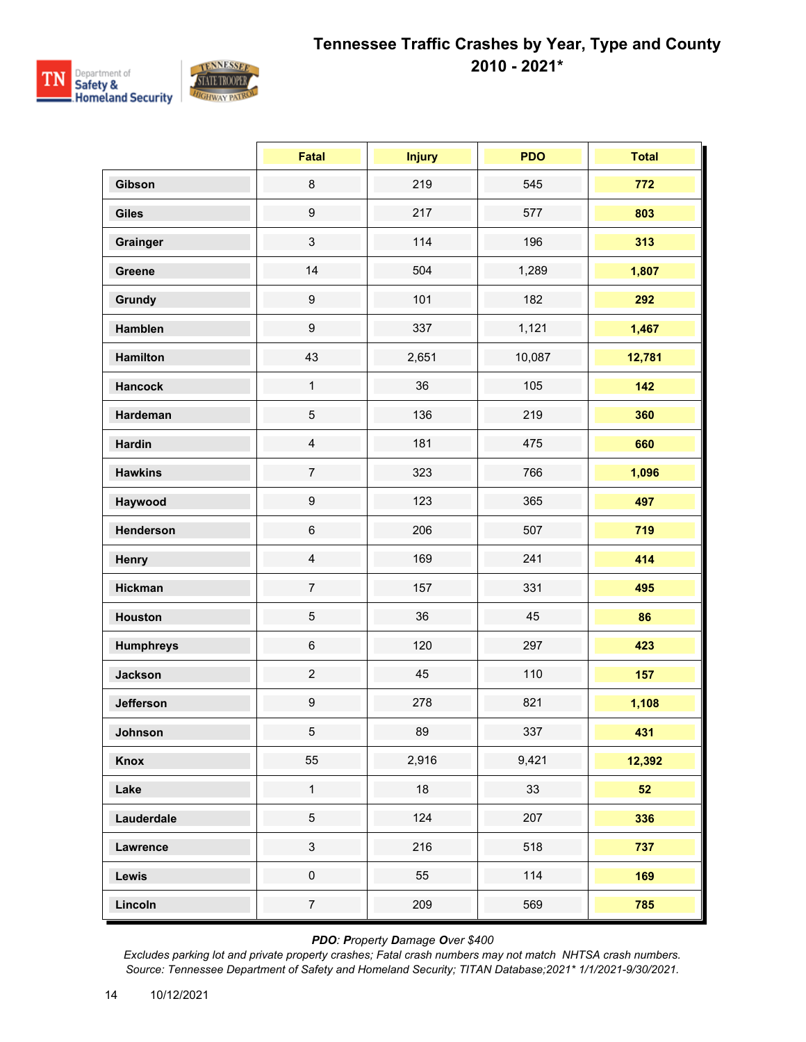# Tennessee Traffic Crashes by Year, Type and County 2010 - 2021*

| | Fatal | Injury | PDO | Total |
|---|---|---|---|---|
| **Gibson** | 8 | 219 | 545 | **772** |
| **Giles** | 9 | 217 | 577 | **803** |
| **Grainger** | 3 | 114 | 196 | **313** |
| **Greene** | 14 | 504 | 1,289 | **1,807** |
| **Grundy** | 9 | 101 | 182 | **292** |
| **Hamblen** | 9 | 337 | 1,121 | **1,467** |
| **Hamilton** | 43 | 2,651 | 10,087 | **12,781** |
| **Hancock** | 1 | 36 | 105 | **142** |
| **Hardeman** | 5 | 136 | 219 | **360** |
| **Hardin** | 4 | 181 | 475 | **660** |
| **Hawkins** | 7 | 323 | 766 | **1,096** |
| **Haywood** | 9 | 123 | 365 | **497** |
| **Henderson** | 6 | 206 | 507 | **719** |
| **Henry** | 4 | 169 | 241 | **414** |
| **Hickman** | 7 | 157 | 331 | **495** |
| **Houston** | 5 | 36 | 45 | **86** |
| **Humphreys** | 6 | 120 | 297 | **423** |
| **Jackson** | 2 | 45 | 110 | **157** |
| **Jefferson** | 9 | 278 | 821 | **1,108** |
| **Johnson** | 5 | 89 | 337 | **431** |
| **Knox** | 55 | 2,916 | 9,421 | **12,392** |
| **Lake** | 1 | 18 | 33 | **52** |
| **Lauderdale** | 5 | 124 | 207 | **336** |
| **Lawrence** | 3 | 216 | 518 | **737** |
| **Lewis** | 0 | 55 | 114 | **169** |
| **Lincoln** | 7 | 209 | 569 | **785** |

***PDO**: **P**roperty **D**amage **O**ver $400*

*Excludes parking lot and private property crashes; Fatal crash numbers may not match NHTSA crash numbers.*
*Source: Tennessee Department of Safety and Homeland Security; TITAN Database;2021* 1/1/2021-9/30/2021.*

10/12/2021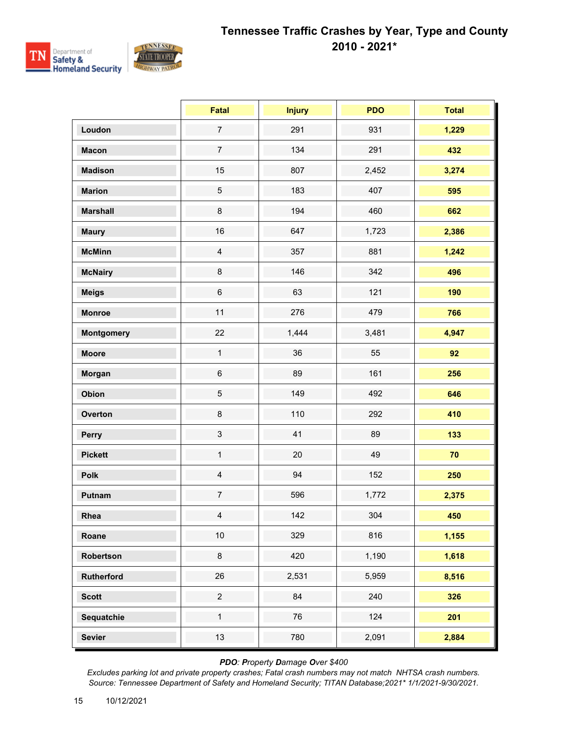# Tennessee Traffic Crashes by Year, Type and County
## 2010 - 2021*

| | Fatal | Injury | PDO | Total |
|---|---|---|---|---|
| **Loudon** | 7 | 291 | 931 | **1,229** |
| **Macon** | 7 | 134 | 291 | **432** |
| **Madison** | 15 | 807 | 2,452 | **3,274** |
| **Marion** | 5 | 183 | 407 | **595** |
| **Marshall** | 8 | 194 | 460 | **662** |
| **Maury** | 16 | 647 | 1,723 | **2,386** |
| **McMinn** | 4 | 357 | 881 | **1,242** |
| **McNairy** | 8 | 146 | 342 | **496** |
| **Meigs** | 6 | 63 | 121 | **190** |
| **Monroe** | 11 | 276 | 479 | **766** |
| **Montgomery** | 22 | 1,444 | 3,481 | **4,947** |
| **Moore** | 1 | 36 | 55 | **92** |
| **Morgan** | 6 | 89 | 161 | **256** |
| **Obion** | 5 | 149 | 492 | **646** |
| **Overton** | 8 | 110 | 292 | **410** |
| **Perry** | 3 | 41 | 89 | **133** |
| **Pickett** | 1 | 20 | 49 | **70** |
| **Polk** | 4 | 94 | 152 | **250** |
| **Putnam** | 7 | 596 | 1,772 | **2,375** |
| **Rhea** | 4 | 142 | 304 | **450** |
| **Roane** | 10 | 329 | 816 | **1,155** |
| **Robertson** | 8 | 420 | 1,190 | **1,618** |
| **Rutherford** | 26 | 2,531 | 5,959 | **8,516** |
| **Scott** | 2 | 84 | 240 | **326** |
| **Sequatchie** | 1 | 76 | 124 | **201** |
| **Sevier** | 13 | 780 | 2,091 | **2,884** |

***PDO**: **P**roperty **D**amage **O**ver $400*

*Excludes parking lot and private property crashes; Fatal crash numbers may not match NHTSA crash numbers.*
*Source: Tennessee Department of Safety and Homeland Security; TITAN Database;2021* 1/1/2021-9/30/2021.*

10/12/2021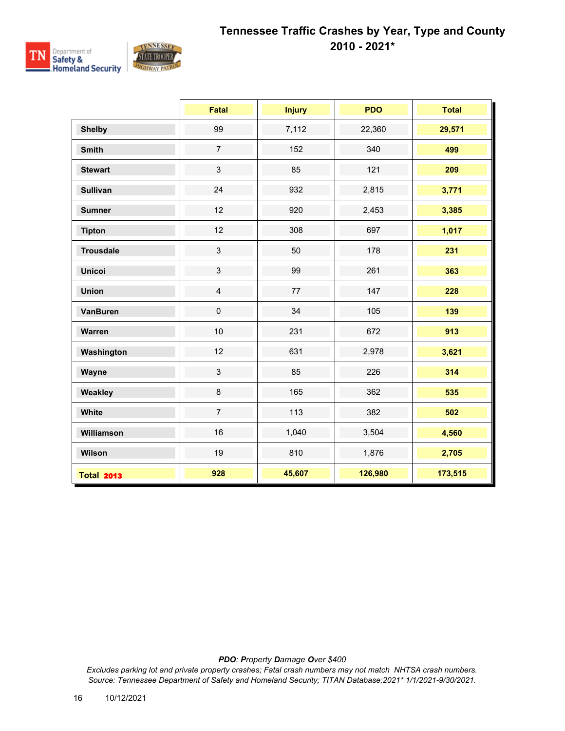## Tennessee Traffic Crashes by Year, Type and County 2010 - 2021*

| | Fatal | Injury | PDO | Total |
|---|---|---|---|---|
| **Shelby** | 99 | 7,112 | 22,360 | **29,571** |
| **Smith** | 7 | 152 | 340 | **499** |
| **Stewart** | 3 | 85 | 121 | **209** |
| **Sullivan** | 24 | 932 | 2,815 | **3,771** |
| **Sumner** | 12 | 920 | 2,453 | **3,385** |
| **Tipton** | 12 | 308 | 697 | **1,017** |
| **Trousdale** | 3 | 50 | 178 | **231** |
| **Unicoi** | 3 | 99 | 261 | **363** |
| **Union** | 4 | 77 | 147 | **228** |
| **VanBuren** | 0 | 34 | 105 | **139** |
| **Warren** | 10 | 231 | 672 | **913** |
| **Washington** | 12 | 631 | 2,978 | **3,621** |
| **Wayne** | 3 | 85 | 226 | **314** |
| **Weakley** | 8 | 165 | 362 | **535** |
| **White** | 7 | 113 | 382 | **502** |
| **Williamson** | 16 | 1,040 | 3,504 | **4,560** |
| **Wilson** | 19 | 810 | 1,876 | **2,705** |
| **Total 2013** | **928** | **45,607** | **126,980** | **173,515** |

***PDO**: **P**roperty **D**amage **O**ver $400*

*Excludes parking lot and private property crashes; Fatal crash numbers may not match NHTSA crash numbers.*
*Source: Tennessee Department of Safety and Homeland Security; TITAN Database;2021* 1/1/2021-9/30/2021.*

10/12/2021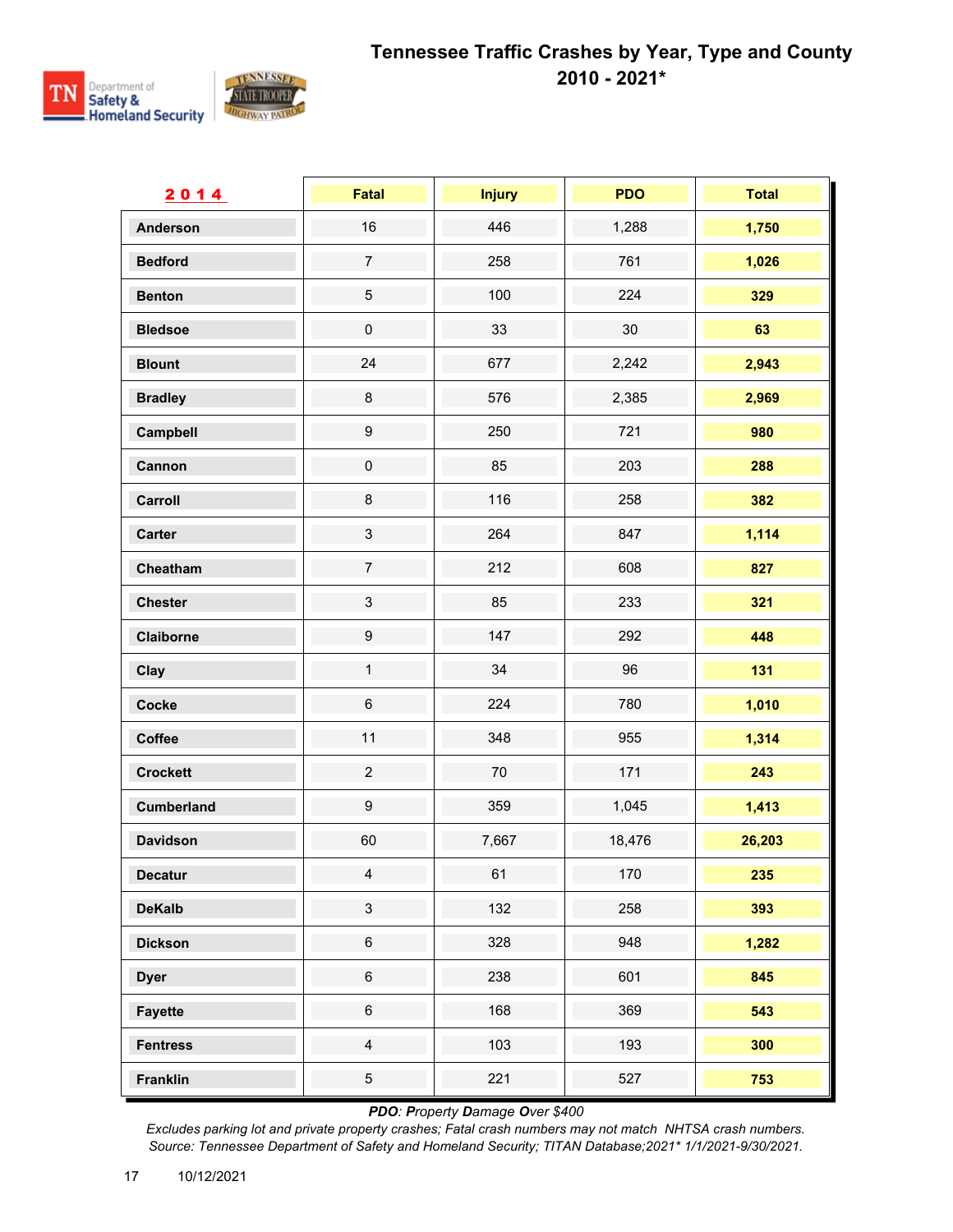# Tennessee Traffic Crashes by Year, Type and County

## 2010 - 2021*

| 2014 | Fatal | Injury | PDO | Total |
|---|---|---|---|---|
| Anderson | 16 | 446 | 1,288 | **1,750** |
| Bedford | 7 | 258 | 761 | **1,026** |
| Benton | 5 | 100 | 224 | **329** |
| Bledsoe | 0 | 33 | 30 | **63** |
| Blount | 24 | 677 | 2,242 | **2,943** |
| Bradley | 8 | 576 | 2,385 | **2,969** |
| Campbell | 9 | 250 | 721 | **980** |
| Cannon | 0 | 85 | 203 | **288** |
| Carroll | 8 | 116 | 258 | **382** |
| Carter | 3 | 264 | 847 | **1,114** |
| Cheatham | 7 | 212 | 608 | **827** |
| Chester | 3 | 85 | 233 | **321** |
| Claiborne | 9 | 147 | 292 | **448** |
| Clay | 1 | 34 | 96 | **131** |
| Cocke | 6 | 224 | 780 | **1,010** |
| Coffee | 11 | 348 | 955 | **1,314** |
| Crockett | 2 | 70 | 171 | **243** |
| Cumberland | 9 | 359 | 1,045 | **1,413** |
| Davidson | 60 | 7,667 | 18,476 | **26,203** |
| Decatur | 4 | 61 | 170 | **235** |
| DeKalb | 3 | 132 | 258 | **393** |
| Dickson | 6 | 328 | 948 | **1,282** |
| Dyer | 6 | 238 | 601 | **845** |
| Fayette | 6 | 168 | 369 | **543** |
| Fentress | 4 | 103 | 193 | **300** |
| Franklin | 5 | 221 | 527 | **753** |

***PDO**: **P**roperty **D**amage **O**ver $400*

*Excludes parking lot and private property crashes; Fatal crash numbers may not match NHTSA crash numbers.*
*Source: Tennessee Department of Safety and Homeland Security; TITAN Database;2021* 1/1/2021-9/30/2021.*

10/12/2021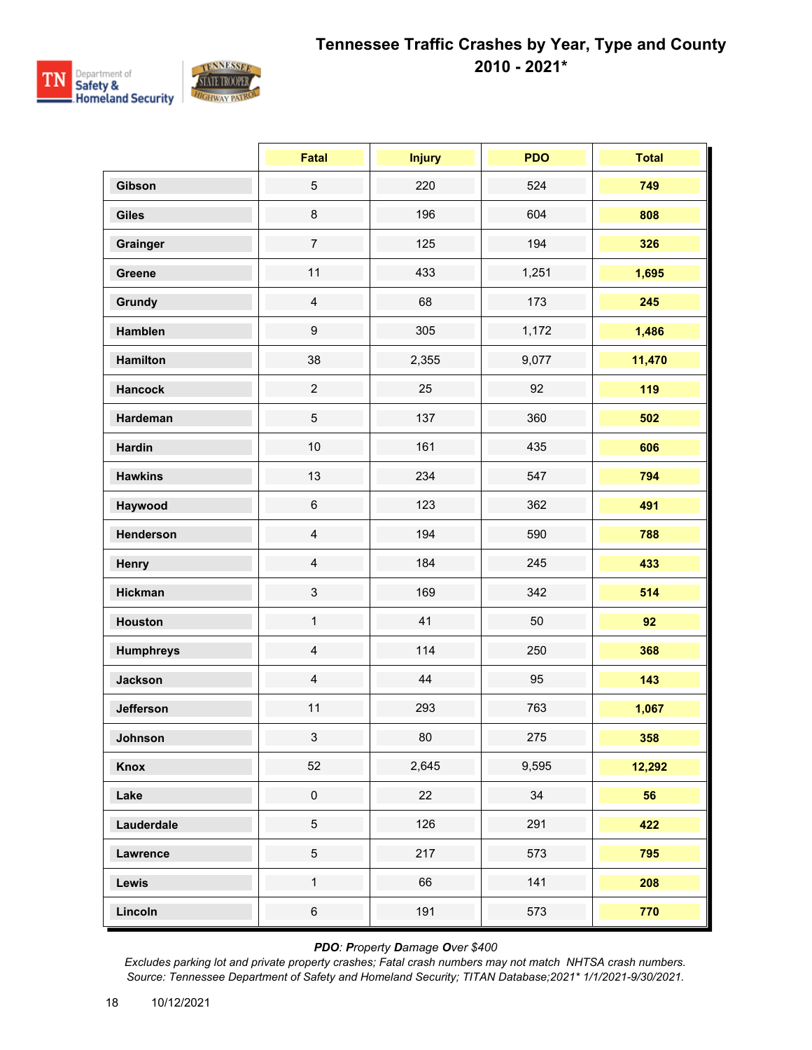# Tennessee Traffic Crashes by Year, Type and County 2010 - 2021*

| | Fatal | Injury | PDO | Total |
|---|---|---|---|---|
| **Gibson** | 5 | 220 | 524 | **749** |
| **Giles** | 8 | 196 | 604 | **808** |
| **Grainger** | 7 | 125 | 194 | **326** |
| **Greene** | 11 | 433 | 1,251 | **1,695** |
| **Grundy** | 4 | 68 | 173 | **245** |
| **Hamblen** | 9 | 305 | 1,172 | **1,486** |
| **Hamilton** | 38 | 2,355 | 9,077 | **11,470** |
| **Hancock** | 2 | 25 | 92 | **119** |
| **Hardeman** | 5 | 137 | 360 | **502** |
| **Hardin** | 10 | 161 | 435 | **606** |
| **Hawkins** | 13 | 234 | 547 | **794** |
| **Haywood** | 6 | 123 | 362 | **491** |
| **Henderson** | 4 | 194 | 590 | **788** |
| **Henry** | 4 | 184 | 245 | **433** |
| **Hickman** | 3 | 169 | 342 | **514** |
| **Houston** | 1 | 41 | 50 | **92** |
| **Humphreys** | 4 | 114 | 250 | **368** |
| **Jackson** | 4 | 44 | 95 | **143** |
| **Jefferson** | 11 | 293 | 763 | **1,067** |
| **Johnson** | 3 | 80 | 275 | **358** |
| **Knox** | 52 | 2,645 | 9,595 | **12,292** |
| **Lake** | 0 | 22 | 34 | **56** |
| **Lauderdale** | 5 | 126 | 291 | **422** |
| **Lawrence** | 5 | 217 | 573 | **795** |
| **Lewis** | 1 | 66 | 141 | **208** |
| **Lincoln** | 6 | 191 | 573 | **770** |

***PDO**: **P**roperty **D**amage **O**ver $400*

*Excludes parking lot and private property crashes; Fatal crash numbers may not match NHTSA crash numbers.*
*Source: Tennessee Department of Safety and Homeland Security; TITAN Database;2021* 1/1/2021-9/30/2021.*

10/12/2021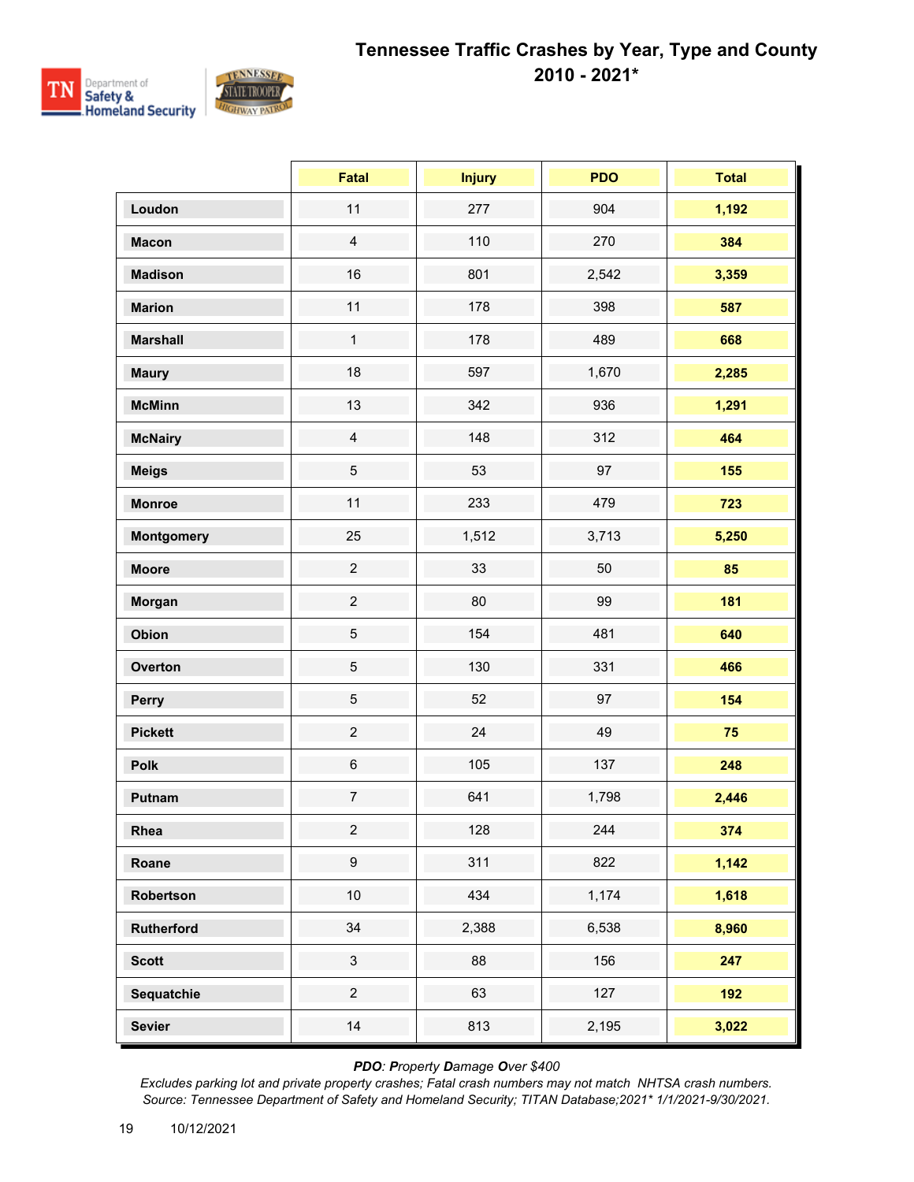# Tennessee Traffic Crashes by Year, Type and County 2010 - 2021*

| | Fatal | Injury | PDO | Total |
|---|---|---|---|---|
| **Loudon** | 11 | 277 | 904 | **1,192** |
| **Macon** | 4 | 110 | 270 | **384** |
| **Madison** | 16 | 801 | 2,542 | **3,359** |
| **Marion** | 11 | 178 | 398 | **587** |
| **Marshall** | 1 | 178 | 489 | **668** |
| **Maury** | 18 | 597 | 1,670 | **2,285** |
| **McMinn** | 13 | 342 | 936 | **1,291** |
| **McNairy** | 4 | 148 | 312 | **464** |
| **Meigs** | 5 | 53 | 97 | **155** |
| **Monroe** | 11 | 233 | 479 | **723** |
| **Montgomery** | 25 | 1,512 | 3,713 | **5,250** |
| **Moore** | 2 | 33 | 50 | **85** |
| **Morgan** | 2 | 80 | 99 | **181** |
| **Obion** | 5 | 154 | 481 | **640** |
| **Overton** | 5 | 130 | 331 | **466** |
| **Perry** | 5 | 52 | 97 | **154** |
| **Pickett** | 2 | 24 | 49 | **75** |
| **Polk** | 6 | 105 | 137 | **248** |
| **Putnam** | 7 | 641 | 1,798 | **2,446** |
| **Rhea** | 2 | 128 | 244 | **374** |
| **Roane** | 9 | 311 | 822 | **1,142** |
| **Robertson** | 10 | 434 | 1,174 | **1,618** |
| **Rutherford** | 34 | 2,388 | 6,538 | **8,960** |
| **Scott** | 3 | 88 | 156 | **247** |
| **Sequatchie** | 2 | 63 | 127 | **192** |
| **Sevier** | 14 | 813 | 2,195 | **3,022** |

*PDO: **P**roperty **D**amage **O**ver $400*

*Excludes parking lot and private property crashes; Fatal crash numbers may not match NHTSA crash numbers.*

*Source: Tennessee Department of Safety and Homeland Security; TITAN Database;2021* 1/1/2021-9/30/2021.*

10/12/2021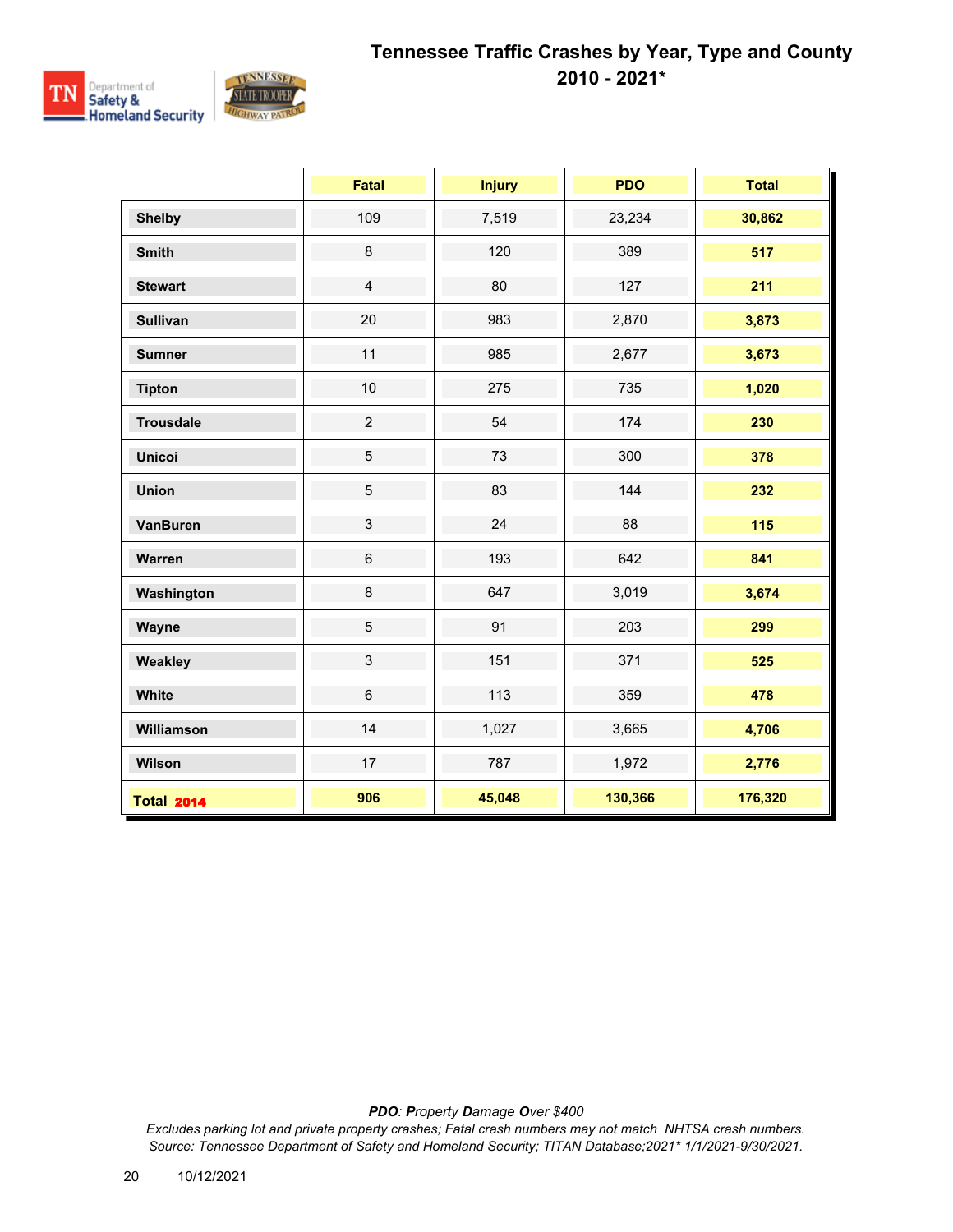# Tennessee Traffic Crashes by Year, Type and County 2010 - 2021*

| | Fatal | Injury | PDO | Total |
|---|---|---|---|---|
| Shelby | 109 | 7,519 | 23,234 | 30,862 |
| Smith | 8 | 120 | 389 | 517 |
| Stewart | 4 | 80 | 127 | 211 |
| Sullivan | 20 | 983 | 2,870 | 3,873 |
| Sumner | 11 | 985 | 2,677 | 3,673 |
| Tipton | 10 | 275 | 735 | 1,020 |
| Trousdale | 2 | 54 | 174 | 230 |
| Unicoi | 5 | 73 | 300 | 378 |
| Union | 5 | 83 | 144 | 232 |
| VanBuren | 3 | 24 | 88 | 115 |
| Warren | 6 | 193 | 642 | 841 |
| Washington | 8 | 647 | 3,019 | 3,674 |
| Wayne | 5 | 91 | 203 | 299 |
| Weakley | 3 | 151 | 371 | 525 |
| White | 6 | 113 | 359 | 478 |
| Williamson | 14 | 1,027 | 3,665 | 4,706 |
| Wilson | 17 | 787 | 1,972 | 2,776 |
| **Total 2014** | **906** | **45,048** | **130,366** | **176,320** |

***PDO**: **P**roperty **D**amage **O**ver $400*

*Excludes parking lot and private property crashes; Fatal crash numbers may not match NHTSA crash numbers.*
*Source: Tennessee Department of Safety and Homeland Security; TITAN Database;2021* 1/1/2021-9/30/2021.*

10/12/2021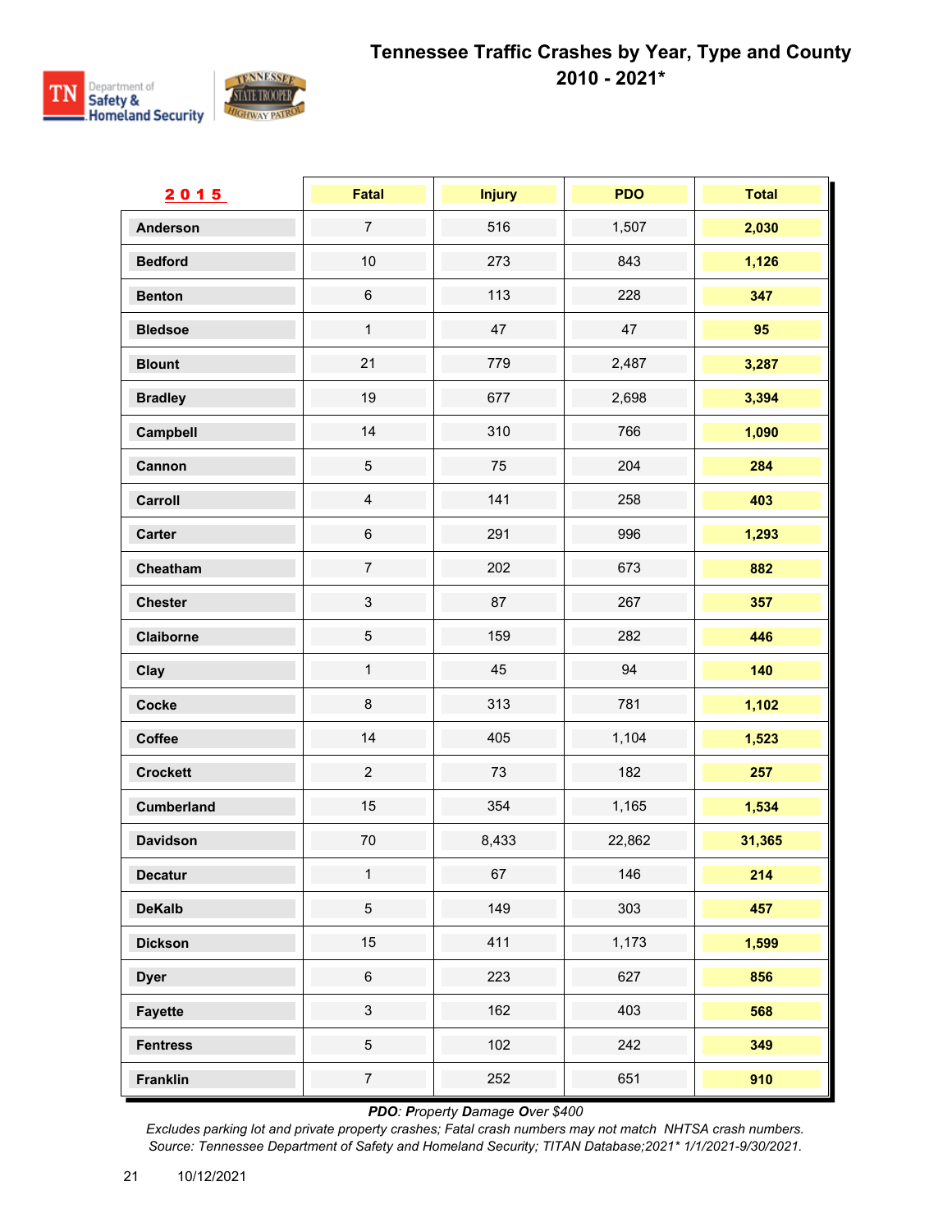# Tennessee Traffic Crashes by Year, Type and County
## 2010 - 2021*

| 2015 | Fatal | Injury | PDO | Total |
|---|---|---|---|---|
| **Anderson** | 7 | 516 | 1,507 | **2,030** |
| **Bedford** | 10 | 273 | 843 | **1,126** |
| **Benton** | 6 | 113 | 228 | **347** |
| **Bledsoe** | 1 | 47 | 47 | **95** |
| **Blount** | 21 | 779 | 2,487 | **3,287** |
| **Bradley** | 19 | 677 | 2,698 | **3,394** |
| **Campbell** | 14 | 310 | 766 | **1,090** |
| **Cannon** | 5 | 75 | 204 | **284** |
| **Carroll** | 4 | 141 | 258 | **403** |
| **Carter** | 6 | 291 | 996 | **1,293** |
| **Cheatham** | 7 | 202 | 673 | **882** |
| **Chester** | 3 | 87 | 267 | **357** |
| **Claiborne** | 5 | 159 | 282 | **446** |
| **Clay** | 1 | 45 | 94 | **140** |
| **Cocke** | 8 | 313 | 781 | **1,102** |
| **Coffee** | 14 | 405 | 1,104 | **1,523** |
| **Crockett** | 2 | 73 | 182 | **257** |
| **Cumberland** | 15 | 354 | 1,165 | **1,534** |
| **Davidson** | 70 | 8,433 | 22,862 | **31,365** |
| **Decatur** | 1 | 67 | 146 | **214** |
| **DeKalb** | 5 | 149 | 303 | **457** |
| **Dickson** | 15 | 411 | 1,173 | **1,599** |
| **Dyer** | 6 | 223 | 627 | **856** |
| **Fayette** | 3 | 162 | 403 | **568** |
| **Fentress** | 5 | 102 | 242 | **349** |
| **Franklin** | 7 | 252 | 651 | **910** |

*PDO: **P**roperty **D**amage **O**ver $400*

*Excludes parking lot and private property crashes; Fatal crash numbers may not match NHTSA crash numbers.*
*Source: Tennessee Department of Safety and Homeland Security; TITAN Database;2021* 1/1/2021-9/30/2021.*

10/12/2021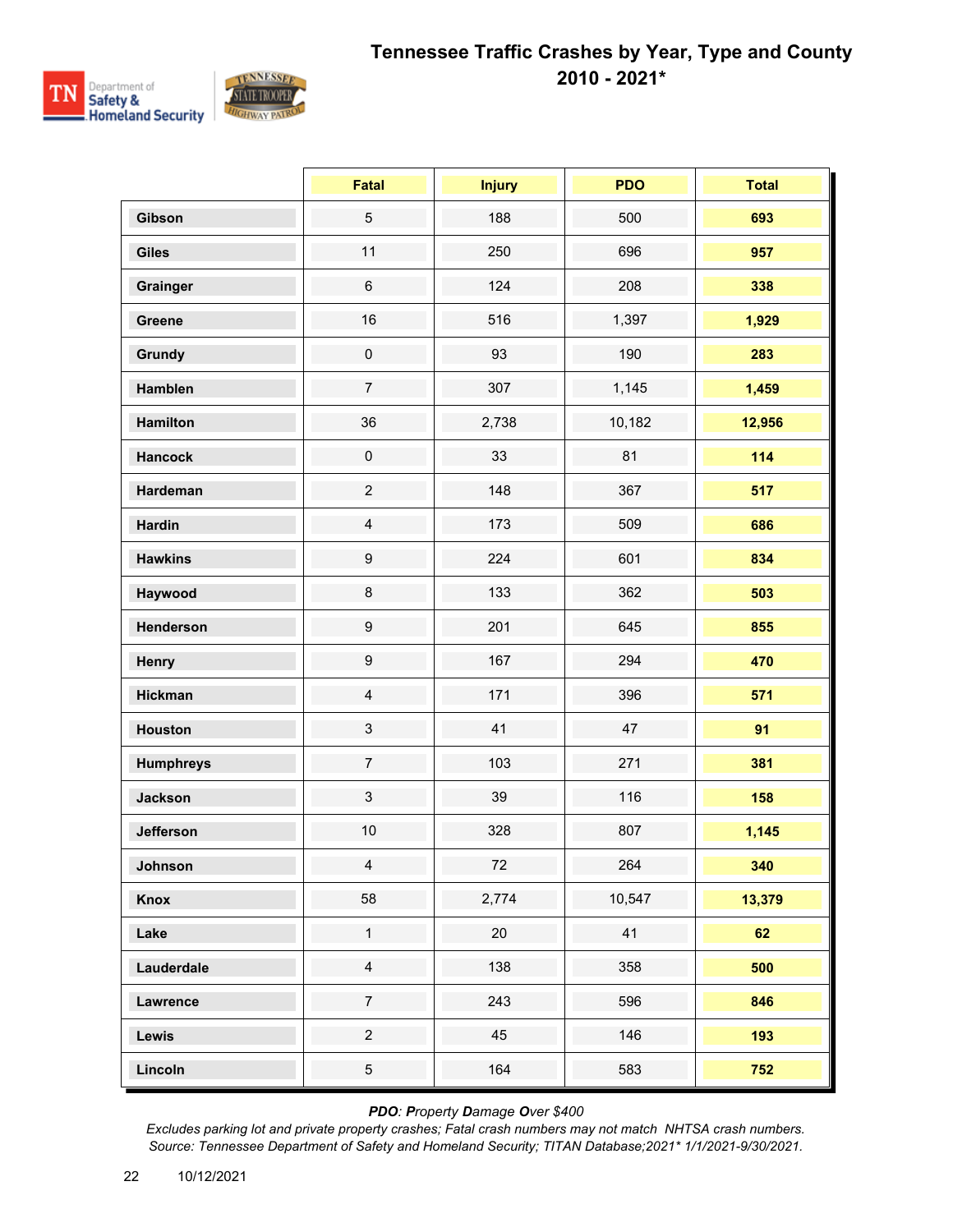# Tennessee Traffic Crashes by Year, Type and County 2010 - 2021*

| | Fatal | Injury | PDO | Total |
|---|---|---|---|---|
| **Gibson** | 5 | 188 | 500 | **693** |
| **Giles** | 11 | 250 | 696 | **957** |
| **Grainger** | 6 | 124 | 208 | **338** |
| **Greene** | 16 | 516 | 1,397 | **1,929** |
| **Grundy** | 0 | 93 | 190 | **283** |
| **Hamblen** | 7 | 307 | 1,145 | **1,459** |
| **Hamilton** | 36 | 2,738 | 10,182 | **12,956** |
| **Hancock** | 0 | 33 | 81 | **114** |
| **Hardeman** | 2 | 148 | 367 | **517** |
| **Hardin** | 4 | 173 | 509 | **686** |
| **Hawkins** | 9 | 224 | 601 | **834** |
| **Haywood** | 8 | 133 | 362 | **503** |
| **Henderson** | 9 | 201 | 645 | **855** |
| **Henry** | 9 | 167 | 294 | **470** |
| **Hickman** | 4 | 171 | 396 | **571** |
| **Houston** | 3 | 41 | 47 | **91** |
| **Humphreys** | 7 | 103 | 271 | **381** |
| **Jackson** | 3 | 39 | 116 | **158** |
| **Jefferson** | 10 | 328 | 807 | **1,145** |
| **Johnson** | 4 | 72 | 264 | **340** |
| **Knox** | 58 | 2,774 | 10,547 | **13,379** |
| **Lake** | 1 | 20 | 41 | **62** |
| **Lauderdale** | 4 | 138 | 358 | **500** |
| **Lawrence** | 7 | 243 | 596 | **846** |
| **Lewis** | 2 | 45 | 146 | **193** |
| **Lincoln** | 5 | 164 | 583 | **752** |

***PDO**: **P**roperty **D**amage **O**ver $400*

*Excludes parking lot and private property crashes; Fatal crash numbers may not match NHTSA crash numbers.*
*Source: Tennessee Department of Safety and Homeland Security; TITAN Database;2021* 1/1/2021-9/30/2021.*

10/12/2021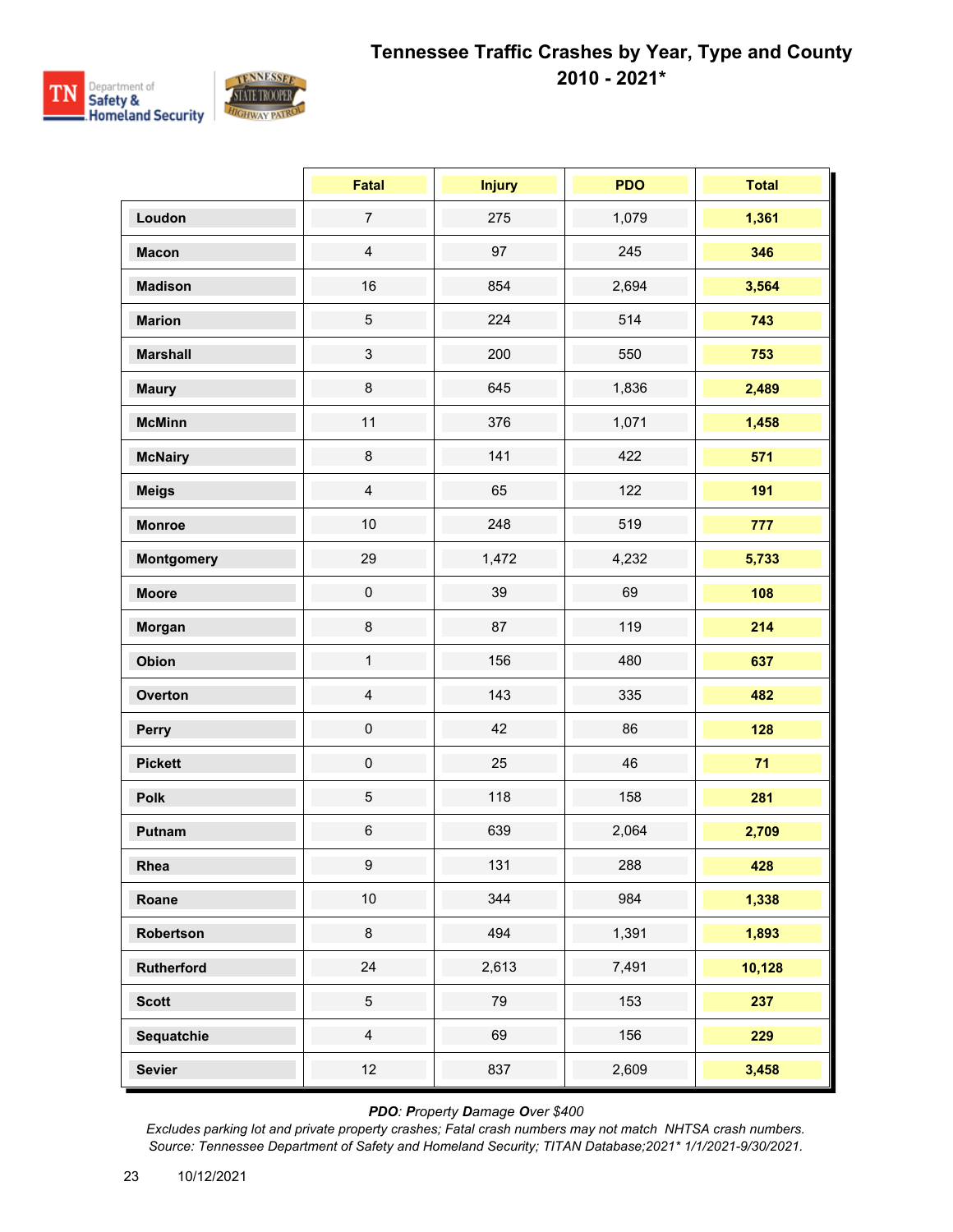# Tennessee Traffic Crashes by Year, Type and County 2010 - 2021*

| | Fatal | Injury | PDO | Total |
|---|---|---|---|---|
| **Loudon** | 7 | 275 | 1,079 | **1,361** |
| **Macon** | 4 | 97 | 245 | **346** |
| **Madison** | 16 | 854 | 2,694 | **3,564** |
| **Marion** | 5 | 224 | 514 | **743** |
| **Marshall** | 3 | 200 | 550 | **753** |
| **Maury** | 8 | 645 | 1,836 | **2,489** |
| **McMinn** | 11 | 376 | 1,071 | **1,458** |
| **McNairy** | 8 | 141 | 422 | **571** |
| **Meigs** | 4 | 65 | 122 | **191** |
| **Monroe** | 10 | 248 | 519 | **777** |
| **Montgomery** | 29 | 1,472 | 4,232 | **5,733** |
| **Moore** | 0 | 39 | 69 | **108** |
| **Morgan** | 8 | 87 | 119 | **214** |
| **Obion** | 1 | 156 | 480 | **637** |
| **Overton** | 4 | 143 | 335 | **482** |
| **Perry** | 0 | 42 | 86 | **128** |
| **Pickett** | 0 | 25 | 46 | **71** |
| **Polk** | 5 | 118 | 158 | **281** |
| **Putnam** | 6 | 639 | 2,064 | **2,709** |
| **Rhea** | 9 | 131 | 288 | **428** |
| **Roane** | 10 | 344 | 984 | **1,338** |
| **Robertson** | 8 | 494 | 1,391 | **1,893** |
| **Rutherford** | 24 | 2,613 | 7,491 | **10,128** |
| **Scott** | 5 | 79 | 153 | **237** |
| **Sequatchie** | 4 | 69 | 156 | **229** |
| **Sevier** | 12 | 837 | 2,609 | **3,458** |

***PDO**: **P**roperty **D**amage **O**ver $400*

*Excludes parking lot and private property crashes; Fatal crash numbers may not match NHTSA crash numbers.*
*Source: Tennessee Department of Safety and Homeland Security; TITAN Database;2021* 1/1/2021-9/30/2021.*

10/12/2021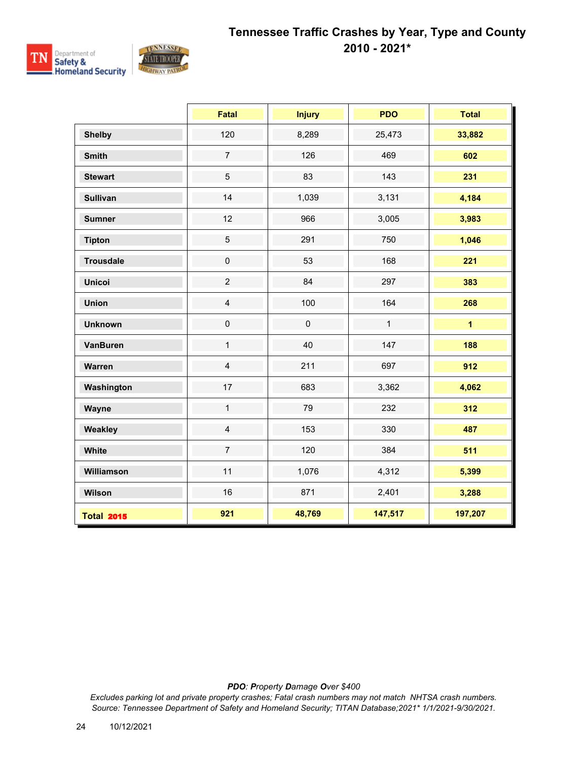# Tennessee Traffic Crashes by Year, Type and County
## 2010 - 2021*

| | Fatal | Injury | PDO | Total |
|---|---|---|---|---|
| **Shelby** | 120 | 8,289 | 25,473 | **33,882** |
| **Smith** | 7 | 126 | 469 | **602** |
| **Stewart** | 5 | 83 | 143 | **231** |
| **Sullivan** | 14 | 1,039 | 3,131 | **4,184** |
| **Sumner** | 12 | 966 | 3,005 | **3,983** |
| **Tipton** | 5 | 291 | 750 | **1,046** |
| **Trousdale** | 0 | 53 | 168 | **221** |
| **Unicoi** | 2 | 84 | 297 | **383** |
| **Union** | 4 | 100 | 164 | **268** |
| **Unknown** | 0 | 0 | 1 | **1** |
| **VanBuren** | 1 | 40 | 147 | **188** |
| **Warren** | 4 | 211 | 697 | **912** |
| **Washington** | 17 | 683 | 3,362 | **4,062** |
| **Wayne** | 1 | 79 | 232 | **312** |
| **Weakley** | 4 | 153 | 330 | **487** |
| **White** | 7 | 120 | 384 | **511** |
| **Williamson** | 11 | 1,076 | 4,312 | **5,399** |
| **Wilson** | 16 | 871 | 2,401 | **3,288** |
| **Total 2015** | **921** | **48,769** | **147,517** | **197,207** |

***PDO**: **P**roperty **D**amage **O**ver $400*

*Excludes parking lot and private property crashes; Fatal crash numbers may not match NHTSA crash numbers.*
*Source: Tennessee Department of Safety and Homeland Security; TITAN Database;2021* 1/1/2021-9/30/2021.*

10/12/2021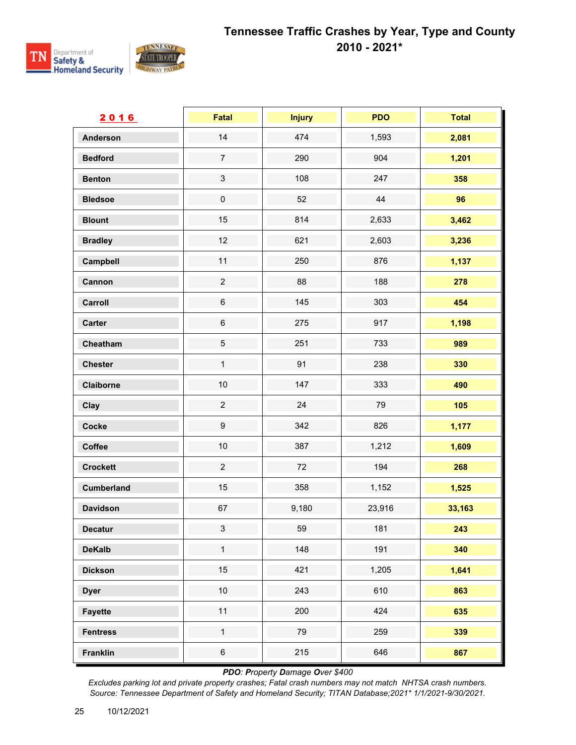# Tennessee Traffic Crashes by Year, Type and County
## 2010 - 2021*

| 2016 | Fatal | Injury | PDO | Total |
|---|---|---|---|---|
| Anderson | 14 | 474 | 1,593 | **2,081** |
| Bedford | 7 | 290 | 904 | **1,201** |
| Benton | 3 | 108 | 247 | **358** |
| Bledsoe | 0 | 52 | 44 | **96** |
| Blount | 15 | 814 | 2,633 | **3,462** |
| Bradley | 12 | 621 | 2,603 | **3,236** |
| Campbell | 11 | 250 | 876 | **1,137** |
| Cannon | 2 | 88 | 188 | **278** |
| Carroll | 6 | 145 | 303 | **454** |
| Carter | 6 | 275 | 917 | **1,198** |
| Cheatham | 5 | 251 | 733 | **989** |
| Chester | 1 | 91 | 238 | **330** |
| Claiborne | 10 | 147 | 333 | **490** |
| Clay | 2 | 24 | 79 | **105** |
| Cocke | 9 | 342 | 826 | **1,177** |
| Coffee | 10 | 387 | 1,212 | **1,609** |
| Crockett | 2 | 72 | 194 | **268** |
| Cumberland | 15 | 358 | 1,152 | **1,525** |
| Davidson | 67 | 9,180 | 23,916 | **33,163** |
| Decatur | 3 | 59 | 181 | **243** |
| DeKalb | 1 | 148 | 191 | **340** |
| Dickson | 15 | 421 | 1,205 | **1,641** |
| Dyer | 10 | 243 | 610 | **863** |
| Fayette | 11 | 200 | 424 | **635** |
| Fentress | 1 | 79 | 259 | **339** |
| Franklin | 6 | 215 | 646 | **867** |

***PDO**: **P**roperty **D**amage **O**ver $400*

*Excludes parking lot and private property crashes; Fatal crash numbers may not match NHTSA crash numbers.*
*Source: Tennessee Department of Safety and Homeland Security; TITAN Database;2021* 1/1/2021-9/30/2021.*

10/12/2021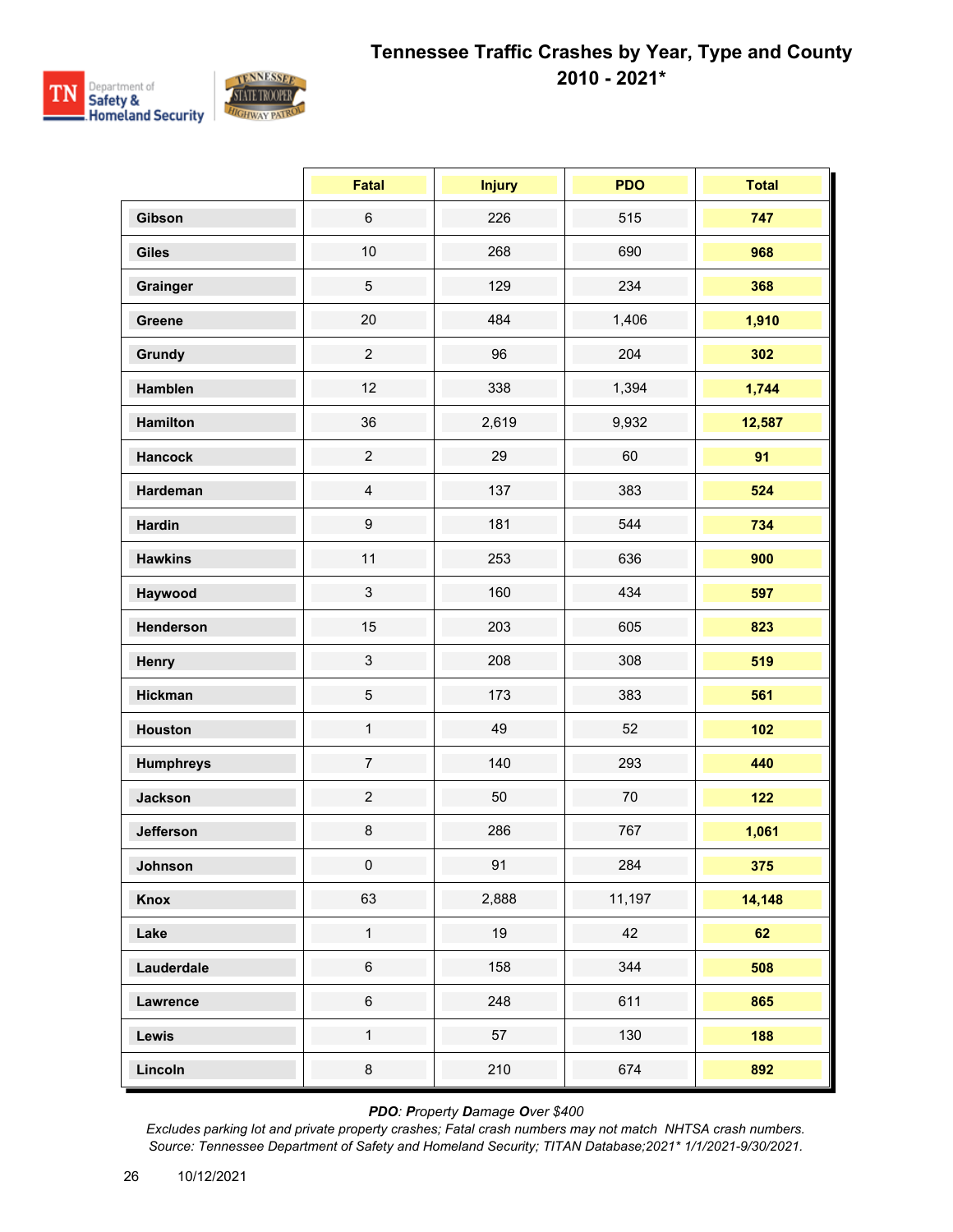# Tennessee Traffic Crashes by Year, Type and County

## 2010 - 2021*

| | Fatal | Injury | PDO | Total |
|---|---|---|---|---|
| **Gibson** | 6 | 226 | 515 | **747** |
| **Giles** | 10 | 268 | 690 | **968** |
| **Grainger** | 5 | 129 | 234 | **368** |
| **Greene** | 20 | 484 | 1,406 | **1,910** |
| **Grundy** | 2 | 96 | 204 | **302** |
| **Hamblen** | 12 | 338 | 1,394 | **1,744** |
| **Hamilton** | 36 | 2,619 | 9,932 | **12,587** |
| **Hancock** | 2 | 29 | 60 | **91** |
| **Hardeman** | 4 | 137 | 383 | **524** |
| **Hardin** | 9 | 181 | 544 | **734** |
| **Hawkins** | 11 | 253 | 636 | **900** |
| **Haywood** | 3 | 160 | 434 | **597** |
| **Henderson** | 15 | 203 | 605 | **823** |
| **Henry** | 3 | 208 | 308 | **519** |
| **Hickman** | 5 | 173 | 383 | **561** |
| **Houston** | 1 | 49 | 52 | **102** |
| **Humphreys** | 7 | 140 | 293 | **440** |
| **Jackson** | 2 | 50 | 70 | **122** |
| **Jefferson** | 8 | 286 | 767 | **1,061** |
| **Johnson** | 0 | 91 | 284 | **375** |
| **Knox** | 63 | 2,888 | 11,197 | **14,148** |
| **Lake** | 1 | 19 | 42 | **62** |
| **Lauderdale** | 6 | 158 | 344 | **508** |
| **Lawrence** | 6 | 248 | 611 | **865** |
| **Lewis** | 1 | 57 | 130 | **188** |
| **Lincoln** | 8 | 210 | 674 | **892** |

***PDO**: **P**roperty **D**amage **O**ver $400*

*Excludes parking lot and private property crashes; Fatal crash numbers may not match NHTSA crash numbers.*

*Source: Tennessee Department of Safety and Homeland Security; TITAN Database;2021* 1/1/2021-9/30/2021.*

10/12/2021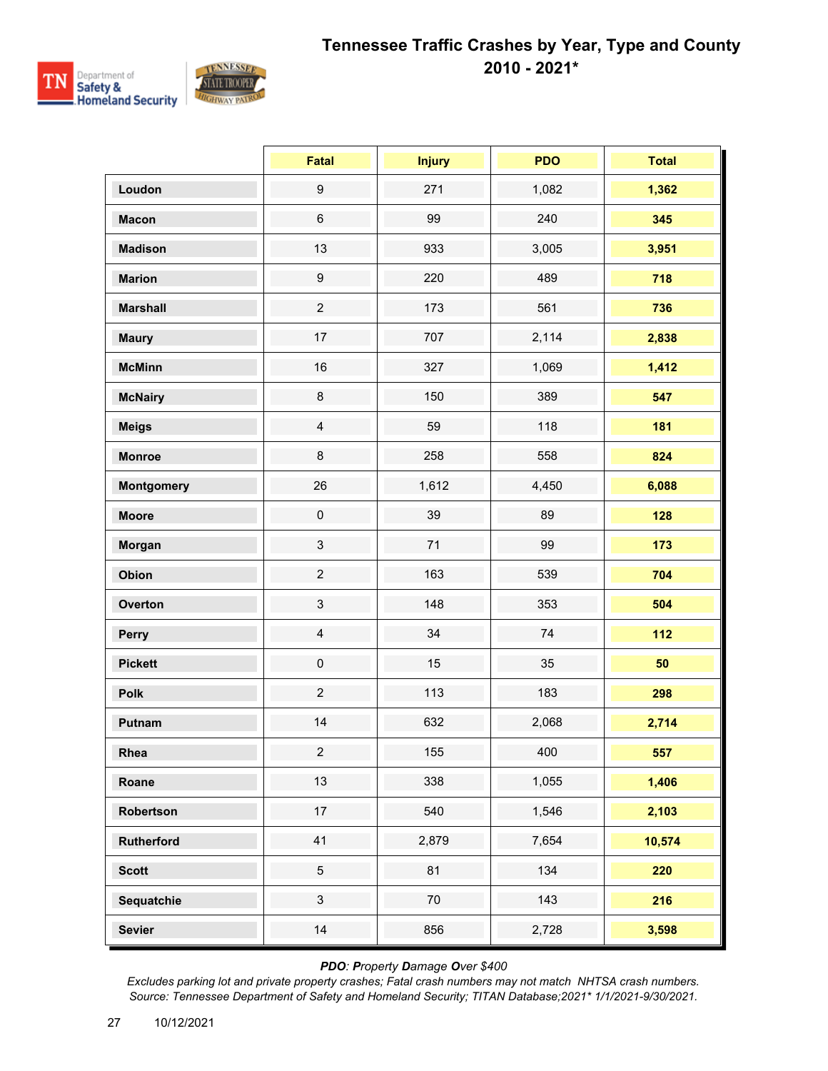# Tennessee Traffic Crashes by Year, Type and County 2010 - 2021*

| | Fatal | Injury | PDO | Total |
|---|---|---|---|---|
| **Loudon** | 9 | 271 | 1,082 | **1,362** |
| **Macon** | 6 | 99 | 240 | **345** |
| **Madison** | 13 | 933 | 3,005 | **3,951** |
| **Marion** | 9 | 220 | 489 | **718** |
| **Marshall** | 2 | 173 | 561 | **736** |
| **Maury** | 17 | 707 | 2,114 | **2,838** |
| **McMinn** | 16 | 327 | 1,069 | **1,412** |
| **McNairy** | 8 | 150 | 389 | **547** |
| **Meigs** | 4 | 59 | 118 | **181** |
| **Monroe** | 8 | 258 | 558 | **824** |
| **Montgomery** | 26 | 1,612 | 4,450 | **6,088** |
| **Moore** | 0 | 39 | 89 | **128** |
| **Morgan** | 3 | 71 | 99 | **173** |
| **Obion** | 2 | 163 | 539 | **704** |
| **Overton** | 3 | 148 | 353 | **504** |
| **Perry** | 4 | 34 | 74 | **112** |
| **Pickett** | 0 | 15 | 35 | **50** |
| **Polk** | 2 | 113 | 183 | **298** |
| **Putnam** | 14 | 632 | 2,068 | **2,714** |
| **Rhea** | 2 | 155 | 400 | **557** |
| **Roane** | 13 | 338 | 1,055 | **1,406** |
| **Robertson** | 17 | 540 | 1,546 | **2,103** |
| **Rutherford** | 41 | 2,879 | 7,654 | **10,574** |
| **Scott** | 5 | 81 | 134 | **220** |
| **Sequatchie** | 3 | 70 | 143 | **216** |
| **Sevier** | 14 | 856 | 2,728 | **3,598** |

***PDO**: **P**roperty **D**amage **O**ver $400*

*Excludes parking lot and private property crashes; Fatal crash numbers may not match NHTSA crash numbers.*
*Source: Tennessee Department of Safety and Homeland Security; TITAN Database;2021* 1/1/2021-9/30/2021.*

10/12/2021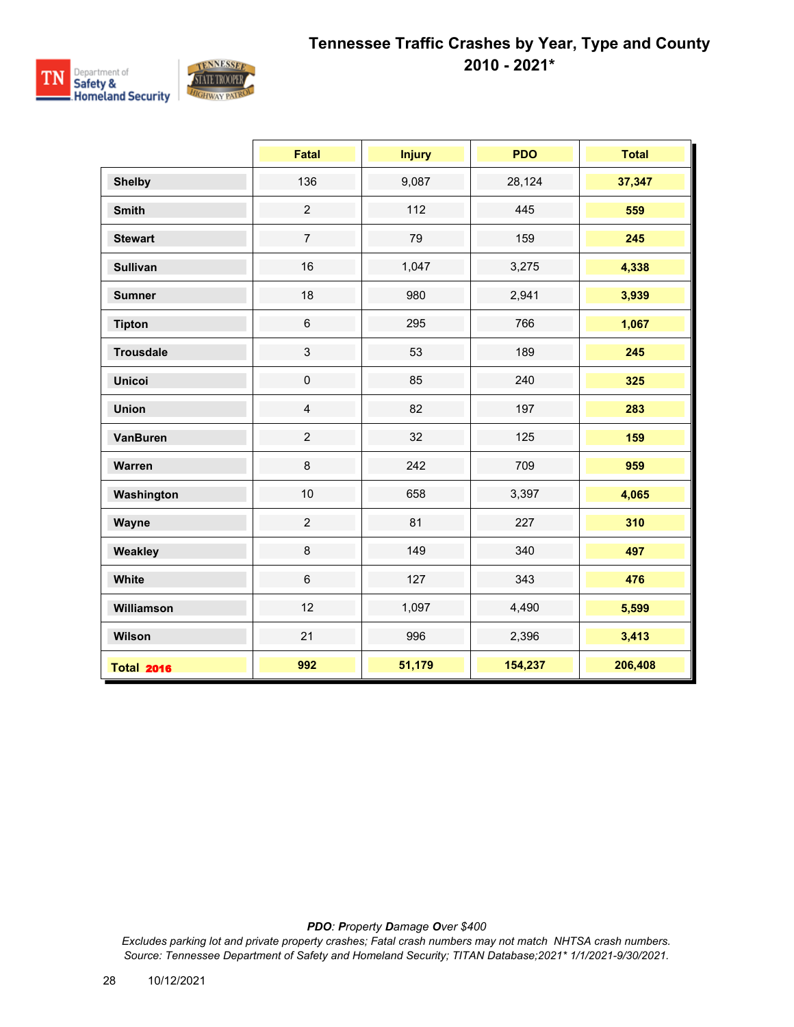# Tennessee Traffic Crashes by Year, Type and County
## 2010 - 2021*

| | Fatal | Injury | PDO | Total |
|---|---|---|---|---|
| **Shelby** | 136 | 9,087 | 28,124 | **37,347** |
| **Smith** | 2 | 112 | 445 | **559** |
| **Stewart** | 7 | 79 | 159 | **245** |
| **Sullivan** | 16 | 1,047 | 3,275 | **4,338** |
| **Sumner** | 18 | 980 | 2,941 | **3,939** |
| **Tipton** | 6 | 295 | 766 | **1,067** |
| **Trousdale** | 3 | 53 | 189 | **245** |
| **Unicoi** | 0 | 85 | 240 | **325** |
| **Union** | 4 | 82 | 197 | **283** |
| **VanBuren** | 2 | 32 | 125 | **159** |
| **Warren** | 8 | 242 | 709 | **959** |
| **Washington** | 10 | 658 | 3,397 | **4,065** |
| **Wayne** | 2 | 81 | 227 | **310** |
| **Weakley** | 8 | 149 | 340 | **497** |
| **White** | 6 | 127 | 343 | **476** |
| **Williamson** | 12 | 1,097 | 4,490 | **5,599** |
| **Wilson** | 21 | 996 | 2,396 | **3,413** |
| **Total 2016** | **992** | **51,179** | **154,237** | **206,408** |

*__PDO__: __P__roperty __D__amage __O__ver $400*

*Excludes parking lot and private property crashes; Fatal crash numbers may not match NHTSA crash numbers.*

*Source: Tennessee Department of Safety and Homeland Security; TITAN Database;2021* 1/1/2021-9/30/2021.*

10/12/2021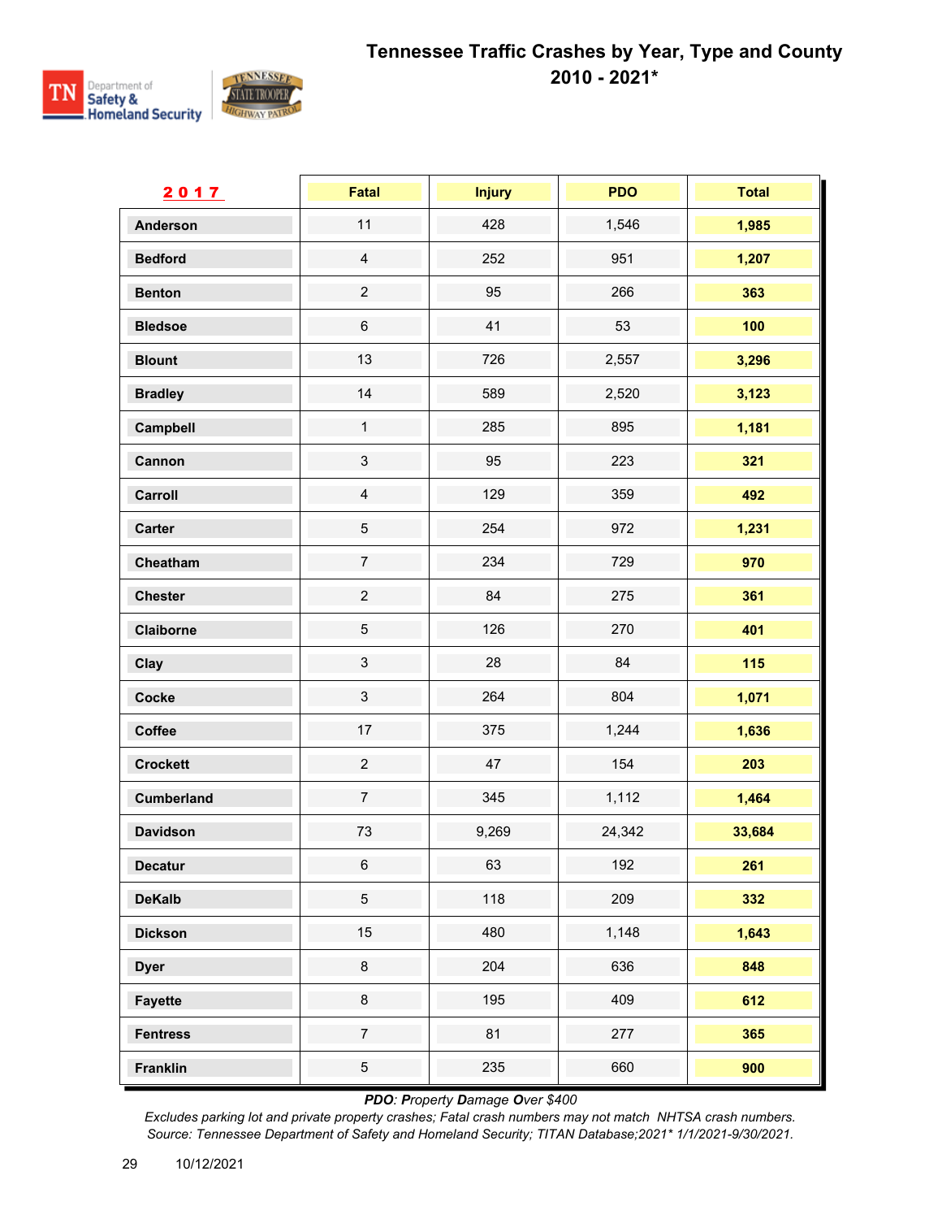# Tennessee Traffic Crashes by Year, Type and County 2010 - 2021*

| 2017 | Fatal | Injury | PDO | Total |
|---|---|---|---|---|
| Anderson | 11 | 428 | 1,546 | 1,985 |
| Bedford | 4 | 252 | 951 | 1,207 |
| Benton | 2 | 95 | 266 | 363 |
| Bledsoe | 6 | 41 | 53 | 100 |
| Blount | 13 | 726 | 2,557 | 3,296 |
| Bradley | 14 | 589 | 2,520 | 3,123 |
| Campbell | 1 | 285 | 895 | 1,181 |
| Cannon | 3 | 95 | 223 | 321 |
| Carroll | 4 | 129 | 359 | 492 |
| Carter | 5 | 254 | 972 | 1,231 |
| Cheatham | 7 | 234 | 729 | 970 |
| Chester | 2 | 84 | 275 | 361 |
| Claiborne | 5 | 126 | 270 | 401 |
| Clay | 3 | 28 | 84 | 115 |
| Cocke | 3 | 264 | 804 | 1,071 |
| Coffee | 17 | 375 | 1,244 | 1,636 |
| Crockett | 2 | 47 | 154 | 203 |
| Cumberland | 7 | 345 | 1,112 | 1,464 |
| Davidson | 73 | 9,269 | 24,342 | 33,684 |
| Decatur | 6 | 63 | 192 | 261 |
| DeKalb | 5 | 118 | 209 | 332 |
| Dickson | 15 | 480 | 1,148 | 1,643 |
| Dyer | 8 | 204 | 636 | 848 |
| Fayette | 8 | 195 | 409 | 612 |
| Fentress | 7 | 81 | 277 | 365 |
| Franklin | 5 | 235 | 660 | 900 |

*PDO: Property Damage Over $400*

*Excludes parking lot and private property crashes; Fatal crash numbers may not match NHTSA crash numbers.*
*Source: Tennessee Department of Safety and Homeland Security; TITAN Database;2021* 1/1/2021-9/30/2021.*

10/12/2021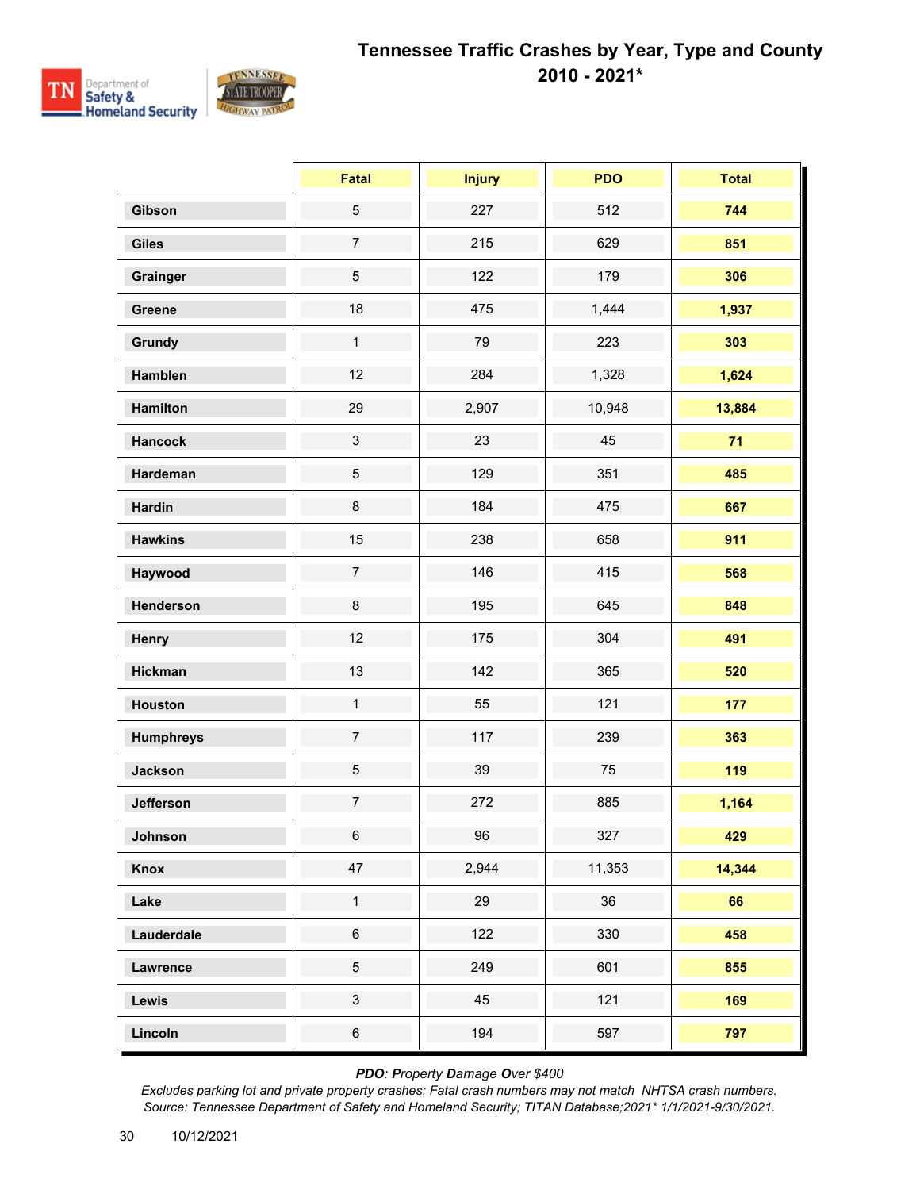# Tennessee Traffic Crashes by Year, Type and County 2010 - 2021*

| | Fatal | Injury | PDO | Total |
|---|---|---|---|---|
| **Gibson** | 5 | 227 | 512 | **744** |
| **Giles** | 7 | 215 | 629 | **851** |
| **Grainger** | 5 | 122 | 179 | **306** |
| **Greene** | 18 | 475 | 1,444 | **1,937** |
| **Grundy** | 1 | 79 | 223 | **303** |
| **Hamblen** | 12 | 284 | 1,328 | **1,624** |
| **Hamilton** | 29 | 2,907 | 10,948 | **13,884** |
| **Hancock** | 3 | 23 | 45 | **71** |
| **Hardeman** | 5 | 129 | 351 | **485** |
| **Hardin** | 8 | 184 | 475 | **667** |
| **Hawkins** | 15 | 238 | 658 | **911** |
| **Haywood** | 7 | 146 | 415 | **568** |
| **Henderson** | 8 | 195 | 645 | **848** |
| **Henry** | 12 | 175 | 304 | **491** |
| **Hickman** | 13 | 142 | 365 | **520** |
| **Houston** | 1 | 55 | 121 | **177** |
| **Humphreys** | 7 | 117 | 239 | **363** |
| **Jackson** | 5 | 39 | 75 | **119** |
| **Jefferson** | 7 | 272 | 885 | **1,164** |
| **Johnson** | 6 | 96 | 327 | **429** |
| **Knox** | 47 | 2,944 | 11,353 | **14,344** |
| **Lake** | 1 | 29 | 36 | **66** |
| **Lauderdale** | 6 | 122 | 330 | **458** |
| **Lawrence** | 5 | 249 | 601 | **855** |
| **Lewis** | 3 | 45 | 121 | **169** |
| **Lincoln** | 6 | 194 | 597 | **797** |

***PDO**: **P**roperty **D**amage **O**ver $400*

*Excludes parking lot and private property crashes; Fatal crash numbers may not match NHTSA crash numbers.*
*Source: Tennessee Department of Safety and Homeland Security; TITAN Database;2021* 1/1/2021-9/30/2021.*

10/12/2021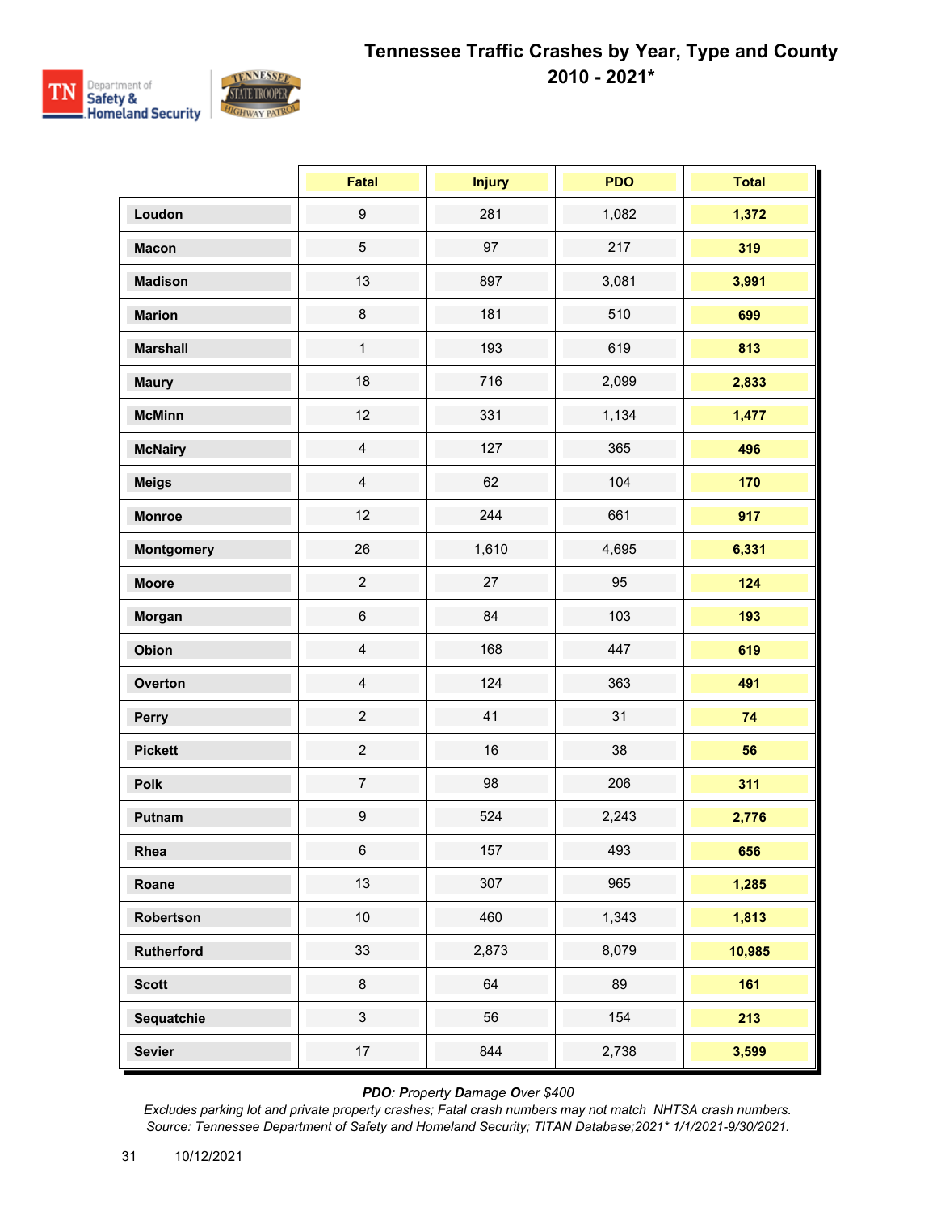# Tennessee Traffic Crashes by Year, Type and County 2010 - 2021*

| | Fatal | Injury | PDO | Total |
|---|---|---|---|---|
| **Loudon** | 9 | 281 | 1,082 | **1,372** |
| **Macon** | 5 | 97 | 217 | **319** |
| **Madison** | 13 | 897 | 3,081 | **3,991** |
| **Marion** | 8 | 181 | 510 | **699** |
| **Marshall** | 1 | 193 | 619 | **813** |
| **Maury** | 18 | 716 | 2,099 | **2,833** |
| **McMinn** | 12 | 331 | 1,134 | **1,477** |
| **McNairy** | 4 | 127 | 365 | **496** |
| **Meigs** | 4 | 62 | 104 | **170** |
| **Monroe** | 12 | 244 | 661 | **917** |
| **Montgomery** | 26 | 1,610 | 4,695 | **6,331** |
| **Moore** | 2 | 27 | 95 | **124** |
| **Morgan** | 6 | 84 | 103 | **193** |
| **Obion** | 4 | 168 | 447 | **619** |
| **Overton** | 4 | 124 | 363 | **491** |
| **Perry** | 2 | 41 | 31 | **74** |
| **Pickett** | 2 | 16 | 38 | **56** |
| **Polk** | 7 | 98 | 206 | **311** |
| **Putnam** | 9 | 524 | 2,243 | **2,776** |
| **Rhea** | 6 | 157 | 493 | **656** |
| **Roane** | 13 | 307 | 965 | **1,285** |
| **Robertson** | 10 | 460 | 1,343 | **1,813** |
| **Rutherford** | 33 | 2,873 | 8,079 | **10,985** |
| **Scott** | 8 | 64 | 89 | **161** |
| **Sequatchie** | 3 | 56 | 154 | **213** |
| **Sevier** | 17 | 844 | 2,738 | **3,599** |

***PDO**: **P**roperty **D**amage **O**ver $400*

*Excludes parking lot and private property crashes; Fatal crash numbers may not match NHTSA crash numbers.*
*Source: Tennessee Department of Safety and Homeland Security; TITAN Database;2021* 1/1/2021-9/30/2021.*

10/12/2021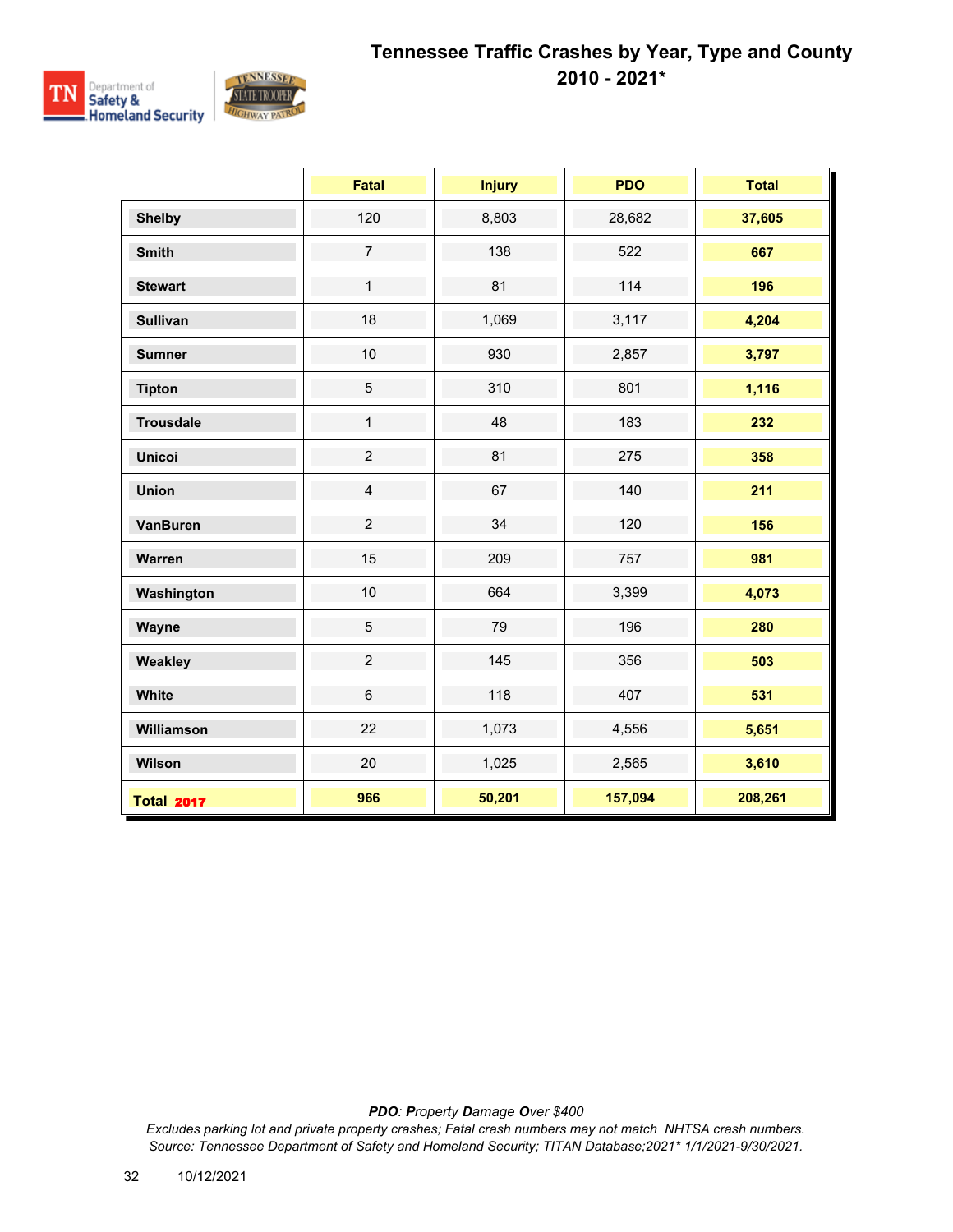# Tennessee Traffic Crashes by Year, Type and County
## 2010 - 2021*

| | Fatal | Injury | PDO | Total |
|---|---|---|---|---|
| **Shelby** | 120 | 8,803 | 28,682 | **37,605** |
| **Smith** | 7 | 138 | 522 | **667** |
| **Stewart** | 1 | 81 | 114 | **196** |
| **Sullivan** | 18 | 1,069 | 3,117 | **4,204** |
| **Sumner** | 10 | 930 | 2,857 | **3,797** |
| **Tipton** | 5 | 310 | 801 | **1,116** |
| **Trousdale** | 1 | 48 | 183 | **232** |
| **Unicoi** | 2 | 81 | 275 | **358** |
| **Union** | 4 | 67 | 140 | **211** |
| **VanBuren** | 2 | 34 | 120 | **156** |
| **Warren** | 15 | 209 | 757 | **981** |
| **Washington** | 10 | 664 | 3,399 | **4,073** |
| **Wayne** | 5 | 79 | 196 | **280** |
| **Weakley** | 2 | 145 | 356 | **503** |
| **White** | 6 | 118 | 407 | **531** |
| **Williamson** | 22 | 1,073 | 4,556 | **5,651** |
| **Wilson** | 20 | 1,025 | 2,565 | **3,610** |
| **Total 2017** | **966** | **50,201** | **157,094** | **208,261** |

***PDO**: **P**roperty **D**amage **O**ver $400*

*Excludes parking lot and private property crashes; Fatal crash numbers may not match NHTSA crash numbers.*
*Source: Tennessee Department of Safety and Homeland Security; TITAN Database;2021* 1/1/2021-9/30/2021.*

10/12/2021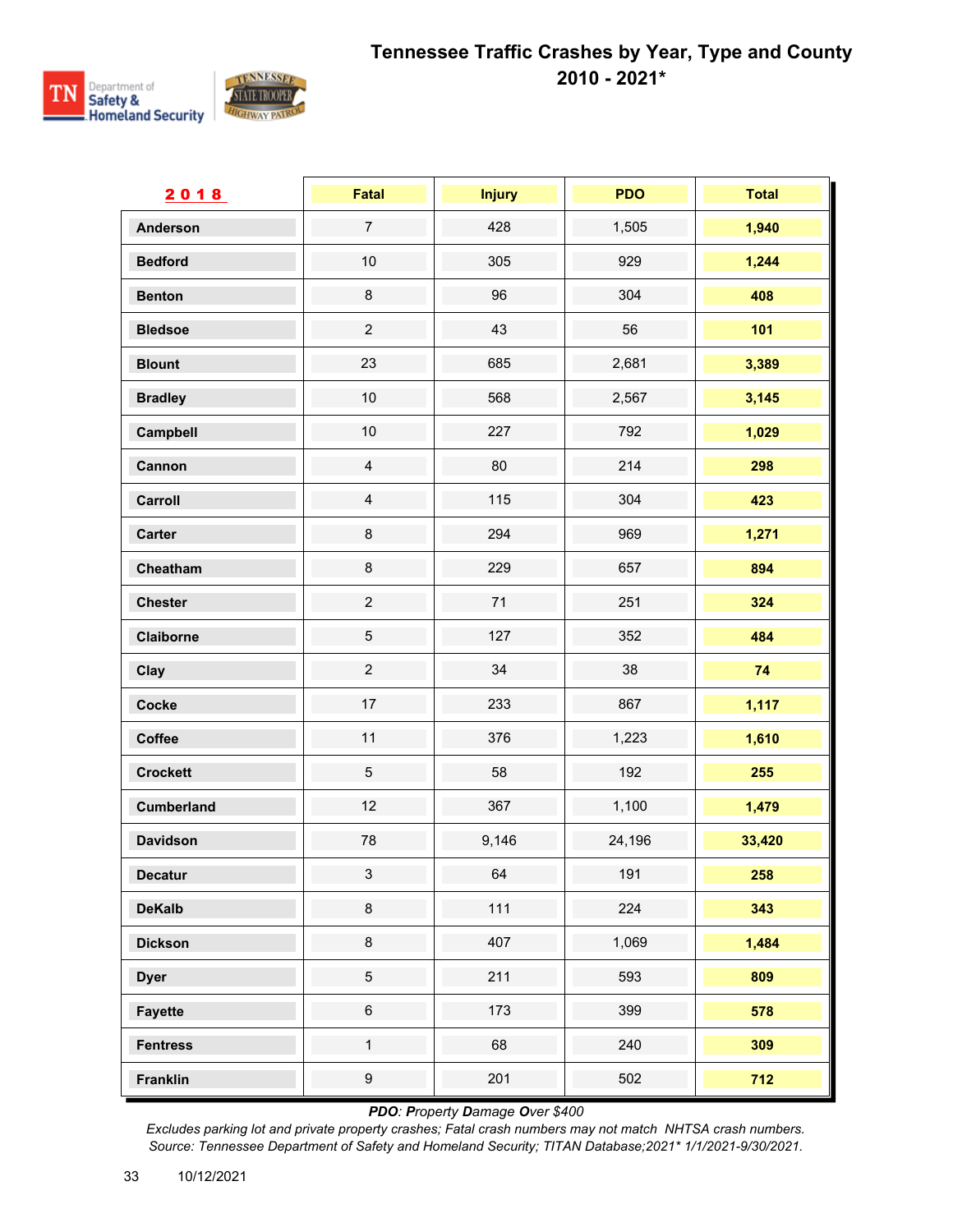# Tennessee Traffic Crashes by Year, Type and County
## 2010 - 2021*

| 2018 | Fatal | Injury | PDO | Total |
|---|---|---|---|---|
| **Anderson** | 7 | 428 | 1,505 | **1,940** |
| **Bedford** | 10 | 305 | 929 | **1,244** |
| **Benton** | 8 | 96 | 304 | **408** |
| **Bledsoe** | 2 | 43 | 56 | **101** |
| **Blount** | 23 | 685 | 2,681 | **3,389** |
| **Bradley** | 10 | 568 | 2,567 | **3,145** |
| **Campbell** | 10 | 227 | 792 | **1,029** |
| **Cannon** | 4 | 80 | 214 | **298** |
| **Carroll** | 4 | 115 | 304 | **423** |
| **Carter** | 8 | 294 | 969 | **1,271** |
| **Cheatham** | 8 | 229 | 657 | **894** |
| **Chester** | 2 | 71 | 251 | **324** |
| **Claiborne** | 5 | 127 | 352 | **484** |
| **Clay** | 2 | 34 | 38 | **74** |
| **Cocke** | 17 | 233 | 867 | **1,117** |
| **Coffee** | 11 | 376 | 1,223 | **1,610** |
| **Crockett** | 5 | 58 | 192 | **255** |
| **Cumberland** | 12 | 367 | 1,100 | **1,479** |
| **Davidson** | 78 | 9,146 | 24,196 | **33,420** |
| **Decatur** | 3 | 64 | 191 | **258** |
| **DeKalb** | 8 | 111 | 224 | **343** |
| **Dickson** | 8 | 407 | 1,069 | **1,484** |
| **Dyer** | 5 | 211 | 593 | **809** |
| **Fayette** | 6 | 173 | 399 | **578** |
| **Fentress** | 1 | 68 | 240 | **309** |
| **Franklin** | 9 | 201 | 502 | **712** |

***PDO**: **P**roperty **D**amage **O**ver $400*

*Excludes parking lot and private property crashes; Fatal crash numbers may not match NHTSA crash numbers.*
*Source: Tennessee Department of Safety and Homeland Security; TITAN Database;2021* 1/1/2021-9/30/2021.*

10/12/2021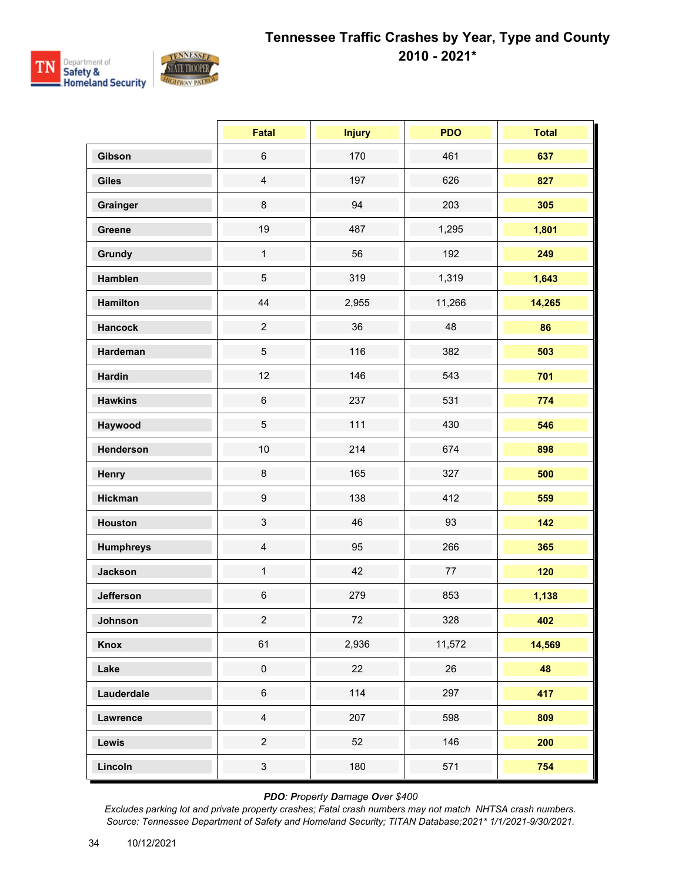# Tennessee Traffic Crashes by Year, Type and County 2010 - 2021*

| | Fatal | Injury | PDO | Total |
|---|---|---|---|---|
| **Gibson** | 6 | 170 | 461 | **637** |
| **Giles** | 4 | 197 | 626 | **827** |
| **Grainger** | 8 | 94 | 203 | **305** |
| **Greene** | 19 | 487 | 1,295 | **1,801** |
| **Grundy** | 1 | 56 | 192 | **249** |
| **Hamblen** | 5 | 319 | 1,319 | **1,643** |
| **Hamilton** | 44 | 2,955 | 11,266 | **14,265** |
| **Hancock** | 2 | 36 | 48 | **86** |
| **Hardeman** | 5 | 116 | 382 | **503** |
| **Hardin** | 12 | 146 | 543 | **701** |
| **Hawkins** | 6 | 237 | 531 | **774** |
| **Haywood** | 5 | 111 | 430 | **546** |
| **Henderson** | 10 | 214 | 674 | **898** |
| **Henry** | 8 | 165 | 327 | **500** |
| **Hickman** | 9 | 138 | 412 | **559** |
| **Houston** | 3 | 46 | 93 | **142** |
| **Humphreys** | 4 | 95 | 266 | **365** |
| **Jackson** | 1 | 42 | 77 | **120** |
| **Jefferson** | 6 | 279 | 853 | **1,138** |
| **Johnson** | 2 | 72 | 328 | **402** |
| **Knox** | 61 | 2,936 | 11,572 | **14,569** |
| **Lake** | 0 | 22 | 26 | **48** |
| **Lauderdale** | 6 | 114 | 297 | **417** |
| **Lawrence** | 4 | 207 | 598 | **809** |
| **Lewis** | 2 | 52 | 146 | **200** |
| **Lincoln** | 3 | 180 | 571 | **754** |

***PDO**: **P**roperty **D**amage **O**ver $400*

*Excludes parking lot and private property crashes; Fatal crash numbers may not match NHTSA crash numbers.*
*Source: Tennessee Department of Safety and Homeland Security; TITAN Database;2021* 1/1/2021-9/30/2021.*

10/12/2021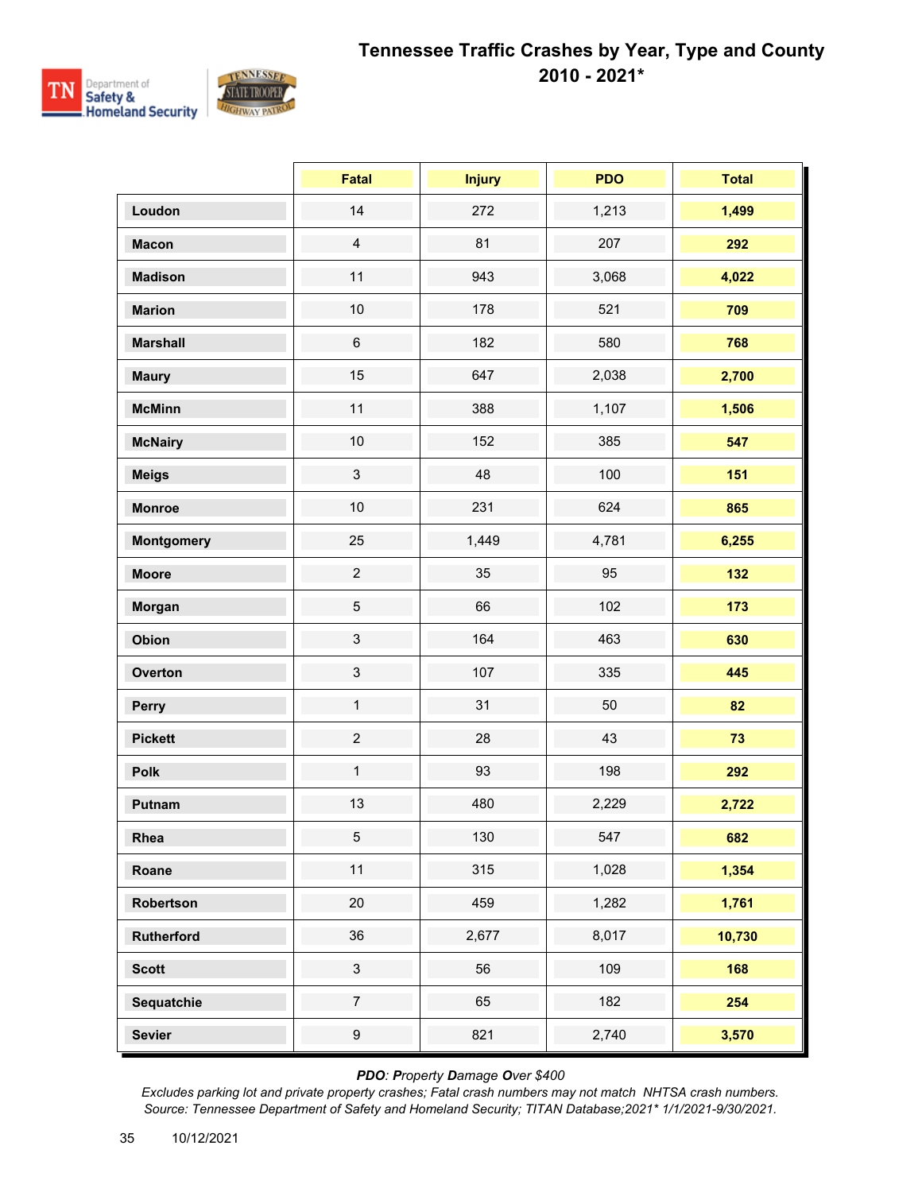# Tennessee Traffic Crashes by Year, Type and County 2010 - 2021*

| | Fatal | Injury | PDO | Total |
|---|---|---|---|---|
| **Loudon** | 14 | 272 | 1,213 | **1,499** |
| **Macon** | 4 | 81 | 207 | **292** |
| **Madison** | 11 | 943 | 3,068 | **4,022** |
| **Marion** | 10 | 178 | 521 | **709** |
| **Marshall** | 6 | 182 | 580 | **768** |
| **Maury** | 15 | 647 | 2,038 | **2,700** |
| **McMinn** | 11 | 388 | 1,107 | **1,506** |
| **McNairy** | 10 | 152 | 385 | **547** |
| **Meigs** | 3 | 48 | 100 | **151** |
| **Monroe** | 10 | 231 | 624 | **865** |
| **Montgomery** | 25 | 1,449 | 4,781 | **6,255** |
| **Moore** | 2 | 35 | 95 | **132** |
| **Morgan** | 5 | 66 | 102 | **173** |
| **Obion** | 3 | 164 | 463 | **630** |
| **Overton** | 3 | 107 | 335 | **445** |
| **Perry** | 1 | 31 | 50 | **82** |
| **Pickett** | 2 | 28 | 43 | **73** |
| **Polk** | 1 | 93 | 198 | **292** |
| **Putnam** | 13 | 480 | 2,229 | **2,722** |
| **Rhea** | 5 | 130 | 547 | **682** |
| **Roane** | 11 | 315 | 1,028 | **1,354** |
| **Robertson** | 20 | 459 | 1,282 | **1,761** |
| **Rutherford** | 36 | 2,677 | 8,017 | **10,730** |
| **Scott** | 3 | 56 | 109 | **168** |
| **Sequatchie** | 7 | 65 | 182 | **254** |
| **Sevier** | 9 | 821 | 2,740 | **3,570** |

***PDO**: **P**roperty **D**amage **O**ver $400*

*Excludes parking lot and private property crashes; Fatal crash numbers may not match NHTSA crash numbers.*
*Source: Tennessee Department of Safety and Homeland Security; TITAN Database;2021* 1/1/2021-9/30/2021.*

10/12/2021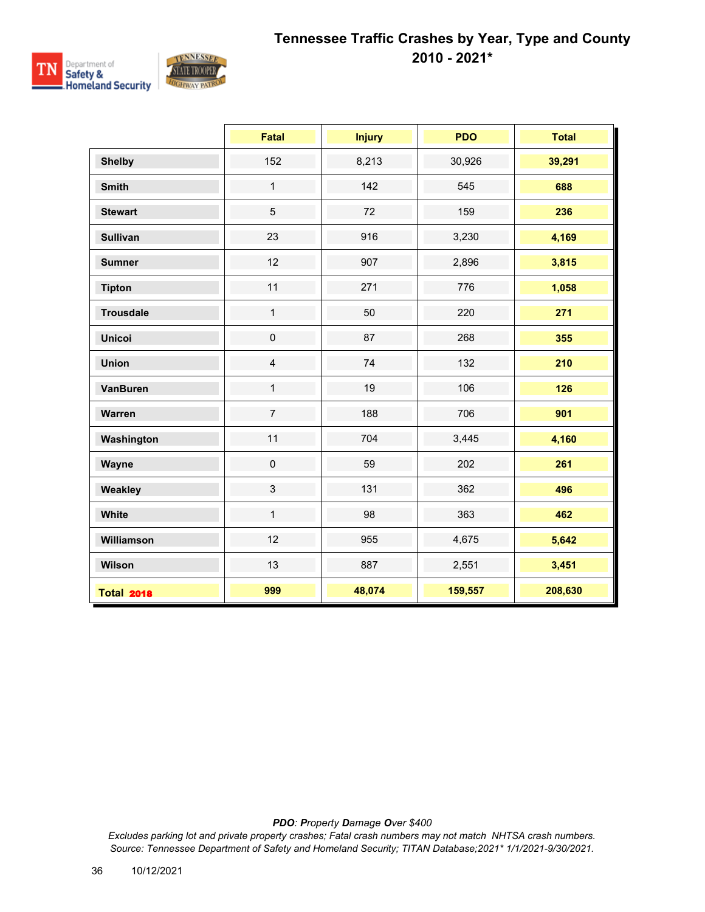# Tennessee Traffic Crashes by Year, Type and County 2010 - 2021*

| | Fatal | Injury | PDO | Total |
|---|---|---|---|---|
| **Shelby** | 152 | 8,213 | 30,926 | **39,291** |
| **Smith** | 1 | 142 | 545 | **688** |
| **Stewart** | 5 | 72 | 159 | **236** |
| **Sullivan** | 23 | 916 | 3,230 | **4,169** |
| **Sumner** | 12 | 907 | 2,896 | **3,815** |
| **Tipton** | 11 | 271 | 776 | **1,058** |
| **Trousdale** | 1 | 50 | 220 | **271** |
| **Unicoi** | 0 | 87 | 268 | **355** |
| **Union** | 4 | 74 | 132 | **210** |
| **VanBuren** | 1 | 19 | 106 | **126** |
| **Warren** | 7 | 188 | 706 | **901** |
| **Washington** | 11 | 704 | 3,445 | **4,160** |
| **Wayne** | 0 | 59 | 202 | **261** |
| **Weakley** | 3 | 131 | 362 | **496** |
| **White** | 1 | 98 | 363 | **462** |
| **Williamson** | 12 | 955 | 4,675 | **5,642** |
| **Wilson** | 13 | 887 | 2,551 | **3,451** |
| **Total 2018** | **999** | **48,074** | **159,557** | **208,630** |

*PDO: Property Damage Over $400*

*Excludes parking lot and private property crashes; Fatal crash numbers may not match NHTSA crash numbers.*

*Source: Tennessee Department of Safety and Homeland Security; TITAN Database;2021* 1/1/2021-9/30/2021.*

10/12/2021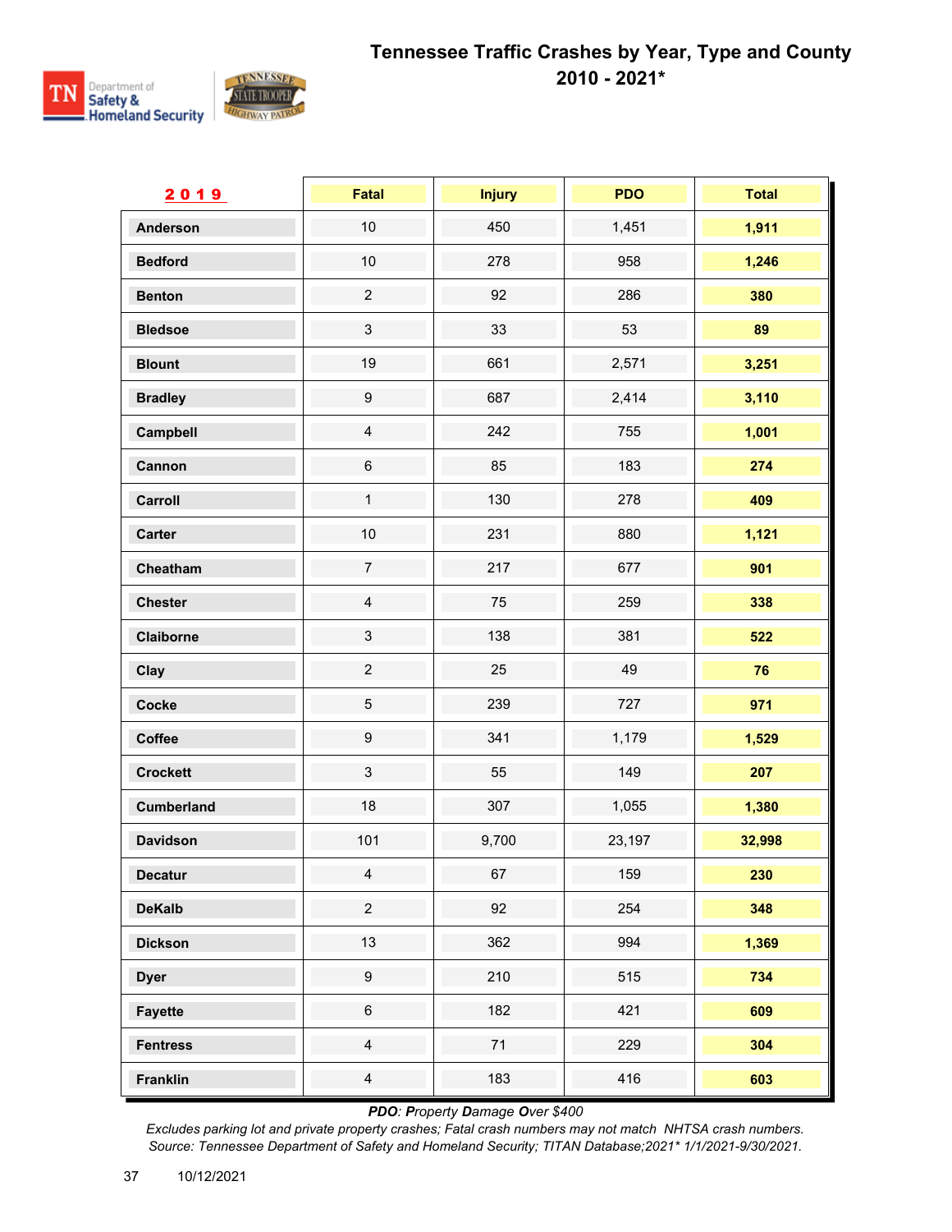# Tennessee Traffic Crashes by Year, Type and County 2010 - 2021*

| 2019 | Fatal | Injury | PDO | Total |
|---|---|---|---|---|
| Anderson | 10 | 450 | 1,451 | **1,911** |
| Bedford | 10 | 278 | 958 | **1,246** |
| Benton | 2 | 92 | 286 | **380** |
| Bledsoe | 3 | 33 | 53 | **89** |
| Blount | 19 | 661 | 2,571 | **3,251** |
| Bradley | 9 | 687 | 2,414 | **3,110** |
| Campbell | 4 | 242 | 755 | **1,001** |
| Cannon | 6 | 85 | 183 | **274** |
| Carroll | 1 | 130 | 278 | **409** |
| Carter | 10 | 231 | 880 | **1,121** |
| Cheatham | 7 | 217 | 677 | **901** |
| Chester | 4 | 75 | 259 | **338** |
| Claiborne | 3 | 138 | 381 | **522** |
| Clay | 2 | 25 | 49 | **76** |
| Cocke | 5 | 239 | 727 | **971** |
| Coffee | 9 | 341 | 1,179 | **1,529** |
| Crockett | 3 | 55 | 149 | **207** |
| Cumberland | 18 | 307 | 1,055 | **1,380** |
| Davidson | 101 | 9,700 | 23,197 | **32,998** |
| Decatur | 4 | 67 | 159 | **230** |
| DeKalb | 2 | 92 | 254 | **348** |
| Dickson | 13 | 362 | 994 | **1,369** |
| Dyer | 9 | 210 | 515 | **734** |
| Fayette | 6 | 182 | 421 | **609** |
| Fentress | 4 | 71 | 229 | **304** |
| Franklin | 4 | 183 | 416 | **603** |

***PDO**: **P**roperty **D**amage **O**ver $400*

*Excludes parking lot and private property crashes; Fatal crash numbers may not match NHTSA crash numbers.*
*Source: Tennessee Department of Safety and Homeland Security; TITAN Database;2021* 1/1/2021-9/30/2021.*

10/12/2021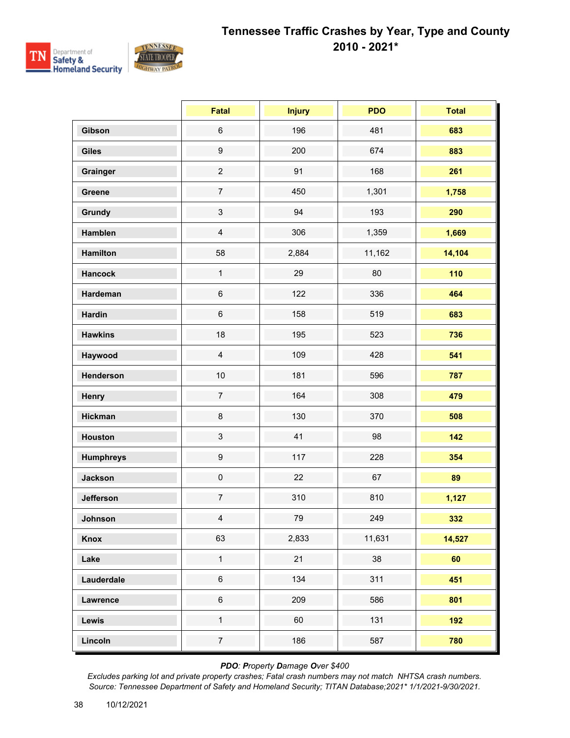# Tennessee Traffic Crashes by Year, Type and County 2010 - 2021*

| | Fatal | Injury | PDO | Total |
|---|---|---|---|---|
| **Gibson** | 6 | 196 | 481 | **683** |
| **Giles** | 9 | 200 | 674 | **883** |
| **Grainger** | 2 | 91 | 168 | **261** |
| **Greene** | 7 | 450 | 1,301 | **1,758** |
| **Grundy** | 3 | 94 | 193 | **290** |
| **Hamblen** | 4 | 306 | 1,359 | **1,669** |
| **Hamilton** | 58 | 2,884 | 11,162 | **14,104** |
| **Hancock** | 1 | 29 | 80 | **110** |
| **Hardeman** | 6 | 122 | 336 | **464** |
| **Hardin** | 6 | 158 | 519 | **683** |
| **Hawkins** | 18 | 195 | 523 | **736** |
| **Haywood** | 4 | 109 | 428 | **541** |
| **Henderson** | 10 | 181 | 596 | **787** |
| **Henry** | 7 | 164 | 308 | **479** |
| **Hickman** | 8 | 130 | 370 | **508** |
| **Houston** | 3 | 41 | 98 | **142** |
| **Humphreys** | 9 | 117 | 228 | **354** |
| **Jackson** | 0 | 22 | 67 | **89** |
| **Jefferson** | 7 | 310 | 810 | **1,127** |
| **Johnson** | 4 | 79 | 249 | **332** |
| **Knox** | 63 | 2,833 | 11,631 | **14,527** |
| **Lake** | 1 | 21 | 38 | **60** |
| **Lauderdale** | 6 | 134 | 311 | **451** |
| **Lawrence** | 6 | 209 | 586 | **801** |
| **Lewis** | 1 | 60 | 131 | **192** |
| **Lincoln** | 7 | 186 | 587 | **780** |

***PDO**: **P**roperty **D**amage **O**ver $400*

*Excludes parking lot and private property crashes; Fatal crash numbers may not match NHTSA crash numbers.*
*Source: Tennessee Department of Safety and Homeland Security; TITAN Database;2021* 1/1/2021-9/30/2021.*

10/12/2021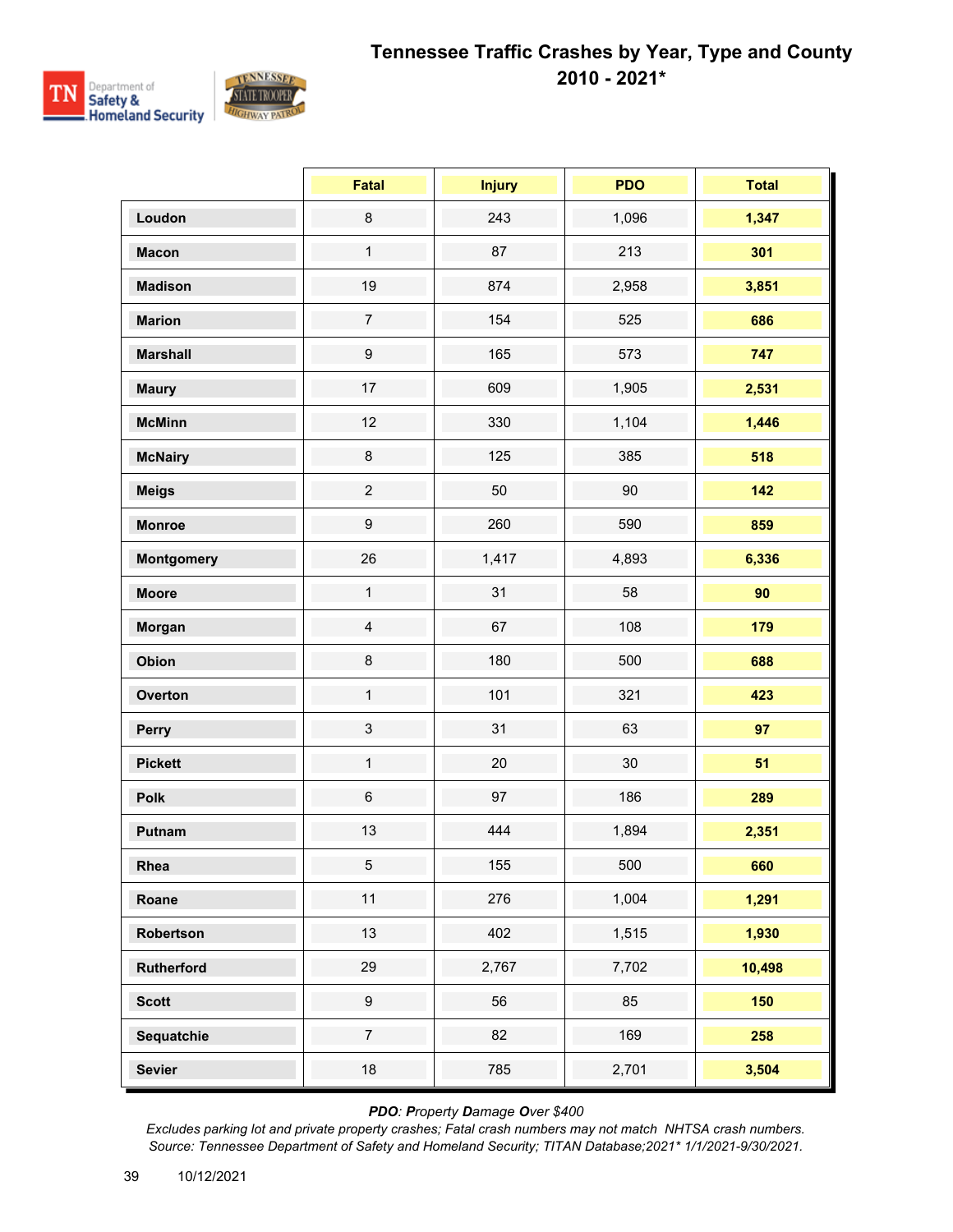# Tennessee Traffic Crashes by Year, Type and County 2010 - 2021*

| | Fatal | Injury | PDO | Total |
|---|---|---|---|---|
| **Loudon** | 8 | 243 | 1,096 | **1,347** |
| **Macon** | 1 | 87 | 213 | **301** |
| **Madison** | 19 | 874 | 2,958 | **3,851** |
| **Marion** | 7 | 154 | 525 | **686** |
| **Marshall** | 9 | 165 | 573 | **747** |
| **Maury** | 17 | 609 | 1,905 | **2,531** |
| **McMinn** | 12 | 330 | 1,104 | **1,446** |
| **McNairy** | 8 | 125 | 385 | **518** |
| **Meigs** | 2 | 50 | 90 | **142** |
| **Monroe** | 9 | 260 | 590 | **859** |
| **Montgomery** | 26 | 1,417 | 4,893 | **6,336** |
| **Moore** | 1 | 31 | 58 | **90** |
| **Morgan** | 4 | 67 | 108 | **179** |
| **Obion** | 8 | 180 | 500 | **688** |
| **Overton** | 1 | 101 | 321 | **423** |
| **Perry** | 3 | 31 | 63 | **97** |
| **Pickett** | 1 | 20 | 30 | **51** |
| **Polk** | 6 | 97 | 186 | **289** |
| **Putnam** | 13 | 444 | 1,894 | **2,351** |
| **Rhea** | 5 | 155 | 500 | **660** |
| **Roane** | 11 | 276 | 1,004 | **1,291** |
| **Robertson** | 13 | 402 | 1,515 | **1,930** |
| **Rutherford** | 29 | 2,767 | 7,702 | **10,498** |
| **Scott** | 9 | 56 | 85 | **150** |
| **Sequatchie** | 7 | 82 | 169 | **258** |
| **Sevier** | 18 | 785 | 2,701 | **3,504** |

*PDO: **P**roperty **D**amage **O**ver $400*

*Excludes parking lot and private property crashes; Fatal crash numbers may not match NHTSA crash numbers.*

*Source: Tennessee Department of Safety and Homeland Security; TITAN Database;2021* 1/1/2021-9/30/2021.*

10/12/2021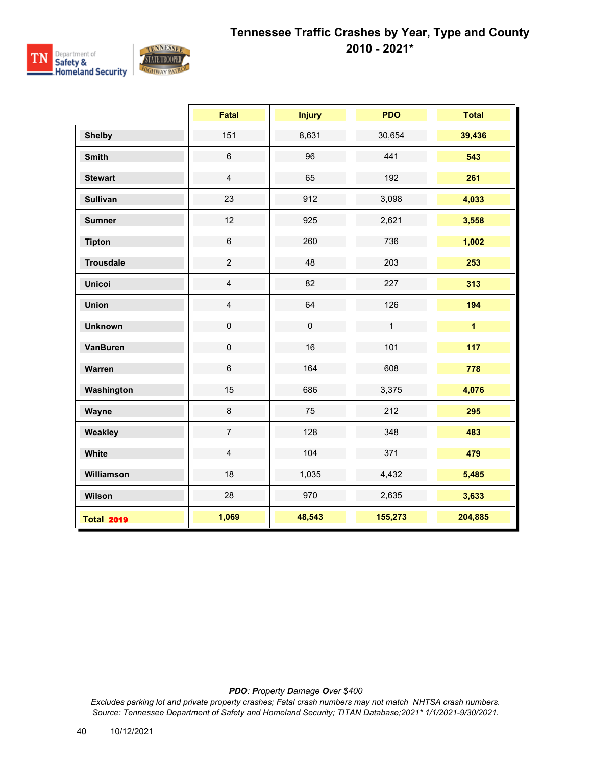# Tennessee Traffic Crashes by Year, Type and County
## 2010 - 2021*

| | Fatal | Injury | PDO | Total |
|---|---|---|---|---|
| **Shelby** | 151 | 8,631 | 30,654 | **39,436** |
| **Smith** | 6 | 96 | 441 | **543** |
| **Stewart** | 4 | 65 | 192 | **261** |
| **Sullivan** | 23 | 912 | 3,098 | **4,033** |
| **Sumner** | 12 | 925 | 2,621 | **3,558** |
| **Tipton** | 6 | 260 | 736 | **1,002** |
| **Trousdale** | 2 | 48 | 203 | **253** |
| **Unicoi** | 4 | 82 | 227 | **313** |
| **Union** | 4 | 64 | 126 | **194** |
| **Unknown** | 0 | 0 | 1 | **1** |
| **VanBuren** | 0 | 16 | 101 | **117** |
| **Warren** | 6 | 164 | 608 | **778** |
| **Washington** | 15 | 686 | 3,375 | **4,076** |
| **Wayne** | 8 | 75 | 212 | **295** |
| **Weakley** | 7 | 128 | 348 | **483** |
| **White** | 4 | 104 | 371 | **479** |
| **Williamson** | 18 | 1,035 | 4,432 | **5,485** |
| **Wilson** | 28 | 970 | 2,635 | **3,633** |
| **Total 2019** | **1,069** | **48,543** | **155,273** | **204,885** |

***PDO**: **P**roperty **D**amage **O**ver $400*

*Excludes parking lot and private property crashes; Fatal crash numbers may not match NHTSA crash numbers.*

*Source: Tennessee Department of Safety and Homeland Security; TITAN Database;2021* 1/1/2021-9/30/2021.*

10/12/2021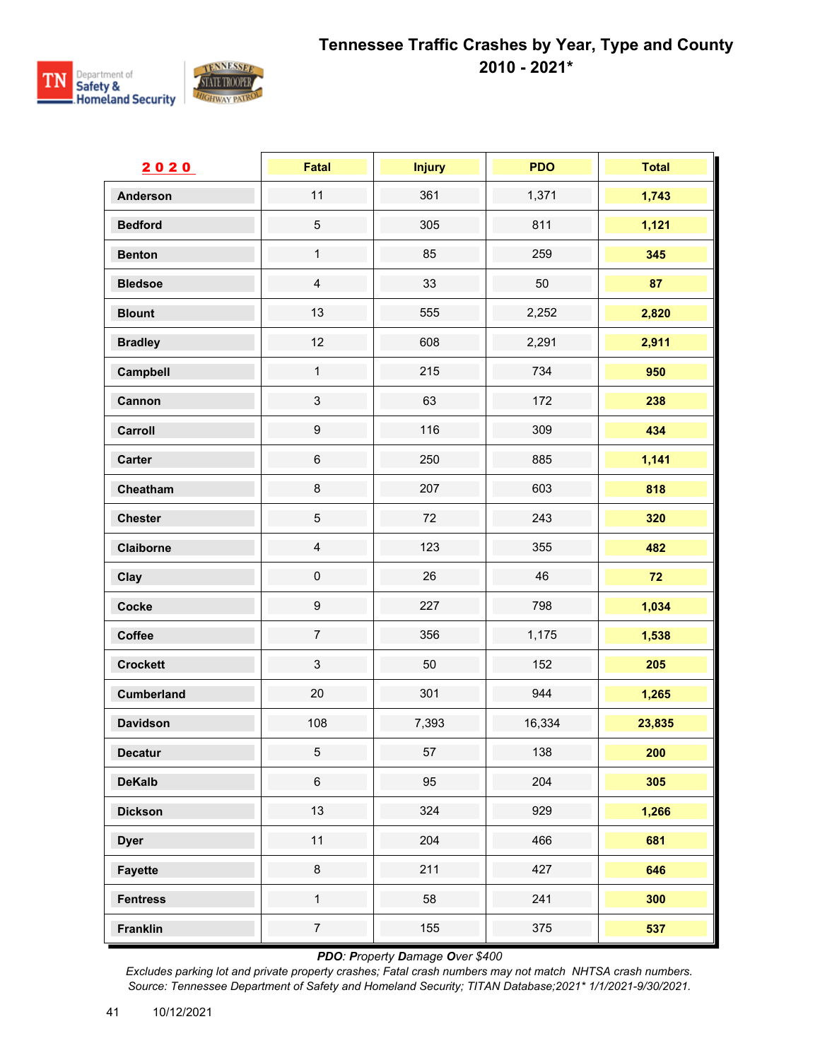# Tennessee Traffic Crashes by Year, Type and County 2010 - 2021*

| **2020** | Fatal | Injury | PDO | Total |
|---|---|---|---|---|
| **Anderson** | 11 | 361 | 1,371 | **1,743** |
| **Bedford** | 5 | 305 | 811 | **1,121** |
| **Benton** | 1 | 85 | 259 | **345** |
| **Bledsoe** | 4 | 33 | 50 | **87** |
| **Blount** | 13 | 555 | 2,252 | **2,820** |
| **Bradley** | 12 | 608 | 2,291 | **2,911** |
| **Campbell** | 1 | 215 | 734 | **950** |
| **Cannon** | 3 | 63 | 172 | **238** |
| **Carroll** | 9 | 116 | 309 | **434** |
| **Carter** | 6 | 250 | 885 | **1,141** |
| **Cheatham** | 8 | 207 | 603 | **818** |
| **Chester** | 5 | 72 | 243 | **320** |
| **Claiborne** | 4 | 123 | 355 | **482** |
| **Clay** | 0 | 26 | 46 | **72** |
| **Cocke** | 9 | 227 | 798 | **1,034** |
| **Coffee** | 7 | 356 | 1,175 | **1,538** |
| **Crockett** | 3 | 50 | 152 | **205** |
| **Cumberland** | 20 | 301 | 944 | **1,265** |
| **Davidson** | 108 | 7,393 | 16,334 | **23,835** |
| **Decatur** | 5 | 57 | 138 | **200** |
| **DeKalb** | 6 | 95 | 204 | **305** |
| **Dickson** | 13 | 324 | 929 | **1,266** |
| **Dyer** | 11 | 204 | 466 | **681** |
| **Fayette** | 8 | 211 | 427 | **646** |
| **Fentress** | 1 | 58 | 241 | **300** |
| **Franklin** | 7 | 155 | 375 | **537** |

*PDO: **P**roperty **D**amage **O**ver $400*

*Excludes parking lot and private property crashes; Fatal crash numbers may not match NHTSA crash numbers.*

*Source: Tennessee Department of Safety and Homeland Security; TITAN Database;2021* 1/1/2021-9/30/2021.*

10/12/2021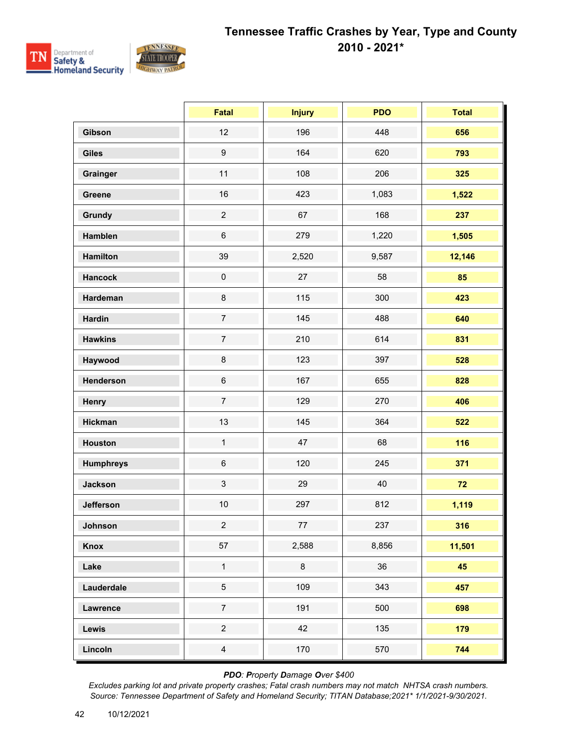# Tennessee Traffic Crashes by Year, Type and County 2010 - 2021*

| | Fatal | Injury | PDO | Total |
|---|---|---|---|---|
| Gibson | 12 | 196 | 448 | **656** |
| Giles | 9 | 164 | 620 | **793** |
| Grainger | 11 | 108 | 206 | **325** |
| Greene | 16 | 423 | 1,083 | **1,522** |
| Grundy | 2 | 67 | 168 | **237** |
| Hamblen | 6 | 279 | 1,220 | **1,505** |
| Hamilton | 39 | 2,520 | 9,587 | **12,146** |
| Hancock | 0 | 27 | 58 | **85** |
| Hardeman | 8 | 115 | 300 | **423** |
| Hardin | 7 | 145 | 488 | **640** |
| Hawkins | 7 | 210 | 614 | **831** |
| Haywood | 8 | 123 | 397 | **528** |
| Henderson | 6 | 167 | 655 | **828** |
| Henry | 7 | 129 | 270 | **406** |
| Hickman | 13 | 145 | 364 | **522** |
| Houston | 1 | 47 | 68 | **116** |
| Humphreys | 6 | 120 | 245 | **371** |
| Jackson | 3 | 29 | 40 | **72** |
| Jefferson | 10 | 297 | 812 | **1,119** |
| Johnson | 2 | 77 | 237 | **316** |
| Knox | 57 | 2,588 | 8,856 | **11,501** |
| Lake | 1 | 8 | 36 | **45** |
| Lauderdale | 5 | 109 | 343 | **457** |
| Lawrence | 7 | 191 | 500 | **698** |
| Lewis | 2 | 42 | 135 | **179** |
| Lincoln | 4 | 170 | 570 | **744** |

***PDO**: **P**roperty **D**amage **O**ver $400*

*Excludes parking lot and private property crashes; Fatal crash numbers may not match NHTSA crash numbers.*
*Source: Tennessee Department of Safety and Homeland Security; TITAN Database;2021* 1/1/2021-9/30/2021.*

10/12/2021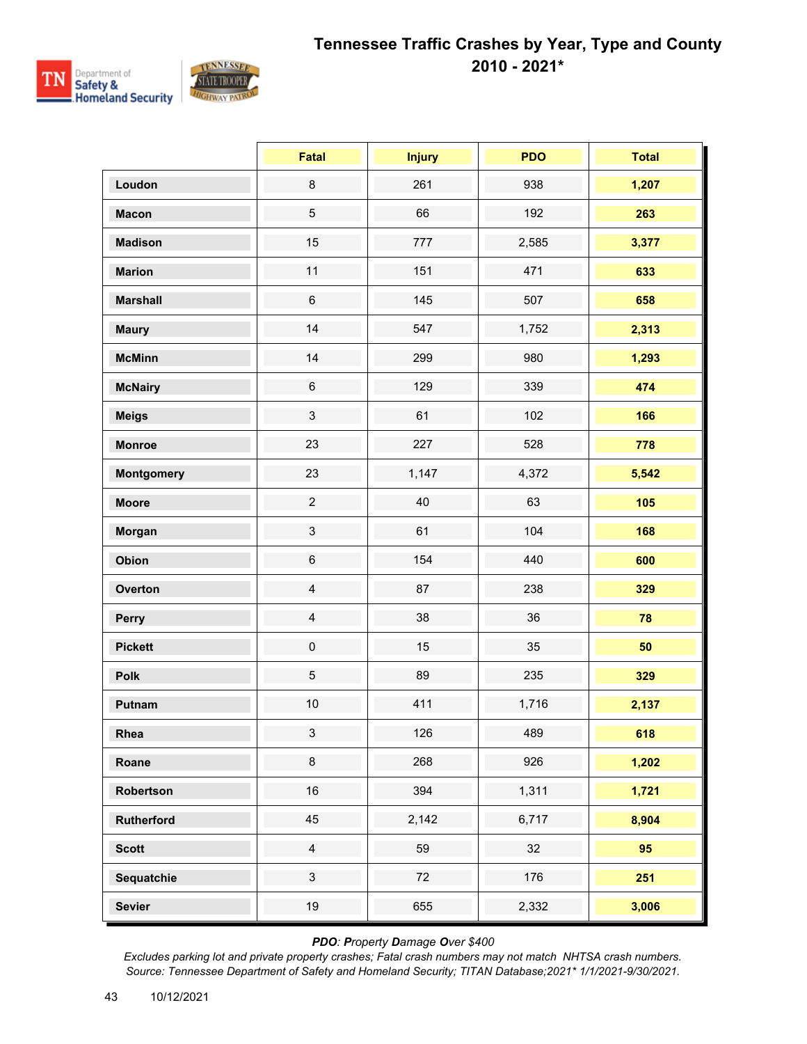# Tennessee Traffic Crashes by Year, Type and County 2010 - 2021*

| | Fatal | Injury | PDO | Total |
|---|---|---|---|---|
| **Loudon** | 8 | 261 | 938 | **1,207** |
| **Macon** | 5 | 66 | 192 | **263** |
| **Madison** | 15 | 777 | 2,585 | **3,377** |
| **Marion** | 11 | 151 | 471 | **633** |
| **Marshall** | 6 | 145 | 507 | **658** |
| **Maury** | 14 | 547 | 1,752 | **2,313** |
| **McMinn** | 14 | 299 | 980 | **1,293** |
| **McNairy** | 6 | 129 | 339 | **474** |
| **Meigs** | 3 | 61 | 102 | **166** |
| **Monroe** | 23 | 227 | 528 | **778** |
| **Montgomery** | 23 | 1,147 | 4,372 | **5,542** |
| **Moore** | 2 | 40 | 63 | **105** |
| **Morgan** | 3 | 61 | 104 | **168** |
| **Obion** | 6 | 154 | 440 | **600** |
| **Overton** | 4 | 87 | 238 | **329** |
| **Perry** | 4 | 38 | 36 | **78** |
| **Pickett** | 0 | 15 | 35 | **50** |
| **Polk** | 5 | 89 | 235 | **329** |
| **Putnam** | 10 | 411 | 1,716 | **2,137** |
| **Rhea** | 3 | 126 | 489 | **618** |
| **Roane** | 8 | 268 | 926 | **1,202** |
| **Robertson** | 16 | 394 | 1,311 | **1,721** |
| **Rutherford** | 45 | 2,142 | 6,717 | **8,904** |
| **Scott** | 4 | 59 | 32 | **95** |
| **Sequatchie** | 3 | 72 | 176 | **251** |
| **Sevier** | 19 | 655 | 2,332 | **3,006** |

*PDO*: ***P**roperty **D**amage **O**ver $400*

*Excludes parking lot and private property crashes; Fatal crash numbers may not match NHTSA crash numbers.*
*Source: Tennessee Department of Safety and Homeland Security; TITAN Database;2021* 1/1/2021-9/30/2021.*

10/12/2021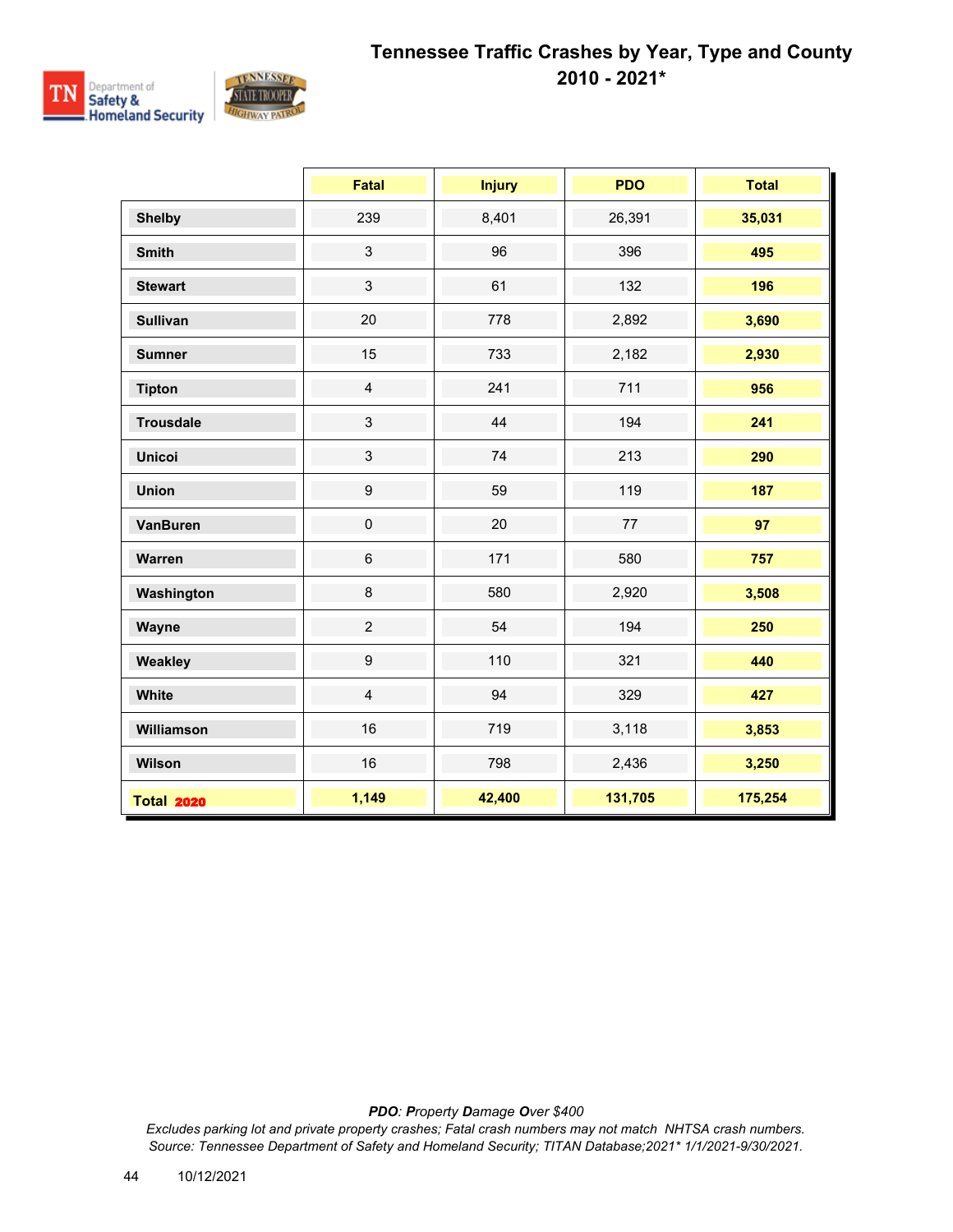# Tennessee Traffic Crashes by Year, Type and County 2010 - 2021*

| | Fatal | Injury | PDO | Total |
|---|---|---|---|---|
| **Shelby** | 239 | 8,401 | 26,391 | **35,031** |
| **Smith** | 3 | 96 | 396 | **495** |
| **Stewart** | 3 | 61 | 132 | **196** |
| **Sullivan** | 20 | 778 | 2,892 | **3,690** |
| **Sumner** | 15 | 733 | 2,182 | **2,930** |
| **Tipton** | 4 | 241 | 711 | **956** |
| **Trousdale** | 3 | 44 | 194 | **241** |
| **Unicoi** | 3 | 74 | 213 | **290** |
| **Union** | 9 | 59 | 119 | **187** |
| **VanBuren** | 0 | 20 | 77 | **97** |
| **Warren** | 6 | 171 | 580 | **757** |
| **Washington** | 8 | 580 | 2,920 | **3,508** |
| **Wayne** | 2 | 54 | 194 | **250** |
| **Weakley** | 9 | 110 | 321 | **440** |
| **White** | 4 | 94 | 329 | **427** |
| **Williamson** | 16 | 719 | 3,118 | **3,853** |
| **Wilson** | 16 | 798 | 2,436 | **3,250** |
| **Total 2020** | **1,149** | **42,400** | **131,705** | **175,254** |

***PDO**: **P**roperty **D**amage **O**ver $400*

*Excludes parking lot and private property crashes; Fatal crash numbers may not match NHTSA crash numbers.*
*Source: Tennessee Department of Safety and Homeland Security; TITAN Database;2021* 1/1/2021-9/30/2021.*

10/12/2021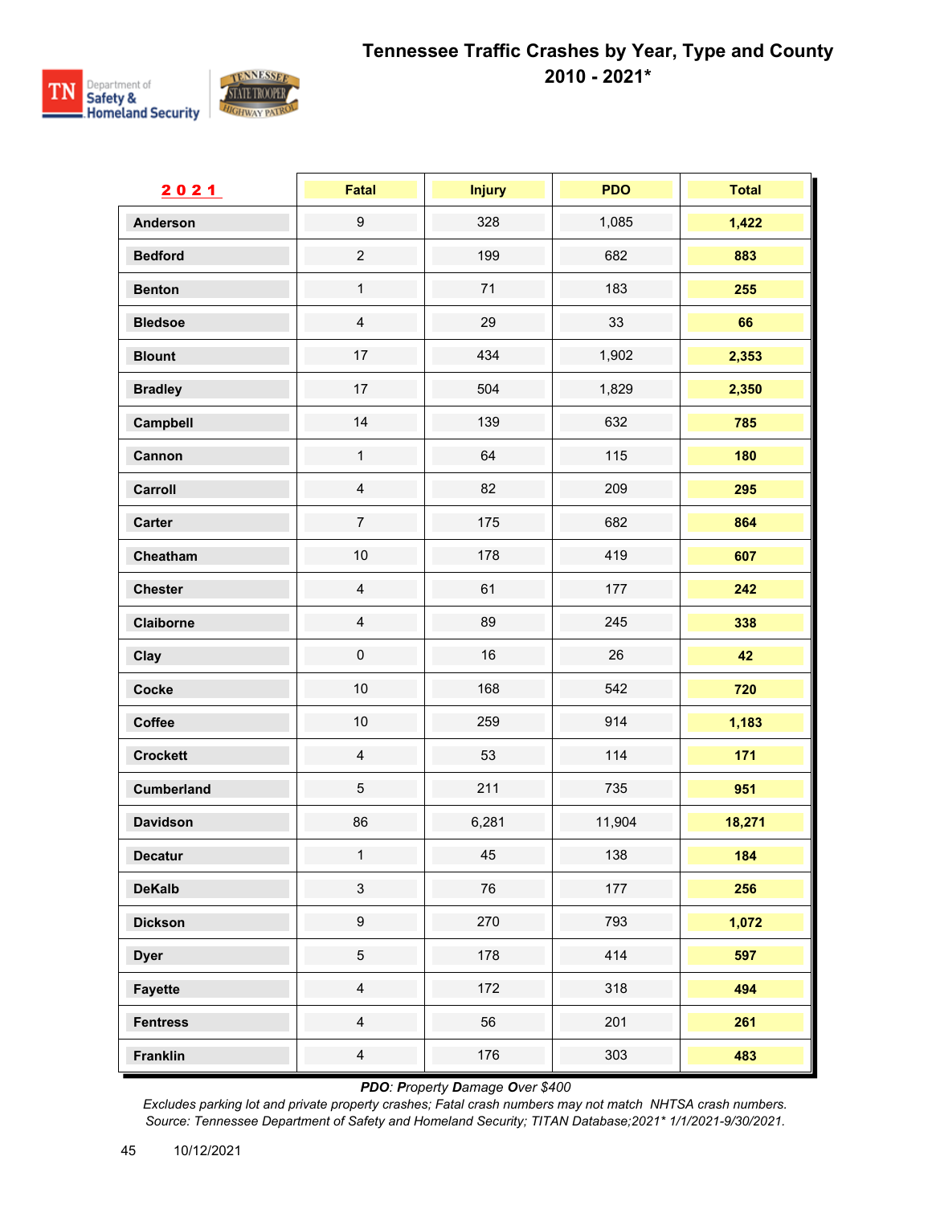# Tennessee Traffic Crashes by Year, Type and County 2010 - 2021*

| 2021 | Fatal | Injury | PDO | Total |
|---|---|---|---|---|
| Anderson | 9 | 328 | 1,085 | 1,422 |
| Bedford | 2 | 199 | 682 | 883 |
| Benton | 1 | 71 | 183 | 255 |
| Bledsoe | 4 | 29 | 33 | 66 |
| Blount | 17 | 434 | 1,902 | 2,353 |
| Bradley | 17 | 504 | 1,829 | 2,350 |
| Campbell | 14 | 139 | 632 | 785 |
| Cannon | 1 | 64 | 115 | 180 |
| Carroll | 4 | 82 | 209 | 295 |
| Carter | 7 | 175 | 682 | 864 |
| Cheatham | 10 | 178 | 419 | 607 |
| Chester | 4 | 61 | 177 | 242 |
| Claiborne | 4 | 89 | 245 | 338 |
| Clay | 0 | 16 | 26 | 42 |
| Cocke | 10 | 168 | 542 | 720 |
| Coffee | 10 | 259 | 914 | 1,183 |
| Crockett | 4 | 53 | 114 | 171 |
| Cumberland | 5 | 211 | 735 | 951 |
| Davidson | 86 | 6,281 | 11,904 | 18,271 |
| Decatur | 1 | 45 | 138 | 184 |
| DeKalb | 3 | 76 | 177 | 256 |
| Dickson | 9 | 270 | 793 | 1,072 |
| Dyer | 5 | 178 | 414 | 597 |
| Fayette | 4 | 172 | 318 | 494 |
| Fentress | 4 | 56 | 201 | 261 |
| Franklin | 4 | 176 | 303 | 483 |

*PDO: Property Damage Over $400*

*Excludes parking lot and private property crashes; Fatal crash numbers may not match NHTSA crash numbers.*

*Source: Tennessee Department of Safety and Homeland Security; TITAN Database;2021* 1/1/2021-9/30/2021.*

10/12/2021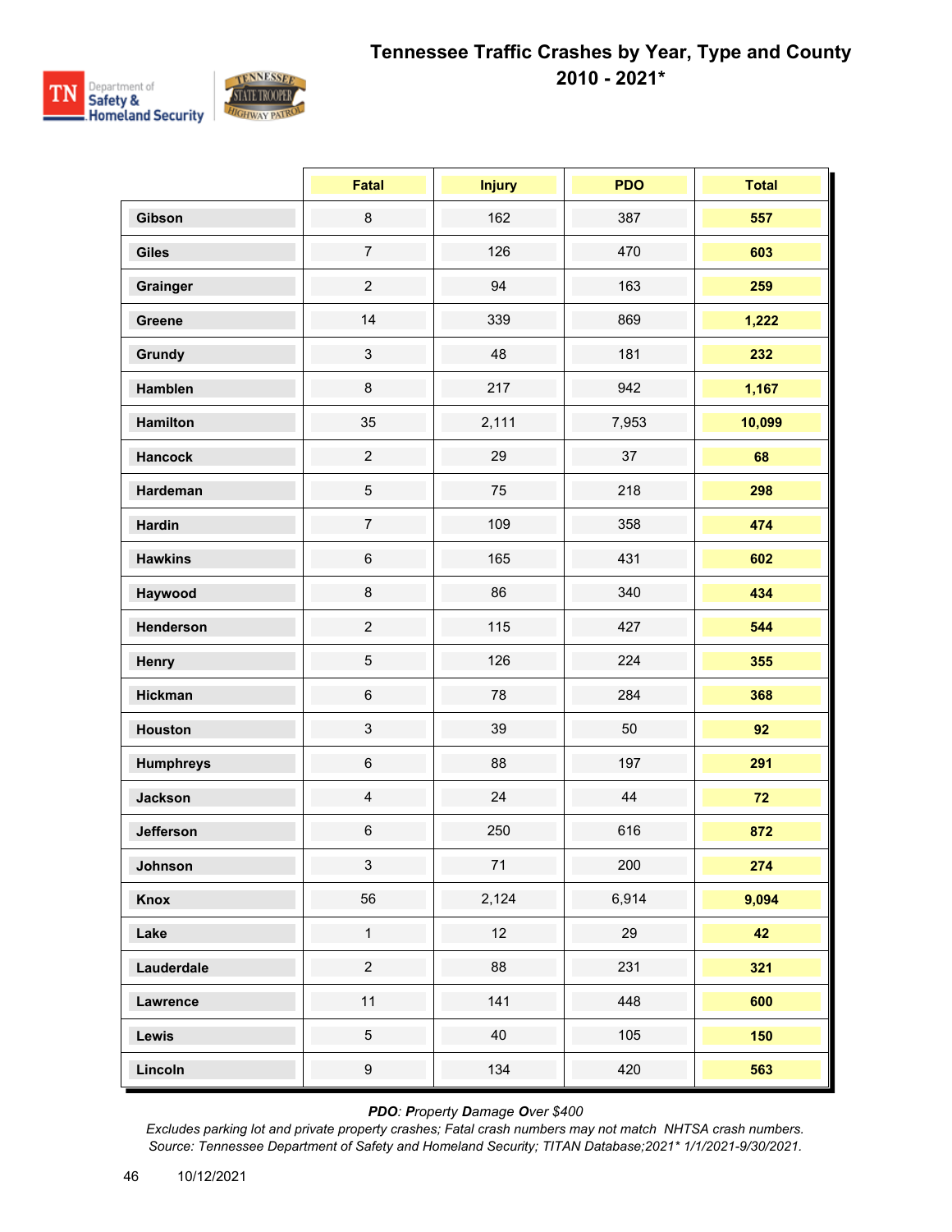## Tennessee Traffic Crashes by Year, Type and County 2010 - 2021*

| | Fatal | Injury | PDO | Total |
|---|---|---|---|---|
| **Gibson** | 8 | 162 | 387 | **557** |
| **Giles** | 7 | 126 | 470 | **603** |
| **Grainger** | 2 | 94 | 163 | **259** |
| **Greene** | 14 | 339 | 869 | **1,222** |
| **Grundy** | 3 | 48 | 181 | **232** |
| **Hamblen** | 8 | 217 | 942 | **1,167** |
| **Hamilton** | 35 | 2,111 | 7,953 | **10,099** |
| **Hancock** | 2 | 29 | 37 | **68** |
| **Hardeman** | 5 | 75 | 218 | **298** |
| **Hardin** | 7 | 109 | 358 | **474** |
| **Hawkins** | 6 | 165 | 431 | **602** |
| **Haywood** | 8 | 86 | 340 | **434** |
| **Henderson** | 2 | 115 | 427 | **544** |
| **Henry** | 5 | 126 | 224 | **355** |
| **Hickman** | 6 | 78 | 284 | **368** |
| **Houston** | 3 | 39 | 50 | **92** |
| **Humphreys** | 6 | 88 | 197 | **291** |
| **Jackson** | 4 | 24 | 44 | **72** |
| **Jefferson** | 6 | 250 | 616 | **872** |
| **Johnson** | 3 | 71 | 200 | **274** |
| **Knox** | 56 | 2,124 | 6,914 | **9,094** |
| **Lake** | 1 | 12 | 29 | **42** |
| **Lauderdale** | 2 | 88 | 231 | **321** |
| **Lawrence** | 11 | 141 | 448 | **600** |
| **Lewis** | 5 | 40 | 105 | **150** |
| **Lincoln** | 9 | 134 | 420 | **563** |

***PDO**: **P**roperty **D**amage **O**ver $400*

*Excludes parking lot and private property crashes; Fatal crash numbers may not match NHTSA crash numbers.*
*Source: Tennessee Department of Safety and Homeland Security; TITAN Database;2021* 1/1/2021-9/30/2021.*

10/12/2021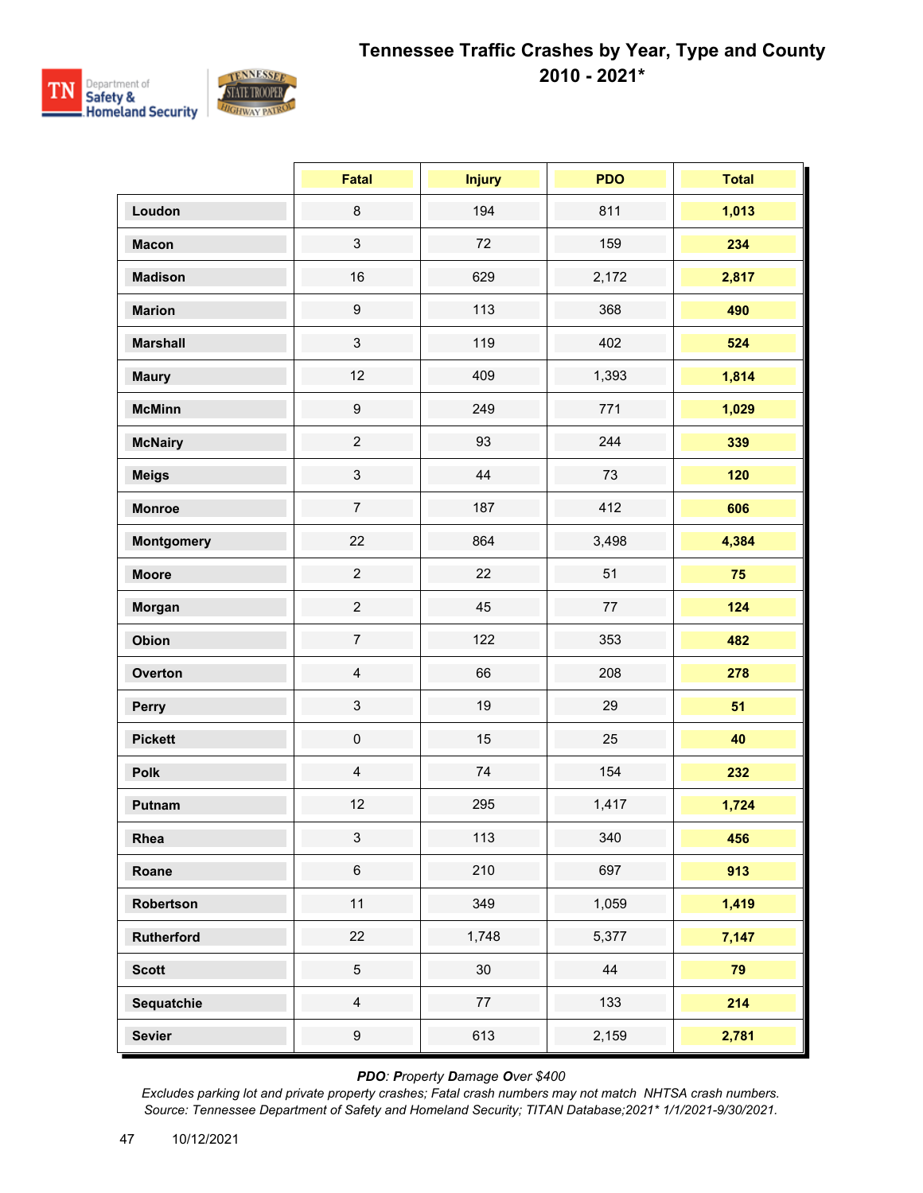# Tennessee Traffic Crashes by Year, Type and County 2010 - 2021*

| | Fatal | Injury | PDO | Total |
|---|---|---|---|---|
| **Loudon** | 8 | 194 | 811 | **1,013** |
| **Macon** | 3 | 72 | 159 | **234** |
| **Madison** | 16 | 629 | 2,172 | **2,817** |
| **Marion** | 9 | 113 | 368 | **490** |
| **Marshall** | 3 | 119 | 402 | **524** |
| **Maury** | 12 | 409 | 1,393 | **1,814** |
| **McMinn** | 9 | 249 | 771 | **1,029** |
| **McNairy** | 2 | 93 | 244 | **339** |
| **Meigs** | 3 | 44 | 73 | **120** |
| **Monroe** | 7 | 187 | 412 | **606** |
| **Montgomery** | 22 | 864 | 3,498 | **4,384** |
| **Moore** | 2 | 22 | 51 | **75** |
| **Morgan** | 2 | 45 | 77 | **124** |
| **Obion** | 7 | 122 | 353 | **482** |
| **Overton** | 4 | 66 | 208 | **278** |
| **Perry** | 3 | 19 | 29 | **51** |
| **Pickett** | 0 | 15 | 25 | **40** |
| **Polk** | 4 | 74 | 154 | **232** |
| **Putnam** | 12 | 295 | 1,417 | **1,724** |
| **Rhea** | 3 | 113 | 340 | **456** |
| **Roane** | 6 | 210 | 697 | **913** |
| **Robertson** | 11 | 349 | 1,059 | **1,419** |
| **Rutherford** | 22 | 1,748 | 5,377 | **7,147** |
| **Scott** | 5 | 30 | 44 | **79** |
| **Sequatchie** | 4 | 77 | 133 | **214** |
| **Sevier** | 9 | 613 | 2,159 | **2,781** |

***PDO**: **P**roperty **D**amage **O**ver $400*

*Excludes parking lot and private property crashes; Fatal crash numbers may not match NHTSA crash numbers.*
*Source: Tennessee Department of Safety and Homeland Security; TITAN Database;2021* 1/1/2021-9/30/2021.*

10/12/2021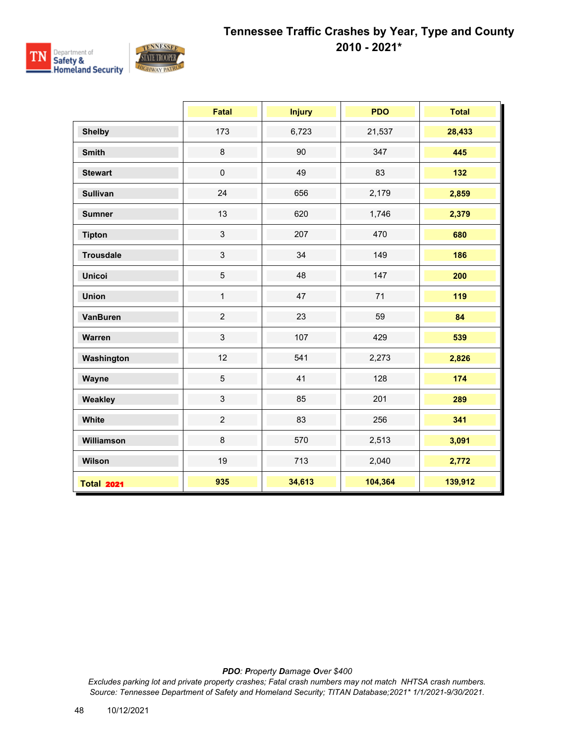# Tennessee Traffic Crashes by Year, Type and County 2010 - 2021*

| | Fatal | Injury | PDO | Total |
|---|---|---|---|---|
| **Shelby** | 173 | 6,723 | 21,537 | **28,433** |
| **Smith** | 8 | 90 | 347 | **445** |
| **Stewart** | 0 | 49 | 83 | **132** |
| **Sullivan** | 24 | 656 | 2,179 | **2,859** |
| **Sumner** | 13 | 620 | 1,746 | **2,379** |
| **Tipton** | 3 | 207 | 470 | **680** |
| **Trousdale** | 3 | 34 | 149 | **186** |
| **Unicoi** | 5 | 48 | 147 | **200** |
| **Union** | 1 | 47 | 71 | **119** |
| **VanBuren** | 2 | 23 | 59 | **84** |
| **Warren** | 3 | 107 | 429 | **539** |
| **Washington** | 12 | 541 | 2,273 | **2,826** |
| **Wayne** | 5 | 41 | 128 | **174** |
| **Weakley** | 3 | 85 | 201 | **289** |
| **White** | 2 | 83 | 256 | **341** |
| **Williamson** | 8 | 570 | 2,513 | **3,091** |
| **Wilson** | 19 | 713 | 2,040 | **2,772** |
| **Total 2021** | **935** | **34,613** | **104,364** | **139,912** |

*PDO*: ***P****roperty* ***D****amage* ***O****ver $400*

*Excludes parking lot and private property crashes; Fatal crash numbers may not match NHTSA crash numbers.*

*Source: Tennessee Department of Safety and Homeland Security; TITAN Database;2021* 1/1/2021-9/30/2021.*

10/12/2021